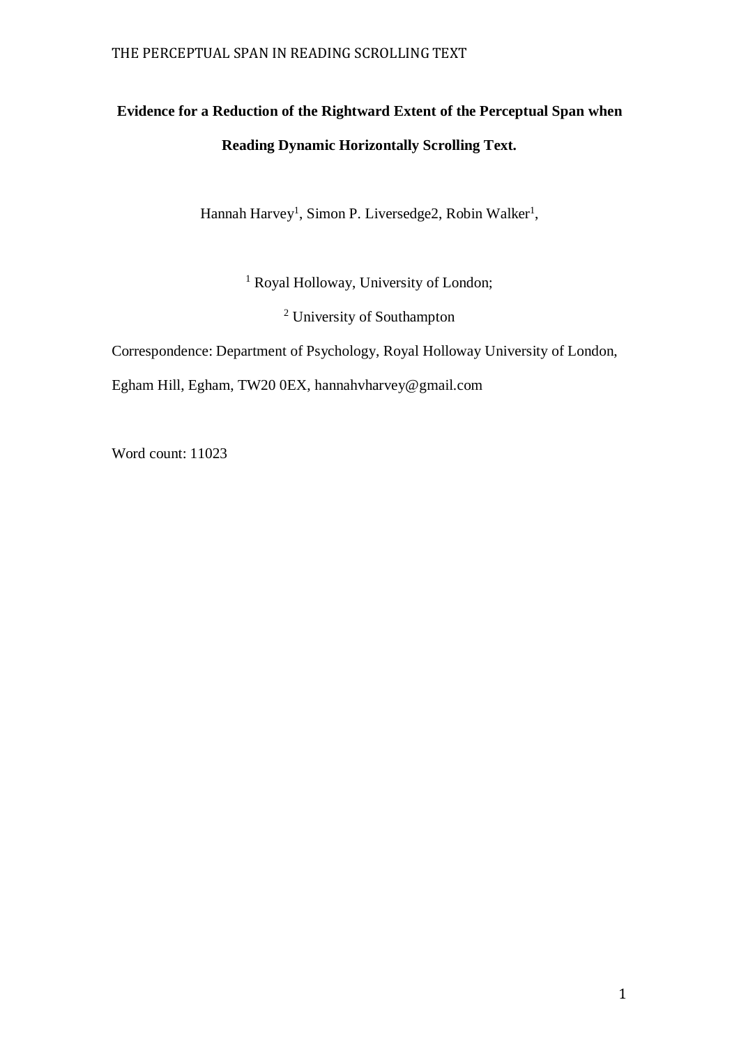**Evidence for a Reduction of the Rightward Extent of the Perceptual Span when Reading Dynamic Horizontally Scrolling Text.**

Hannah Harvey[1], Simon P. Liversedge2, Robin Walker[1],

[1] Royal Holloway, University of London;

[2] University of Southampton

Correspondence: Department of Psychology, Royal Holloway University of London, Egham Hill, Egham, TW20 0EX, hannahvharvey@gmail.com

Word count: 11023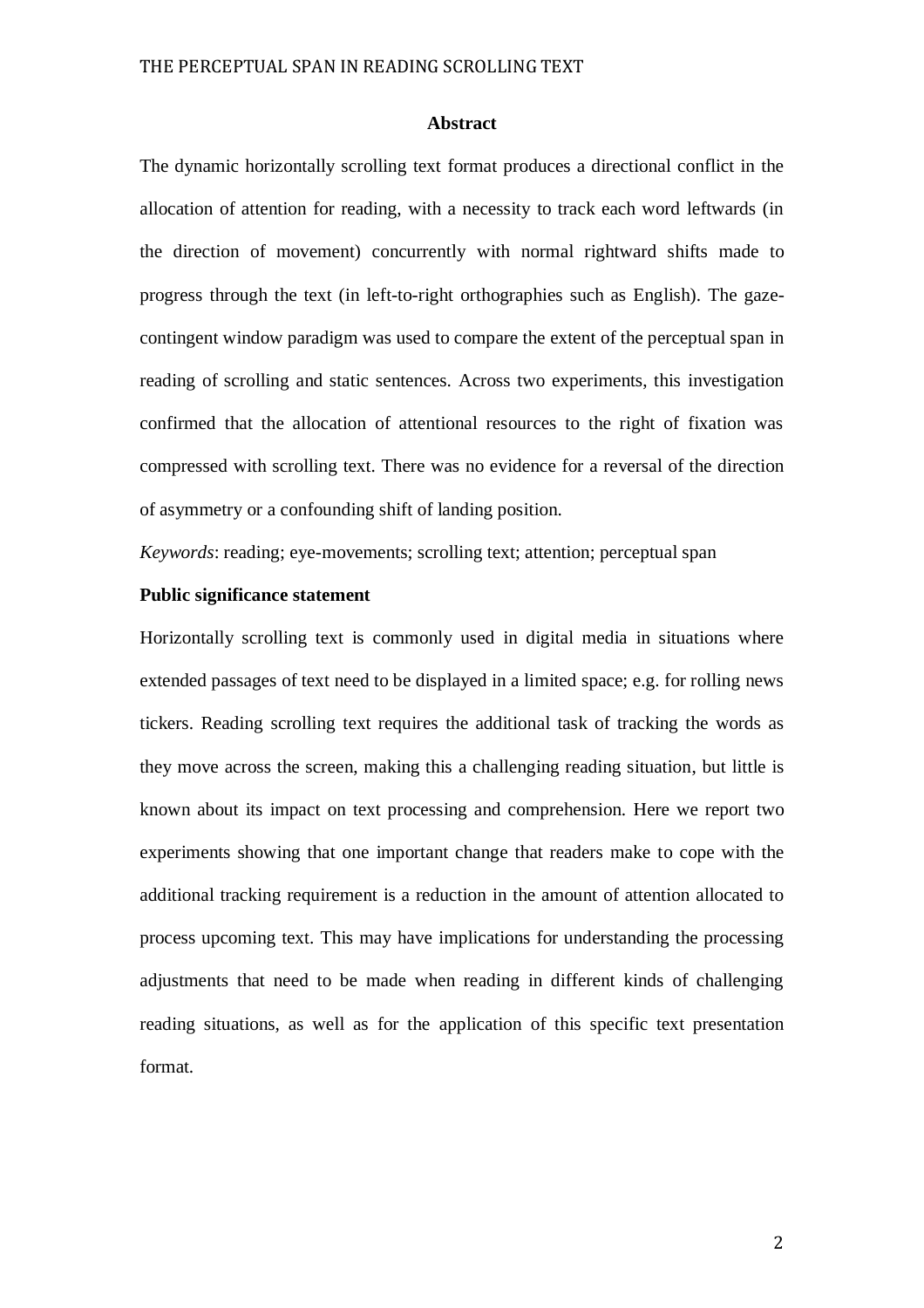## Abstract

The dynamic horizontally scrolling text format produces a directional conflict in the allocation of attention for reading, with a necessity to track each word leftwards (in the direction of movement) concurrently with normal rightward shifts made to progress through the text (in left-to-right orthographies such as English). The gaze-contingent window paradigm was used to compare the extent of the perceptual span in reading of scrolling and static sentences. Across two experiments, this investigation confirmed that the allocation of attentional resources to the right of fixation was compressed with scrolling text. There was no evidence for a reversal of the direction of asymmetry or a confounding shift of landing position.

*Keywords*: reading; eye-movements; scrolling text; attention; perceptual span

**Public significance statement**

Horizontally scrolling text is commonly used in digital media in situations where extended passages of text need to be displayed in a limited space; e.g. for rolling news tickers. Reading scrolling text requires the additional task of tracking the words as they move across the screen, making this a challenging reading situation, but little is known about its impact on text processing and comprehension. Here we report two experiments showing that one important change that readers make to cope with the additional tracking requirement is a reduction in the amount of attention allocated to process upcoming text. This may have implications for understanding the processing adjustments that need to be made when reading in different kinds of challenging reading situations, as well as for the application of this specific text presentation format.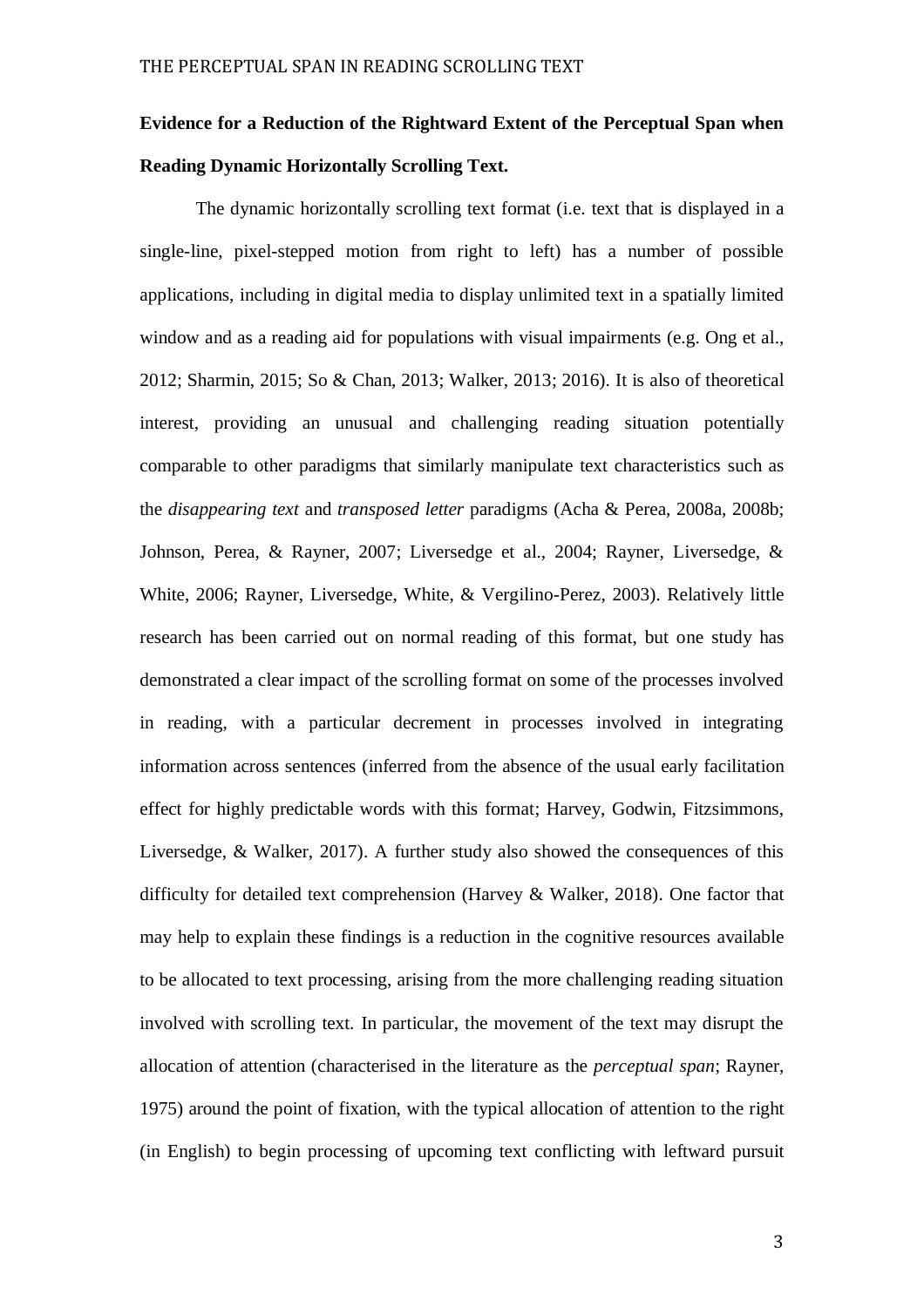**Evidence for a Reduction of the Rightward Extent of the Perceptual Span when Reading Dynamic Horizontally Scrolling Text.**

The dynamic horizontally scrolling text format (i.e. text that is displayed in a single-line, pixel-stepped motion from right to left) has a number of possible applications, including in digital media to display unlimited text in a spatially limited window and as a reading aid for populations with visual impairments (e.g. Ong et al., 2012; Sharmin, 2015; So & Chan, 2013; Walker, 2013; 2016). It is also of theoretical interest, providing an unusual and challenging reading situation potentially comparable to other paradigms that similarly manipulate text characteristics such as the *disappearing text* and *transposed letter* paradigms (Acha & Perea, 2008a, 2008b; Johnson, Perea, & Rayner, 2007; Liversedge et al., 2004; Rayner, Liversedge, & White, 2006; Rayner, Liversedge, White, & Vergilino-Perez, 2003). Relatively little research has been carried out on normal reading of this format, but one study has demonstrated a clear impact of the scrolling format on some of the processes involved in reading, with a particular decrement in processes involved in integrating information across sentences (inferred from the absence of the usual early facilitation effect for highly predictable words with this format; Harvey, Godwin, Fitzsimmons, Liversedge, & Walker, 2017). A further study also showed the consequences of this difficulty for detailed text comprehension (Harvey & Walker, 2018). One factor that may help to explain these findings is a reduction in the cognitive resources available to be allocated to text processing, arising from the more challenging reading situation involved with scrolling text. In particular, the movement of the text may disrupt the allocation of attention (characterised in the literature as the *perceptual span*; Rayner, 1975) around the point of fixation, with the typical allocation of attention to the right (in English) to begin processing of upcoming text conflicting with leftward pursuit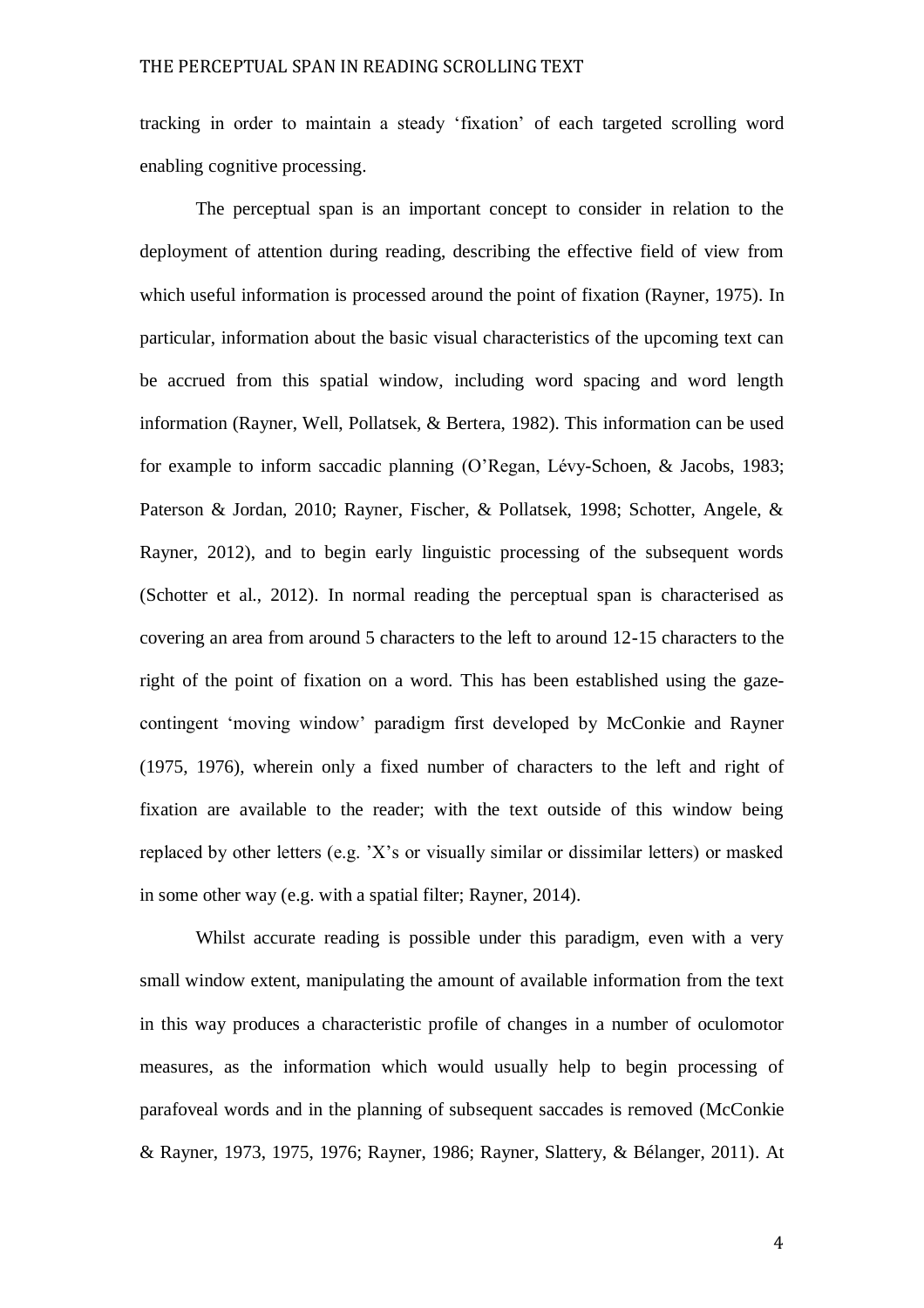tracking in order to maintain a steady 'fixation' of each targeted scrolling word enabling cognitive processing.

The perceptual span is an important concept to consider in relation to the deployment of attention during reading, describing the effective field of view from which useful information is processed around the point of fixation (Rayner, 1975). In particular, information about the basic visual characteristics of the upcoming text can be accrued from this spatial window, including word spacing and word length information (Rayner, Well, Pollatsek, & Bertera, 1982). This information can be used for example to inform saccadic planning (O'Regan, Lévy-Schoen, & Jacobs, 1983; Paterson & Jordan, 2010; Rayner, Fischer, & Pollatsek, 1998; Schotter, Angele, & Rayner, 2012), and to begin early linguistic processing of the subsequent words (Schotter et al., 2012). In normal reading the perceptual span is characterised as covering an area from around 5 characters to the left to around 12-15 characters to the right of the point of fixation on a word. This has been established using the gaze-contingent 'moving window' paradigm first developed by McConkie and Rayner (1975, 1976), wherein only a fixed number of characters to the left and right of fixation are available to the reader; with the text outside of this window being replaced by other letters (e.g. 'X's or visually similar or dissimilar letters) or masked in some other way (e.g. with a spatial filter; Rayner, 2014).

Whilst accurate reading is possible under this paradigm, even with a very small window extent, manipulating the amount of available information from the text in this way produces a characteristic profile of changes in a number of oculomotor measures, as the information which would usually help to begin processing of parafoveal words and in the planning of subsequent saccades is removed (McConkie & Rayner, 1973, 1975, 1976; Rayner, 1986; Rayner, Slattery, & Bélanger, 2011). At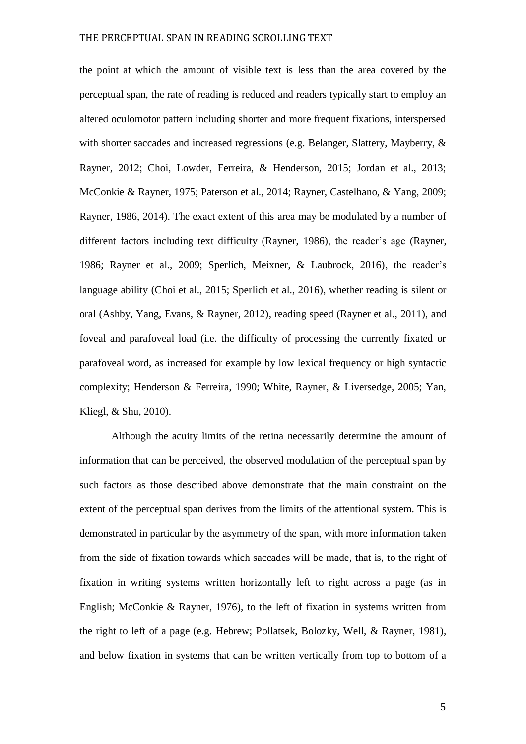the point at which the amount of visible text is less than the area covered by the perceptual span, the rate of reading is reduced and readers typically start to employ an altered oculomotor pattern including shorter and more frequent fixations, interspersed with shorter saccades and increased regressions (e.g. Belanger, Slattery, Mayberry, & Rayner, 2012; Choi, Lowder, Ferreira, & Henderson, 2015; Jordan et al., 2013; McConkie & Rayner, 1975; Paterson et al., 2014; Rayner, Castelhano, & Yang, 2009; Rayner, 1986, 2014). The exact extent of this area may be modulated by a number of different factors including text difficulty (Rayner, 1986), the reader's age (Rayner, 1986; Rayner et al., 2009; Sperlich, Meixner, & Laubrock, 2016), the reader's language ability (Choi et al., 2015; Sperlich et al., 2016), whether reading is silent or oral (Ashby, Yang, Evans, & Rayner, 2012), reading speed (Rayner et al., 2011), and foveal and parafoveal load (i.e. the difficulty of processing the currently fixated or parafoveal word, as increased for example by low lexical frequency or high syntactic complexity; Henderson & Ferreira, 1990; White, Rayner, & Liversedge, 2005; Yan, Kliegl, & Shu, 2010).

Although the acuity limits of the retina necessarily determine the amount of information that can be perceived, the observed modulation of the perceptual span by such factors as those described above demonstrate that the main constraint on the extent of the perceptual span derives from the limits of the attentional system. This is demonstrated in particular by the asymmetry of the span, with more information taken from the side of fixation towards which saccades will be made, that is, to the right of fixation in writing systems written horizontally left to right across a page (as in English; McConkie & Rayner, 1976), to the left of fixation in systems written from the right to left of a page (e.g. Hebrew; Pollatsek, Bolozky, Well, & Rayner, 1981), and below fixation in systems that can be written vertically from top to bottom of a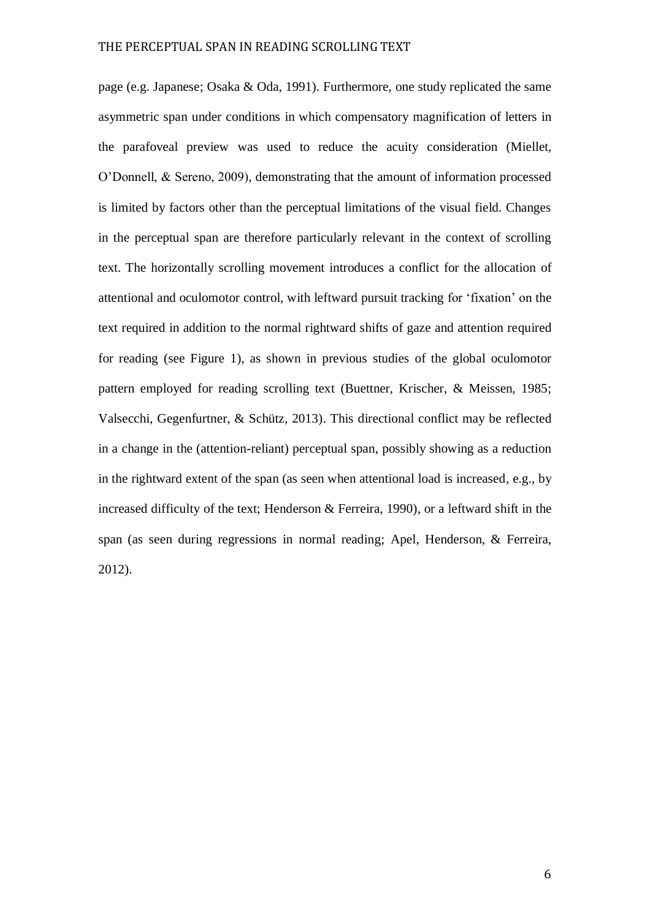page (e.g. Japanese; Osaka & Oda, 1991). Furthermore, one study replicated the same asymmetric span under conditions in which compensatory magnification of letters in the parafoveal preview was used to reduce the acuity consideration (Miellet, O'Donnell, & Sereno, 2009), demonstrating that the amount of information processed is limited by factors other than the perceptual limitations of the visual field. Changes in the perceptual span are therefore particularly relevant in the context of scrolling text. The horizontally scrolling movement introduces a conflict for the allocation of attentional and oculomotor control, with leftward pursuit tracking for 'fixation' on the text required in addition to the normal rightward shifts of gaze and attention required for reading (see Figure 1), as shown in previous studies of the global oculomotor pattern employed for reading scrolling text (Buettner, Krischer, & Meissen, 1985; Valsecchi, Gegenfurtner, & Schütz, 2013). This directional conflict may be reflected in a change in the (attention-reliant) perceptual span, possibly showing as a reduction in the rightward extent of the span (as seen when attentional load is increased, e.g., by increased difficulty of the text; Henderson & Ferreira, 1990), or a leftward shift in the span (as seen during regressions in normal reading; Apel, Henderson, & Ferreira, 2012).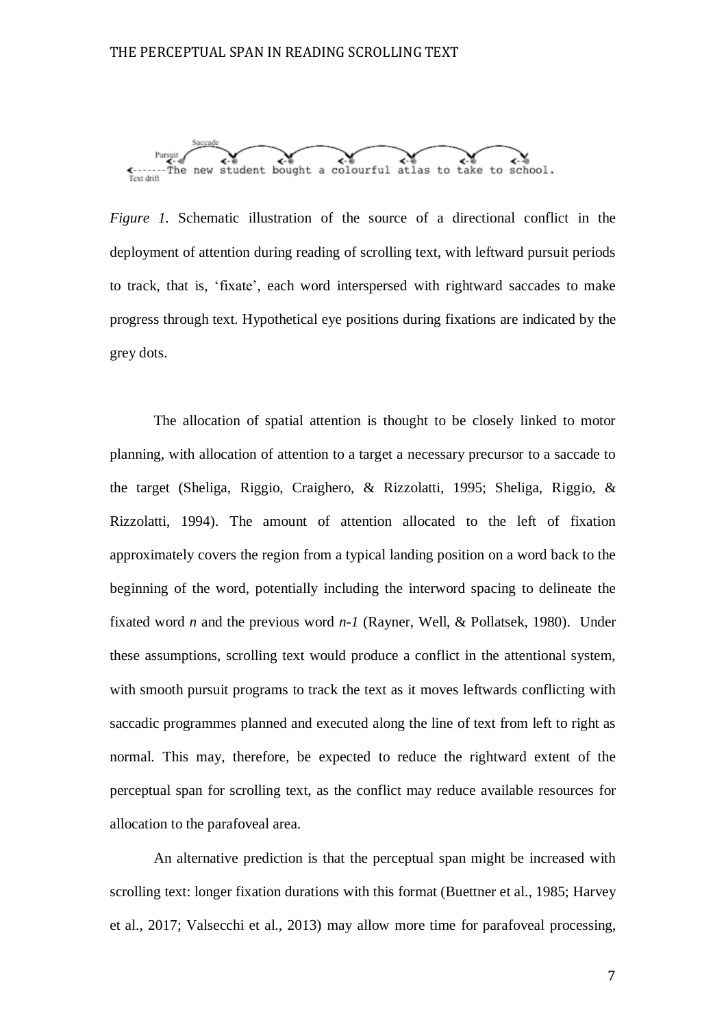*Figure 1.* Schematic illustration of the source of a directional conflict in the deployment of attention during reading of scrolling text, with leftward pursuit periods to track, that is, 'fixate', each word interspersed with rightward saccades to make progress through text. Hypothetical eye positions during fixations are indicated by the grey dots.

The allocation of spatial attention is thought to be closely linked to motor planning, with allocation of attention to a target a necessary precursor to a saccade to the target (Sheliga, Riggio, Craighero, & Rizzolatti, 1995; Sheliga, Riggio, & Rizzolatti, 1994). The amount of attention allocated to the left of fixation approximately covers the region from a typical landing position on a word back to the beginning of the word, potentially including the interword spacing to delineate the fixated word *n* and the previous word *n-1* (Rayner, Well, & Pollatsek, 1980). Under these assumptions, scrolling text would produce a conflict in the attentional system, with smooth pursuit programs to track the text as it moves leftwards conflicting with saccadic programmes planned and executed along the line of text from left to right as normal. This may, therefore, be expected to reduce the rightward extent of the perceptual span for scrolling text, as the conflict may reduce available resources for allocation to the parafoveal area.

An alternative prediction is that the perceptual span might be increased with scrolling text: longer fixation durations with this format (Buettner et al., 1985; Harvey et al., 2017; Valsecchi et al., 2013) may allow more time for parafoveal processing,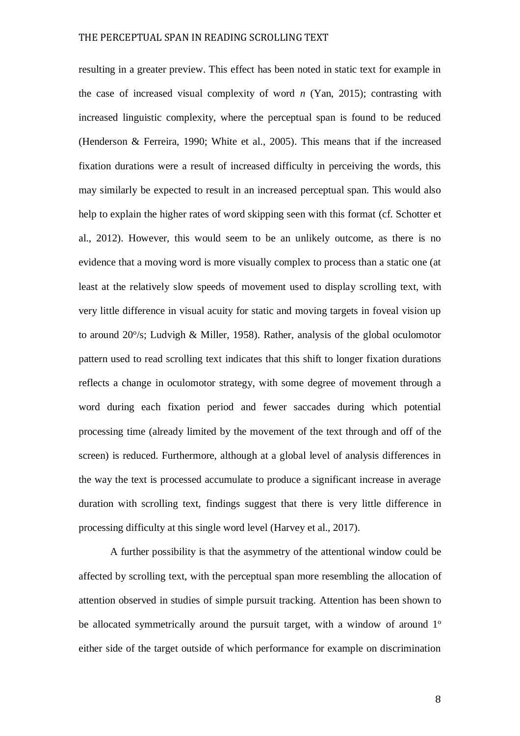resulting in a greater preview. This effect has been noted in static text for example in the case of increased visual complexity of word *n* (Yan, 2015); contrasting with increased linguistic complexity, where the perceptual span is found to be reduced (Henderson & Ferreira, 1990; White et al., 2005). This means that if the increased fixation durations were a result of increased difficulty in perceiving the words, this may similarly be expected to result in an increased perceptual span. This would also help to explain the higher rates of word skipping seen with this format (cf. Schotter et al., 2012). However, this would seem to be an unlikely outcome, as there is no evidence that a moving word is more visually complex to process than a static one (at least at the relatively slow speeds of movement used to display scrolling text, with very little difference in visual acuity for static and moving targets in foveal vision up to around 20$^{o}$/s; Ludvigh & Miller, 1958). Rather, analysis of the global oculomotor pattern used to read scrolling text indicates that this shift to longer fixation durations reflects a change in oculomotor strategy, with some degree of movement through a word during each fixation period and fewer saccades during which potential processing time (already limited by the movement of the text through and off of the screen) is reduced. Furthermore, although at a global level of analysis differences in the way the text is processed accumulate to produce a significant increase in average duration with scrolling text, findings suggest that there is very little difference in processing difficulty at this single word level (Harvey et al., 2017).

A further possibility is that the asymmetry of the attentional window could be affected by scrolling text, with the perceptual span more resembling the allocation of attention observed in studies of simple pursuit tracking. Attention has been shown to be allocated symmetrically around the pursuit target, with a window of around 1$^{o}$ either side of the target outside of which performance for example on discrimination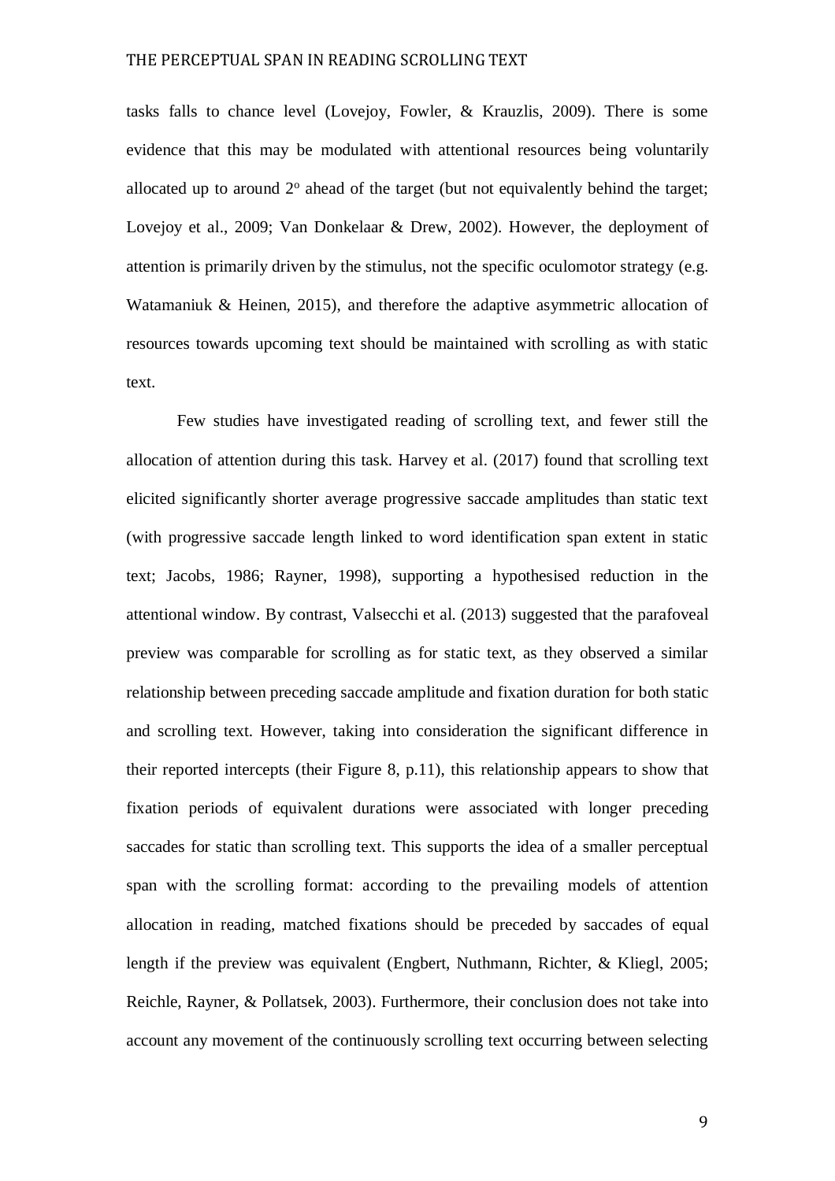tasks falls to chance level (Lovejoy, Fowler, & Krauzlis, 2009). There is some evidence that this may be modulated with attentional resources being voluntarily allocated up to around 2° ahead of the target (but not equivalently behind the target; Lovejoy et al., 2009; Van Donkelaar & Drew, 2002). However, the deployment of attention is primarily driven by the stimulus, not the specific oculomotor strategy (e.g. Watamaniuk & Heinen, 2015), and therefore the adaptive asymmetric allocation of resources towards upcoming text should be maintained with scrolling as with static text.

Few studies have investigated reading of scrolling text, and fewer still the allocation of attention during this task. Harvey et al. (2017) found that scrolling text elicited significantly shorter average progressive saccade amplitudes than static text (with progressive saccade length linked to word identification span extent in static text; Jacobs, 1986; Rayner, 1998), supporting a hypothesised reduction in the attentional window. By contrast, Valsecchi et al. (2013) suggested that the parafoveal preview was comparable for scrolling as for static text, as they observed a similar relationship between preceding saccade amplitude and fixation duration for both static and scrolling text. However, taking into consideration the significant difference in their reported intercepts (their Figure 8, p.11), this relationship appears to show that fixation periods of equivalent durations were associated with longer preceding saccades for static than scrolling text. This supports the idea of a smaller perceptual span with the scrolling format: according to the prevailing models of attention allocation in reading, matched fixations should be preceded by saccades of equal length if the preview was equivalent (Engbert, Nuthmann, Richter, & Kliegl, 2005; Reichle, Rayner, & Pollatsek, 2003). Furthermore, their conclusion does not take into account any movement of the continuously scrolling text occurring between selecting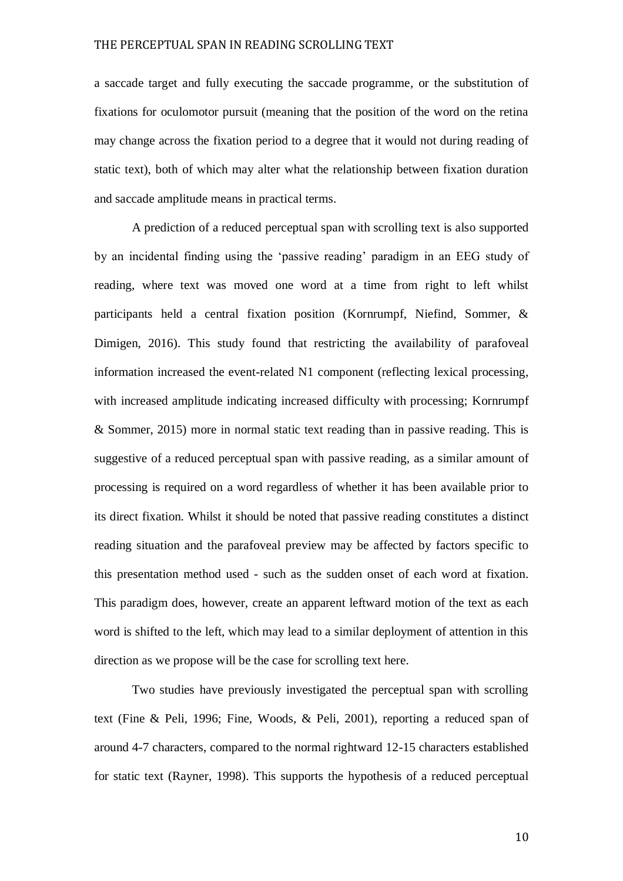a saccade target and fully executing the saccade programme, or the substitution of fixations for oculomotor pursuit (meaning that the position of the word on the retina may change across the fixation period to a degree that it would not during reading of static text), both of which may alter what the relationship between fixation duration and saccade amplitude means in practical terms.

A prediction of a reduced perceptual span with scrolling text is also supported by an incidental finding using the 'passive reading' paradigm in an EEG study of reading, where text was moved one word at a time from right to left whilst participants held a central fixation position (Kornrumpf, Niefind, Sommer, & Dimigen, 2016). This study found that restricting the availability of parafoveal information increased the event-related N1 component (reflecting lexical processing, with increased amplitude indicating increased difficulty with processing; Kornrumpf & Sommer, 2015) more in normal static text reading than in passive reading. This is suggestive of a reduced perceptual span with passive reading, as a similar amount of processing is required on a word regardless of whether it has been available prior to its direct fixation. Whilst it should be noted that passive reading constitutes a distinct reading situation and the parafoveal preview may be affected by factors specific to this presentation method used - such as the sudden onset of each word at fixation. This paradigm does, however, create an apparent leftward motion of the text as each word is shifted to the left, which may lead to a similar deployment of attention in this direction as we propose will be the case for scrolling text here.

Two studies have previously investigated the perceptual span with scrolling text (Fine & Peli, 1996; Fine, Woods, & Peli, 2001), reporting a reduced span of around 4-7 characters, compared to the normal rightward 12-15 characters established for static text (Rayner, 1998). This supports the hypothesis of a reduced perceptual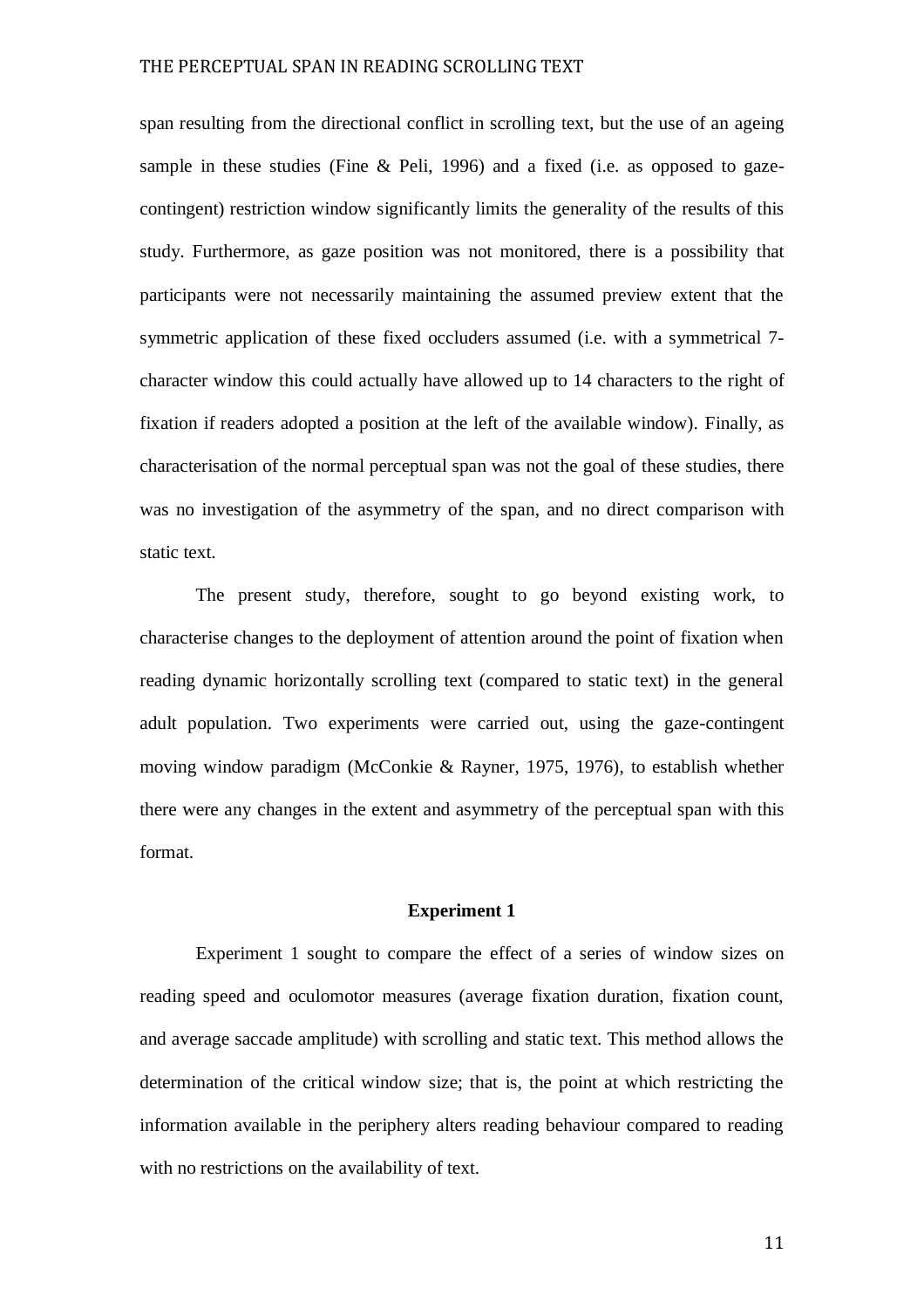span resulting from the directional conflict in scrolling text, but the use of an ageing sample in these studies (Fine & Peli, 1996) and a fixed (i.e. as opposed to gaze-contingent) restriction window significantly limits the generality of the results of this study. Furthermore, as gaze position was not monitored, there is a possibility that participants were not necessarily maintaining the assumed preview extent that the symmetric application of these fixed occluders assumed (i.e. with a symmetrical 7-character window this could actually have allowed up to 14 characters to the right of fixation if readers adopted a position at the left of the available window). Finally, as characterisation of the normal perceptual span was not the goal of these studies, there was no investigation of the asymmetry of the span, and no direct comparison with static text.

The present study, therefore, sought to go beyond existing work, to characterise changes to the deployment of attention around the point of fixation when reading dynamic horizontally scrolling text (compared to static text) in the general adult population. Two experiments were carried out, using the gaze-contingent moving window paradigm (McConkie & Rayner, 1975, 1976), to establish whether there were any changes in the extent and asymmetry of the perceptual span with this format.

## Experiment 1

Experiment 1 sought to compare the effect of a series of window sizes on reading speed and oculomotor measures (average fixation duration, fixation count, and average saccade amplitude) with scrolling and static text. This method allows the determination of the critical window size; that is, the point at which restricting the information available in the periphery alters reading behaviour compared to reading with no restrictions on the availability of text.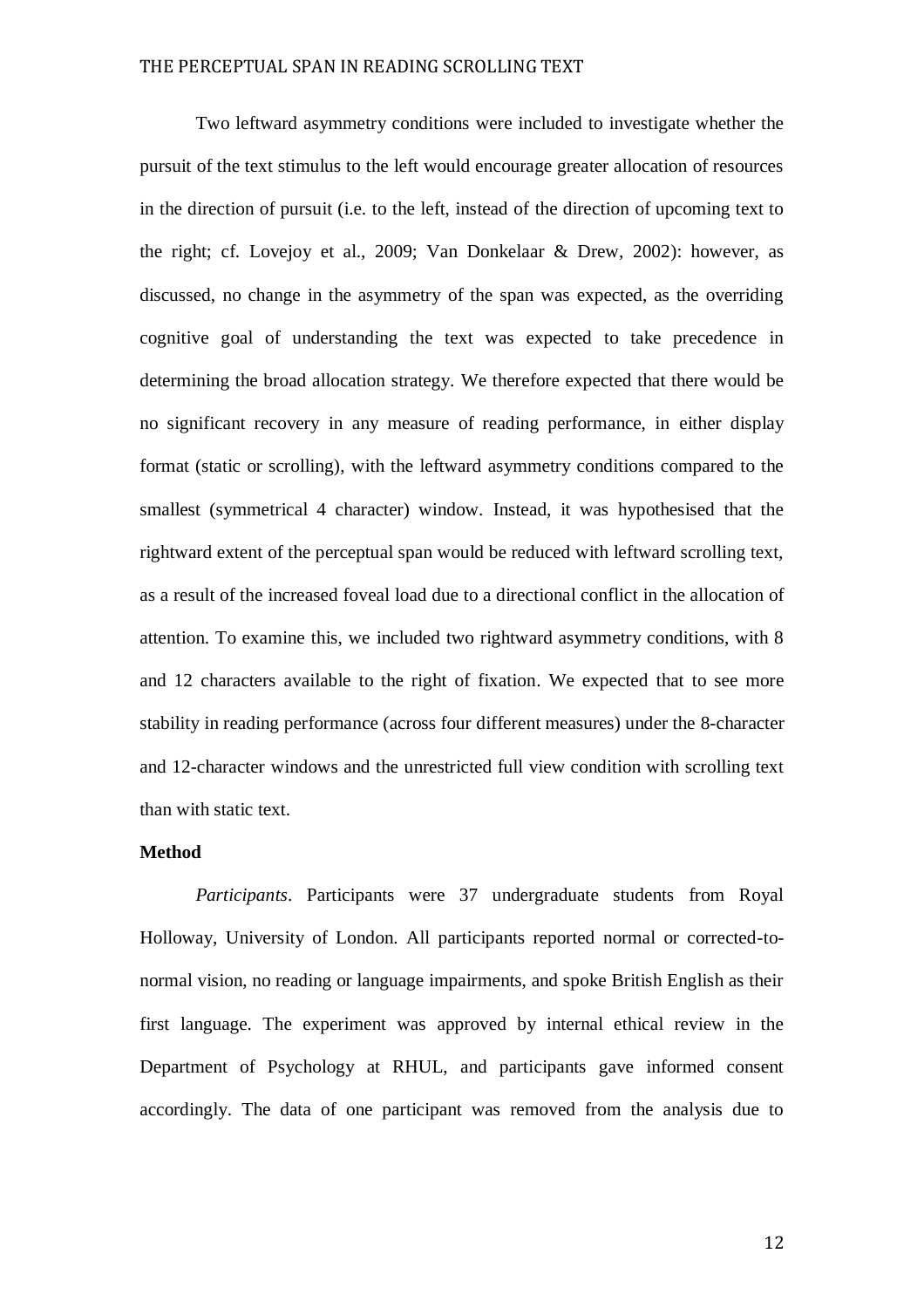Two leftward asymmetry conditions were included to investigate whether the pursuit of the text stimulus to the left would encourage greater allocation of resources in the direction of pursuit (i.e. to the left, instead of the direction of upcoming text to the right; cf. Lovejoy et al., 2009; Van Donkelaar & Drew, 2002): however, as discussed, no change in the asymmetry of the span was expected, as the overriding cognitive goal of understanding the text was expected to take precedence in determining the broad allocation strategy. We therefore expected that there would be no significant recovery in any measure of reading performance, in either display format (static or scrolling), with the leftward asymmetry conditions compared to the smallest (symmetrical 4 character) window. Instead, it was hypothesised that the rightward extent of the perceptual span would be reduced with leftward scrolling text, as a result of the increased foveal load due to a directional conflict in the allocation of attention. To examine this, we included two rightward asymmetry conditions, with 8 and 12 characters available to the right of fixation. We expected that to see more stability in reading performance (across four different measures) under the 8-character and 12-character windows and the unrestricted full view condition with scrolling text than with static text.

**Method**

*Participants*. Participants were 37 undergraduate students from Royal Holloway, University of London. All participants reported normal or corrected-to-normal vision, no reading or language impairments, and spoke British English as their first language. The experiment was approved by internal ethical review in the Department of Psychology at RHUL, and participants gave informed consent accordingly. The data of one participant was removed from the analysis due to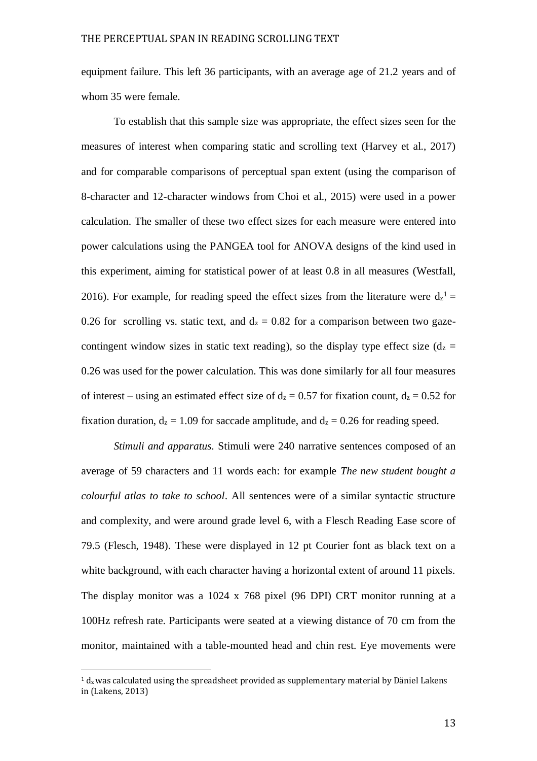equipment failure. This left 36 participants, with an average age of 21.2 years and of whom 35 were female.

To establish that this sample size was appropriate, the effect sizes seen for the measures of interest when comparing static and scrolling text (Harvey et al., 2017) and for comparable comparisons of perceptual span extent (using the comparison of 8-character and 12-character windows from Choi et al., 2015) were used in a power calculation. The smaller of these two effect sizes for each measure were entered into power calculations using the PANGEA tool for ANOVA designs of the kind used in this experiment, aiming for statistical power of at least 0.8 in all measures (Westfall, 2016). For example, for reading speed the effect sizes from the literature were $d_z$[1] = 0.26 for scrolling vs. static text, and $d_z = 0.82$ for a comparison between two gaze-contingent window sizes in static text reading), so the display type effect size ($d_z$ = 0.26 was used for the power calculation. This was done similarly for all four measures of interest – using an estimated effect size of $d_z = 0.57$ for fixation count, $d_z = 0.52$ for fixation duration, $d_z = 1.09$ for saccade amplitude, and $d_z = 0.26$ for reading speed.

*Stimuli and apparatus.* Stimuli were 240 narrative sentences composed of an average of 59 characters and 11 words each: for example *The new student bought a colourful atlas to take to school*. All sentences were of a similar syntactic structure and complexity, and were around grade level 6, with a Flesch Reading Ease score of 79.5 (Flesch, 1948). These were displayed in 12 pt Courier font as black text on a white background, with each character having a horizontal extent of around 11 pixels. The display monitor was a 1024 x 768 pixel (96 DPI) CRT monitor running at a 100Hz refresh rate. Participants were seated at a viewing distance of 70 cm from the monitor, maintained with a table-mounted head and chin rest. Eye movements were

[1] $d_z$ was calculated using the spreadsheet provided as supplementary material by Däniel Lakens in (Lakens, 2013)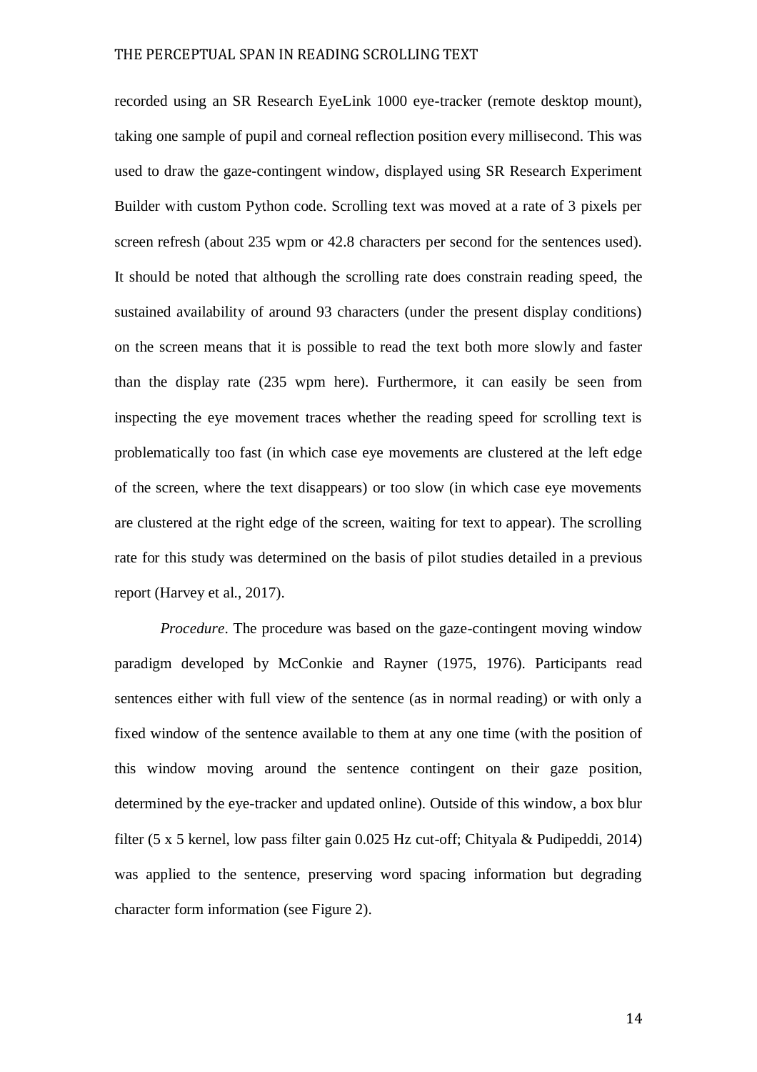recorded using an SR Research EyeLink 1000 eye-tracker (remote desktop mount), taking one sample of pupil and corneal reflection position every millisecond. This was used to draw the gaze-contingent window, displayed using SR Research Experiment Builder with custom Python code. Scrolling text was moved at a rate of 3 pixels per screen refresh (about 235 wpm or 42.8 characters per second for the sentences used). It should be noted that although the scrolling rate does constrain reading speed, the sustained availability of around 93 characters (under the present display conditions) on the screen means that it is possible to read the text both more slowly and faster than the display rate (235 wpm here). Furthermore, it can easily be seen from inspecting the eye movement traces whether the reading speed for scrolling text is problematically too fast (in which case eye movements are clustered at the left edge of the screen, where the text disappears) or too slow (in which case eye movements are clustered at the right edge of the screen, waiting for text to appear). The scrolling rate for this study was determined on the basis of pilot studies detailed in a previous report (Harvey et al., 2017).

*Procedure*. The procedure was based on the gaze-contingent moving window paradigm developed by McConkie and Rayner (1975, 1976). Participants read sentences either with full view of the sentence (as in normal reading) or with only a fixed window of the sentence available to them at any one time (with the position of this window moving around the sentence contingent on their gaze position, determined by the eye-tracker and updated online). Outside of this window, a box blur filter (5 x 5 kernel, low pass filter gain 0.025 Hz cut-off; Chityala & Pudipeddi, 2014) was applied to the sentence, preserving word spacing information but degrading character form information (see Figure 2).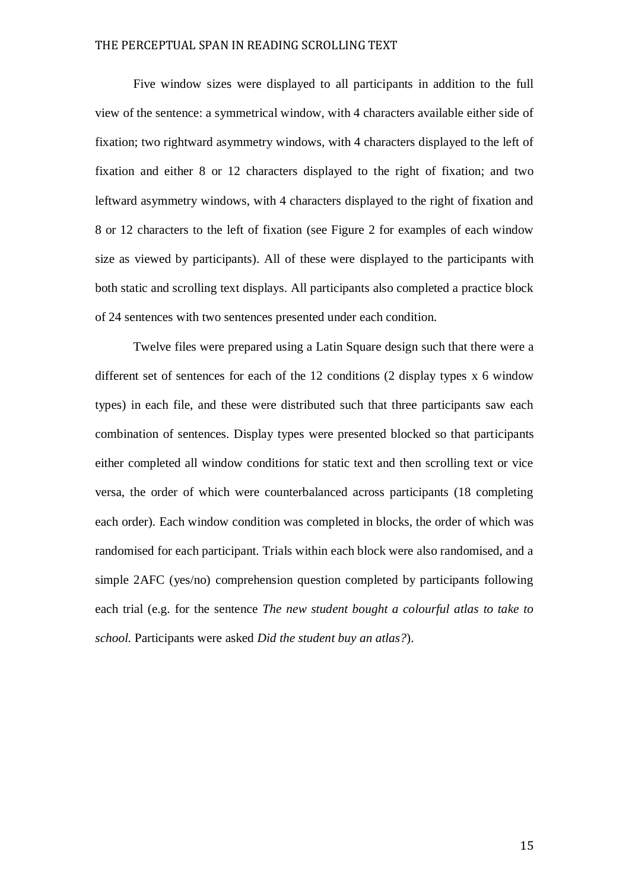Five window sizes were displayed to all participants in addition to the full view of the sentence: a symmetrical window, with 4 characters available either side of fixation; two rightward asymmetry windows, with 4 characters displayed to the left of fixation and either 8 or 12 characters displayed to the right of fixation; and two leftward asymmetry windows, with 4 characters displayed to the right of fixation and 8 or 12 characters to the left of fixation (see Figure 2 for examples of each window size as viewed by participants). All of these were displayed to the participants with both static and scrolling text displays. All participants also completed a practice block of 24 sentences with two sentences presented under each condition.

Twelve files were prepared using a Latin Square design such that there were a different set of sentences for each of the 12 conditions (2 display types x 6 window types) in each file, and these were distributed such that three participants saw each combination of sentences. Display types were presented blocked so that participants either completed all window conditions for static text and then scrolling text or vice versa, the order of which were counterbalanced across participants (18 completing each order). Each window condition was completed in blocks, the order of which was randomised for each participant. Trials within each block were also randomised, and a simple 2AFC (yes/no) comprehension question completed by participants following each trial (e.g. for the sentence *The new student bought a colourful atlas to take to school.* Participants were asked *Did the student buy an atlas?*).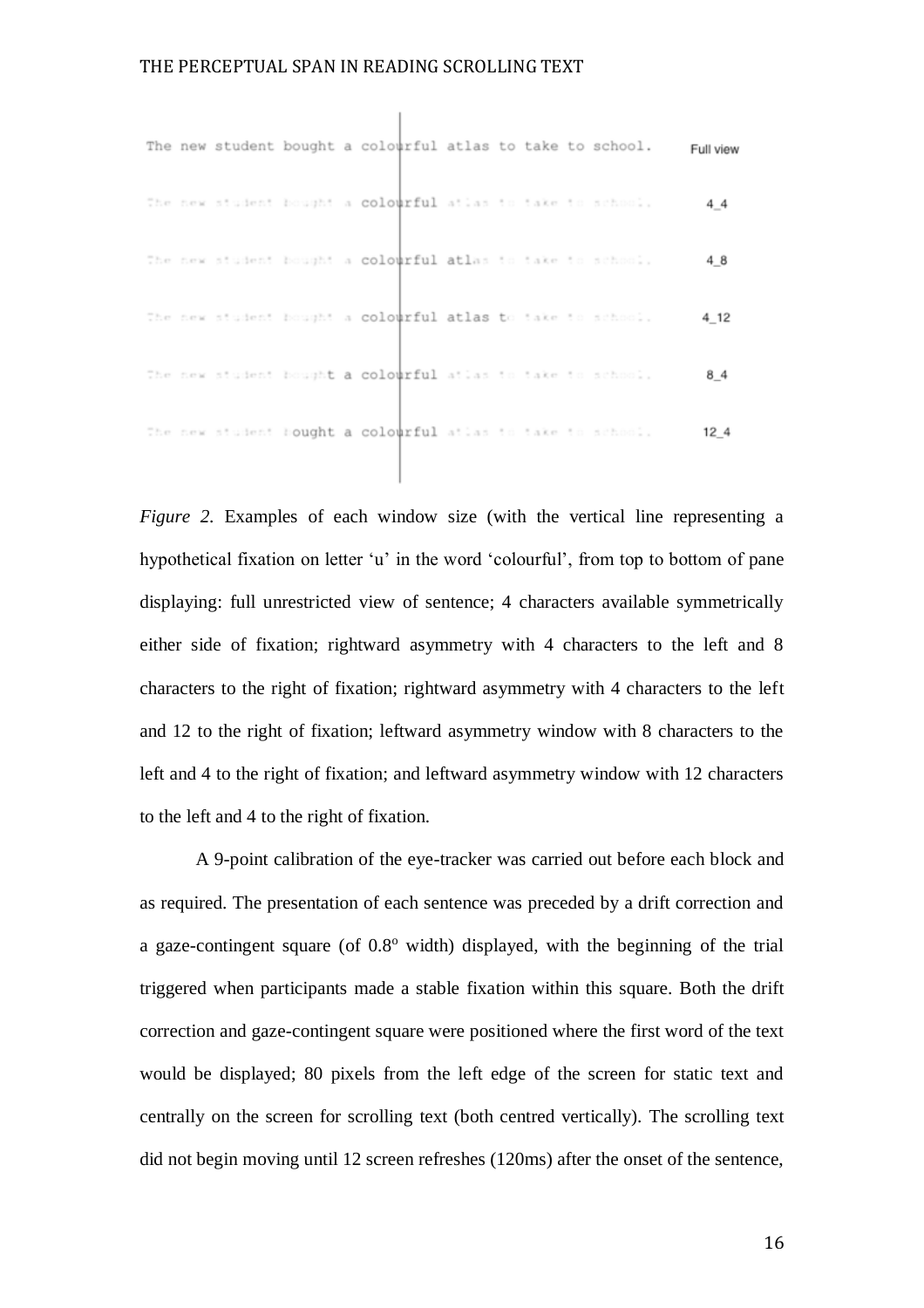The new student bought a colourful atlas to take to school. Full view

colourful 4_4

colourful atlas 4_8

colourful atlas to 4_12

t a colourful 8_4

ought a colourful 12_4

*Figure 2.* Examples of each window size (with the vertical line representing a hypothetical fixation on letter 'u' in the word 'colourful', from top to bottom of pane displaying: full unrestricted view of sentence; 4 characters available symmetrically either side of fixation; rightward asymmetry with 4 characters to the left and 8 characters to the right of fixation; rightward asymmetry with 4 characters to the left and 12 to the right of fixation; leftward asymmetry window with 8 characters to the left and 4 to the right of fixation; and leftward asymmetry window with 12 characters to the left and 4 to the right of fixation.

A 9-point calibration of the eye-tracker was carried out before each block and as required. The presentation of each sentence was preceded by a drift correction and a gaze-contingent square (of 0.8$^{o}$ width) displayed, with the beginning of the trial triggered when participants made a stable fixation within this square. Both the drift correction and gaze-contingent square were positioned where the first word of the text would be displayed; 80 pixels from the left edge of the screen for static text and centrally on the screen for scrolling text (both centred vertically). The scrolling text did not begin moving until 12 screen refreshes (120ms) after the onset of the sentence,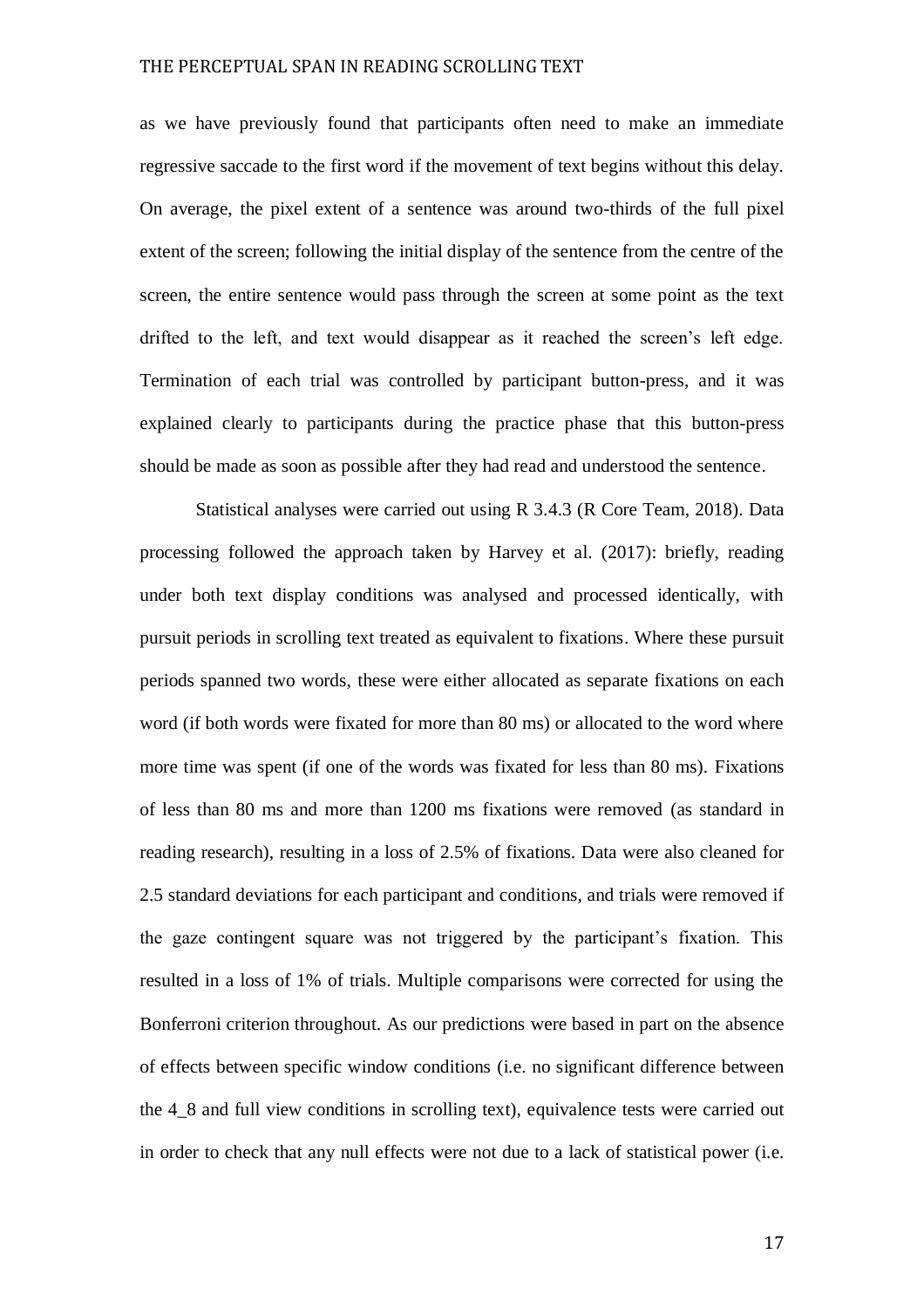as we have previously found that participants often need to make an immediate regressive saccade to the first word if the movement of text begins without this delay. On average, the pixel extent of a sentence was around two-thirds of the full pixel extent of the screen; following the initial display of the sentence from the centre of the screen, the entire sentence would pass through the screen at some point as the text drifted to the left, and text would disappear as it reached the screen's left edge. Termination of each trial was controlled by participant button-press, and it was explained clearly to participants during the practice phase that this button-press should be made as soon as possible after they had read and understood the sentence.

Statistical analyses were carried out using R 3.4.3 (R Core Team, 2018). Data processing followed the approach taken by Harvey et al. (2017): briefly, reading under both text display conditions was analysed and processed identically, with pursuit periods in scrolling text treated as equivalent to fixations. Where these pursuit periods spanned two words, these were either allocated as separate fixations on each word (if both words were fixated for more than 80 ms) or allocated to the word where more time was spent (if one of the words was fixated for less than 80 ms). Fixations of less than 80 ms and more than 1200 ms fixations were removed (as standard in reading research), resulting in a loss of 2.5% of fixations. Data were also cleaned for 2.5 standard deviations for each participant and conditions, and trials were removed if the gaze contingent square was not triggered by the participant's fixation. This resulted in a loss of 1% of trials. Multiple comparisons were corrected for using the Bonferroni criterion throughout. As our predictions were based in part on the absence of effects between specific window conditions (i.e. no significant difference between the 4_8 and full view conditions in scrolling text), equivalence tests were carried out in order to check that any null effects were not due to a lack of statistical power (i.e.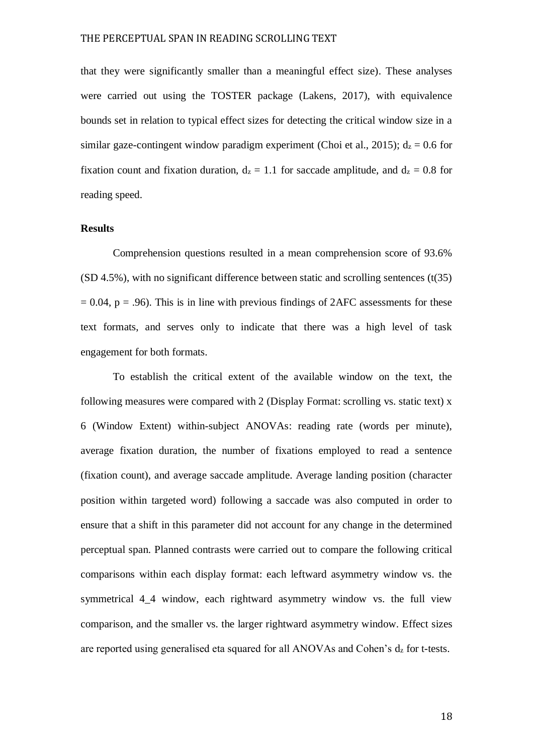that they were significantly smaller than a meaningful effect size). These analyses were carried out using the TOSTER package (Lakens, 2017), with equivalence bounds set in relation to typical effect sizes for detecting the critical window size in a similar gaze-contingent window paradigm experiment (Choi et al., 2015); $d_z = 0.6$ for fixation count and fixation duration, $d_z = 1.1$ for saccade amplitude, and $d_z = 0.8$ for reading speed.

**Results**

Comprehension questions resulted in a mean comprehension score of 93.6% (SD 4.5%), with no significant difference between static and scrolling sentences ($t(35) = 0.04$, $p = .96$). This is in line with previous findings of 2AFC assessments for these text formats, and serves only to indicate that there was a high level of task engagement for both formats.

To establish the critical extent of the available window on the text, the following measures were compared with 2 (Display Format: scrolling vs. static text) x 6 (Window Extent) within-subject ANOVAs: reading rate (words per minute), average fixation duration, the number of fixations employed to read a sentence (fixation count), and average saccade amplitude. Average landing position (character position within targeted word) following a saccade was also computed in order to ensure that a shift in this parameter did not account for any change in the determined perceptual span. Planned contrasts were carried out to compare the following critical comparisons within each display format: each leftward asymmetry window vs. the symmetrical 4_4 window, each rightward asymmetry window vs. the full view comparison, and the smaller vs. the larger rightward asymmetry window. Effect sizes are reported using generalised eta squared for all ANOVAs and Cohen's $d_z$ for t-tests.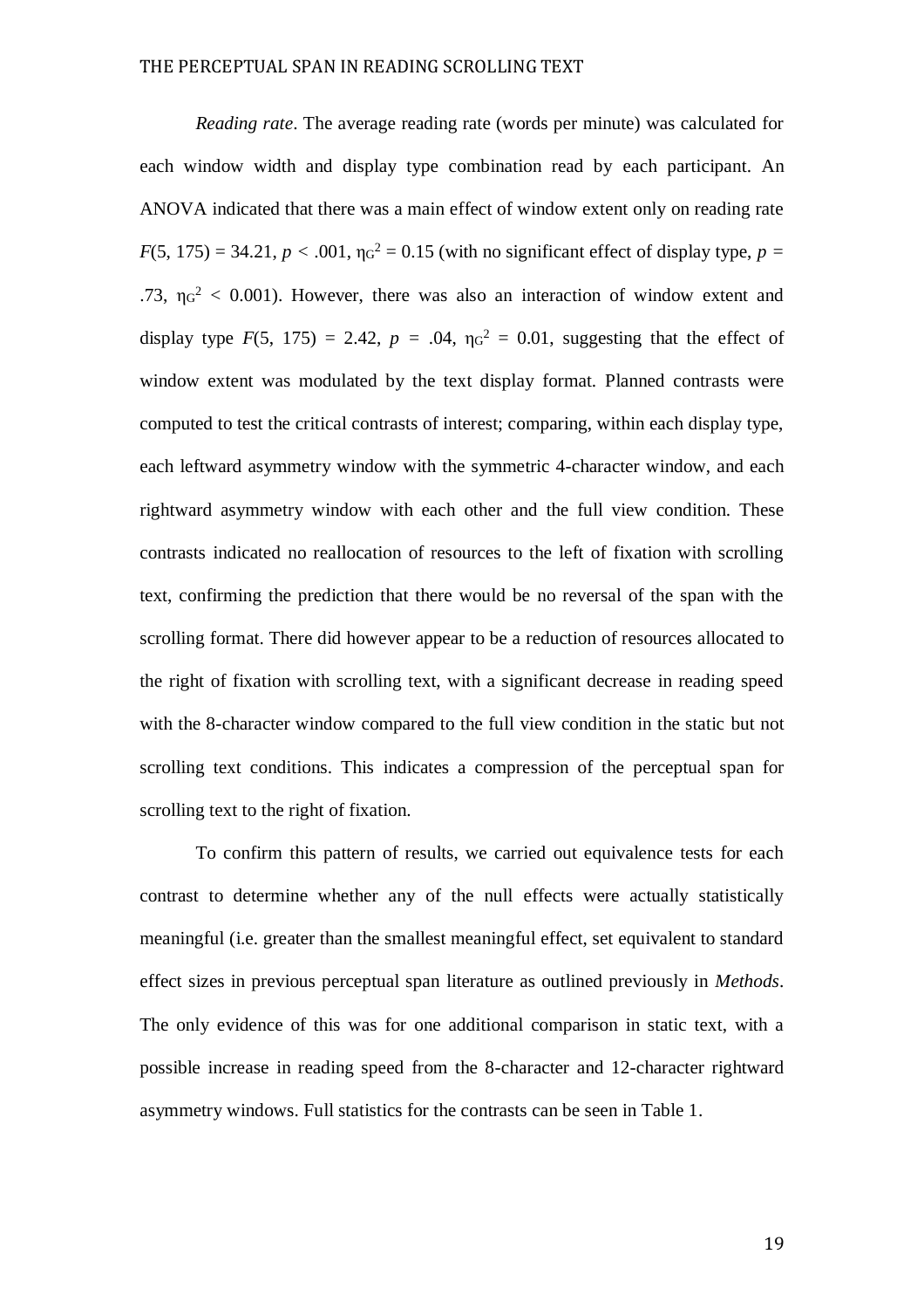*Reading rate*. The average reading rate (words per minute) was calculated for each window width and display type combination read by each participant. An ANOVA indicated that there was a main effect of window extent only on reading rate $F(5, 175) = 34.21$, $p < .001$, $\eta_G^2 = 0.15$ (with no significant effect of display type, $p = .73$, $\eta_G^2 < 0.001$). However, there was also an interaction of window extent and display type $F(5, 175) = 2.42$, $p = .04$, $\eta_G^2 = 0.01$, suggesting that the effect of window extent was modulated by the text display format. Planned contrasts were computed to test the critical contrasts of interest; comparing, within each display type, each leftward asymmetry window with the symmetric 4-character window, and each rightward asymmetry window with each other and the full view condition. These contrasts indicated no reallocation of resources to the left of fixation with scrolling text, confirming the prediction that there would be no reversal of the span with the scrolling format. There did however appear to be a reduction of resources allocated to the right of fixation with scrolling text, with a significant decrease in reading speed with the 8-character window compared to the full view condition in the static but not scrolling text conditions. This indicates a compression of the perceptual span for scrolling text to the right of fixation.

To confirm this pattern of results, we carried out equivalence tests for each contrast to determine whether any of the null effects were actually statistically meaningful (i.e. greater than the smallest meaningful effect, set equivalent to standard effect sizes in previous perceptual span literature as outlined previously in *Methods*. The only evidence of this was for one additional comparison in static text, with a possible increase in reading speed from the 8-character and 12-character rightward asymmetry windows. Full statistics for the contrasts can be seen in Table 1.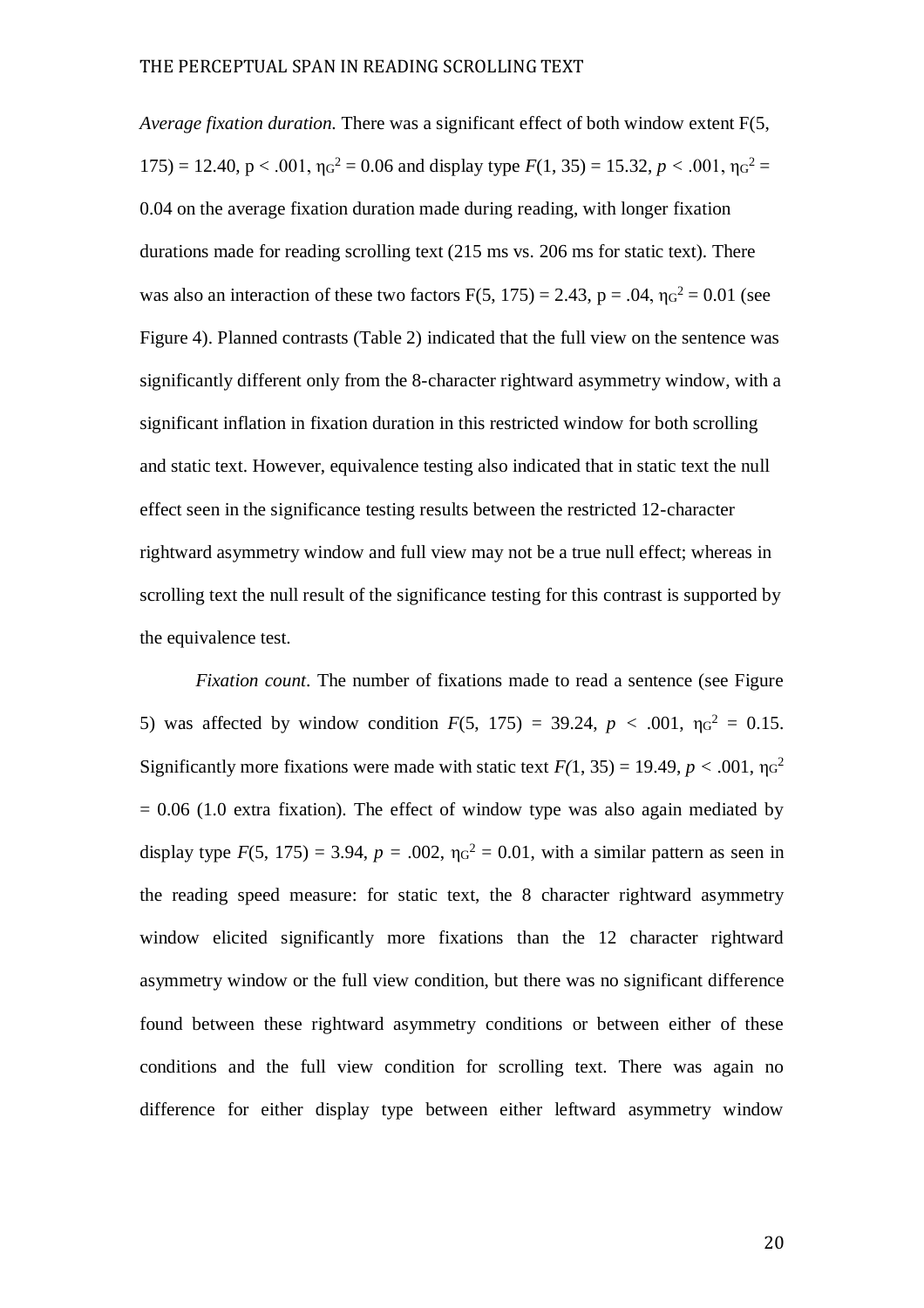*Average fixation duration.* There was a significant effect of both window extent $F(5, 175) = 12.40$, $p < .001$, $\eta_G^2 = 0.06$ and display type $F(1, 35) = 15.32$, $p < .001$, $\eta_G^2 = 0.04$ on the average fixation duration made during reading, with longer fixation durations made for reading scrolling text (215 ms vs. 206 ms for static text). There was also an interaction of these two factors $F(5, 175) = 2.43$, $p = .04$, $\eta_G^2 = 0.01$ (see Figure 4). Planned contrasts (Table 2) indicated that the full view on the sentence was significantly different only from the 8-character rightward asymmetry window, with a significant inflation in fixation duration in this restricted window for both scrolling and static text. However, equivalence testing also indicated that in static text the null effect seen in the significance testing results between the restricted 12-character rightward asymmetry window and full view may not be a true null effect; whereas in scrolling text the null result of the significance testing for this contrast is supported by the equivalence test.

*Fixation count*. The number of fixations made to read a sentence (see Figure 5) was affected by window condition $F(5, 175) = 39.24$, $p < .001$, $\eta_G^2 = 0.15$. Significantly more fixations were made with static text $F(1, 35) = 19.49$, $p < .001$, $\eta_G^2 = 0.06$ (1.0 extra fixation). The effect of window type was also again mediated by display type $F(5, 175) = 3.94$, $p = .002$, $\eta_G^2 = 0.01$, with a similar pattern as seen in the reading speed measure: for static text, the 8 character rightward asymmetry window elicited significantly more fixations than the 12 character rightward asymmetry window or the full view condition, but there was no significant difference found between these rightward asymmetry conditions or between either of these conditions and the full view condition for scrolling text. There was again no difference for either display type between either leftward asymmetry window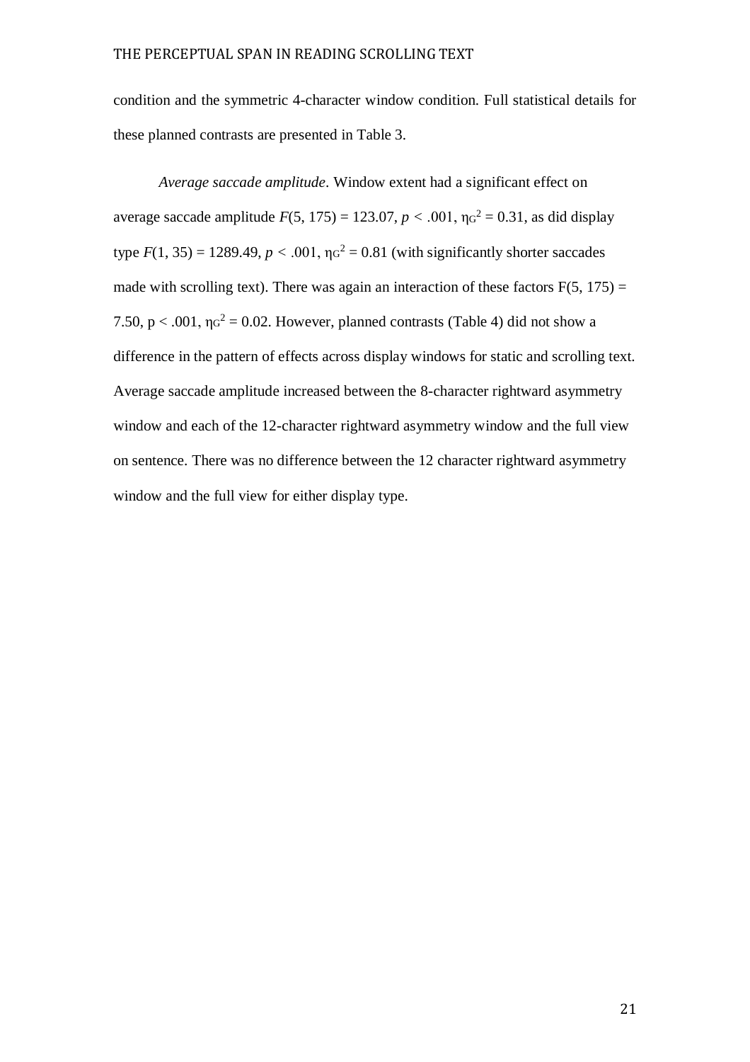condition and the symmetric 4-character window condition. Full statistical details for these planned contrasts are presented in Table 3.

*Average saccade amplitude*. Window extent had a significant effect on average saccade amplitude $F(5, 175) = 123.07$, $p < .001$, $\eta_G^2 = 0.31$, as did display type $F(1, 35) = 1289.49$, $p < .001$, $\eta_G^2 = 0.81$ (with significantly shorter saccades made with scrolling text). There was again an interaction of these factors $F(5, 175) = 7.50$, $p < .001$, $\eta_G^2 = 0.02$. However, planned contrasts (Table 4) did not show a difference in the pattern of effects across display windows for static and scrolling text. Average saccade amplitude increased between the 8-character rightward asymmetry window and each of the 12-character rightward asymmetry window and the full view on sentence. There was no difference between the 12 character rightward asymmetry window and the full view for either display type.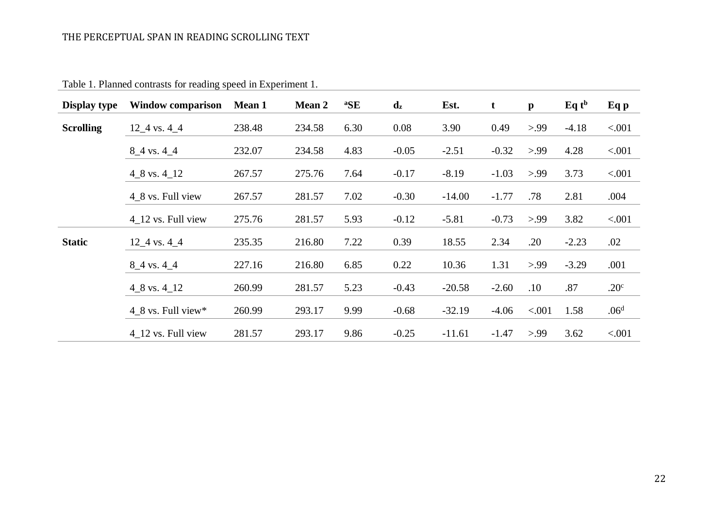Table 1. Planned contrasts for reading speed in Experiment 1.

| Display type | Window comparison | Mean 1 | Mean 2 | [a]SE | $d_z$ | Est. | t | p | Eq t[b] | Eq p |
|---|---|---|---|---|---|---|---|---|---|---|
| **Scrolling** | 12_4 vs. 4_4 | 238.48 | 234.58 | 6.30 | 0.08 | 3.90 | 0.49 | >.99 | -4.18 | <.001 |
| | 8_4 vs. 4_4 | 232.07 | 234.58 | 4.83 | -0.05 | -2.51 | -0.32 | >.99 | 4.28 | <.001 |
| | 4_8 vs. 4_12 | 267.57 | 275.76 | 7.64 | -0.17 | -8.19 | -1.03 | >.99 | 3.73 | <.001 |
| | 4_8 vs. Full view | 267.57 | 281.57 | 7.02 | -0.30 | -14.00 | -1.77 | .78 | 2.81 | .004 |
| | 4_12 vs. Full view | 275.76 | 281.57 | 5.93 | -0.12 | -5.81 | -0.73 | >.99 | 3.82 | <.001 |
| **Static** | 12_4 vs. 4_4 | 235.35 | 216.80 | 7.22 | 0.39 | 18.55 | 2.34 | .20 | -2.23 | .02 |
| | 8_4 vs. 4_4 | 227.16 | 216.80 | 6.85 | 0.22 | 10.36 | 1.31 | >.99 | -3.29 | .001 |
| | 4_8 vs. 4_12 | 260.99 | 281.57 | 5.23 | -0.43 | -20.58 | -2.60 | .10 | .87 | .20[c] |
| | 4_8 vs. Full view* | 260.99 | 293.17 | 9.99 | -0.68 | -32.19 | -4.06 | <.001 | 1.58 | .06[d] |
| | 4_12 vs. Full view | 281.57 | 293.17 | 9.86 | -0.25 | -11.61 | -1.47 | >.99 | 3.62 | <.001 |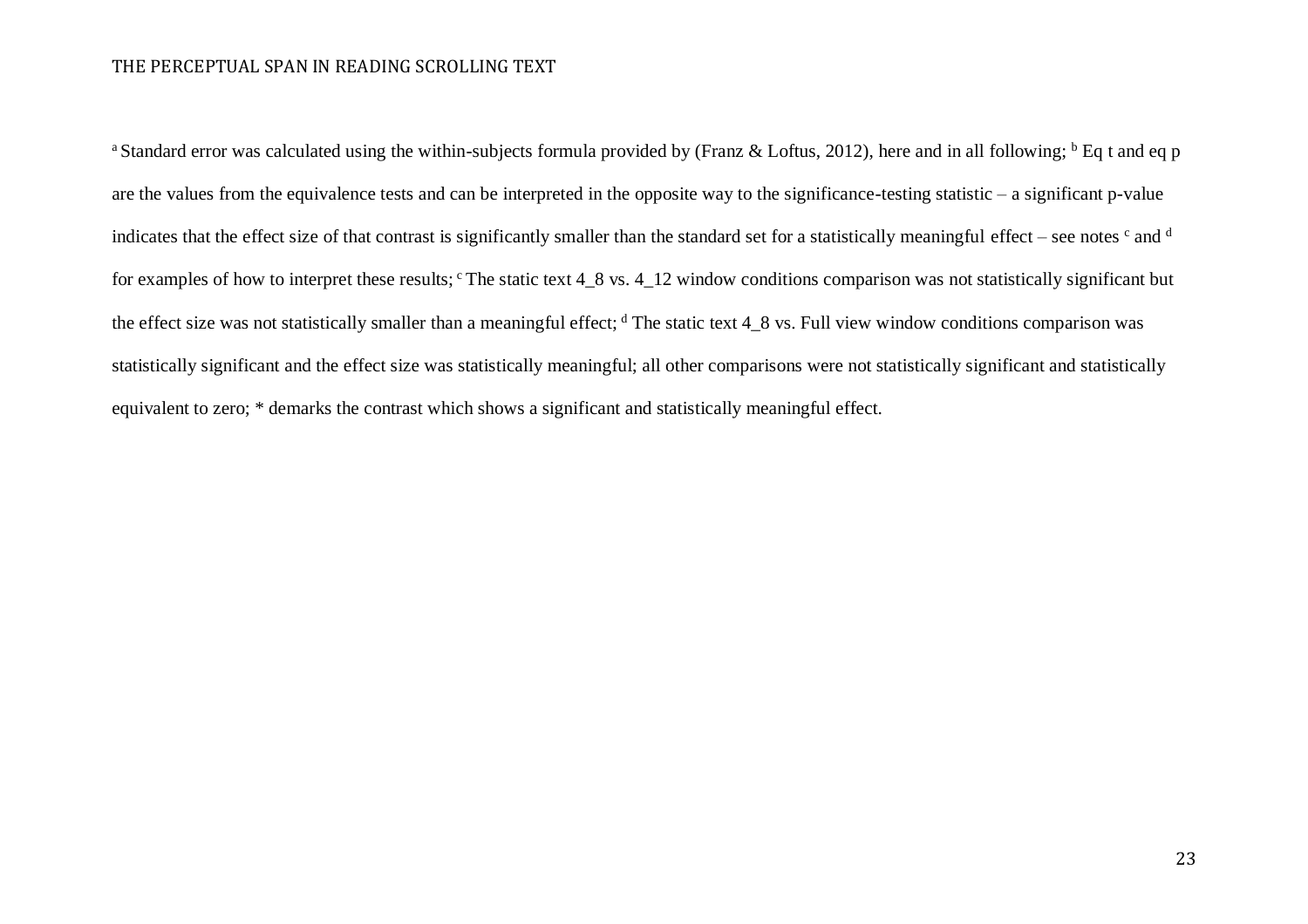[a] Standard error was calculated using the within-subjects formula provided by (Franz & Loftus, 2012), here and in all following; [b] Eq t and eq p are the values from the equivalence tests and can be interpreted in the opposite way to the significance-testing statistic – a significant p-value indicates that the effect size of that contrast is significantly smaller than the standard set for a statistically meaningful effect – see notes [c] and [d] for examples of how to interpret these results; [c] The static text 4_8 vs. 4_12 window conditions comparison was not statistically significant but the effect size was not statistically smaller than a meaningful effect; [d] The static text 4_8 vs. Full view window conditions comparison was statistically significant and the effect size was statistically meaningful; all other comparisons were not statistically significant and statistically equivalent to zero; * demarks the contrast which shows a significant and statistically meaningful effect.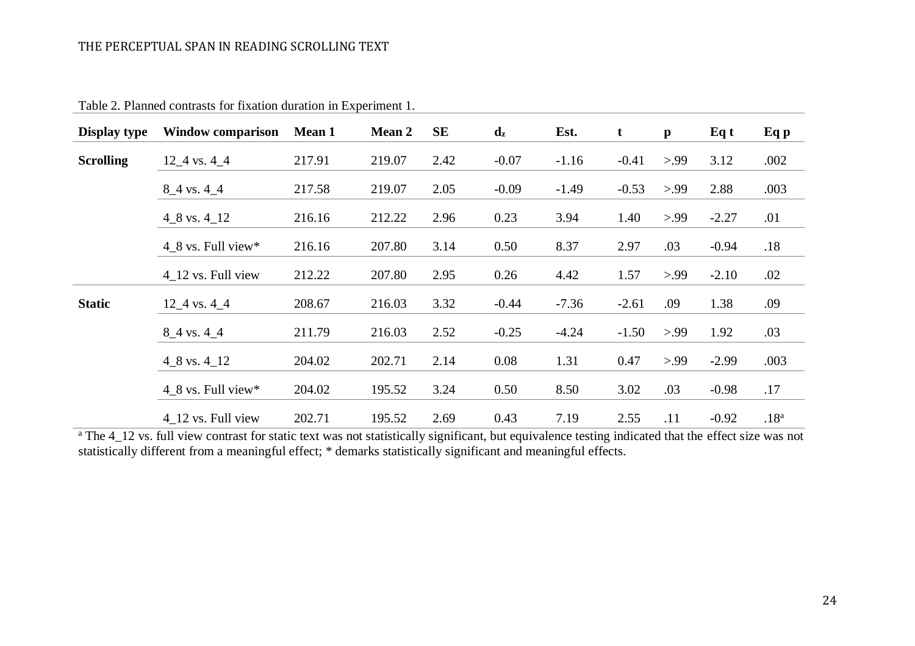Table 2. Planned contrasts for fixation duration in Experiment 1.

| Display type | Window comparison | Mean 1 | Mean 2 | SE | $d_z$ | Est. | t | p | Eq t | Eq p |
|---|---|---|---|---|---|---|---|---|---|---|
| **Scrolling** | 12_4 vs. 4_4 | 217.91 | 219.07 | 2.42 | -0.07 | -1.16 | -0.41 | >.99 | 3.12 | .002 |
| | 8_4 vs. 4_4 | 217.58 | 219.07 | 2.05 | -0.09 | -1.49 | -0.53 | >.99 | 2.88 | .003 |
| | 4_8 vs. 4_12 | 216.16 | 212.22 | 2.96 | 0.23 | 3.94 | 1.40 | >.99 | -2.27 | .01 |
| | 4_8 vs. Full view* | 216.16 | 207.80 | 3.14 | 0.50 | 8.37 | 2.97 | .03 | -0.94 | .18 |
| | 4_12 vs. Full view | 212.22 | 207.80 | 2.95 | 0.26 | 4.42 | 1.57 | >.99 | -2.10 | .02 |
| **Static** | 12_4 vs. 4_4 | 208.67 | 216.03 | 3.32 | -0.44 | -7.36 | -2.61 | .09 | 1.38 | .09 |
| | 8_4 vs. 4_4 | 211.79 | 216.03 | 2.52 | -0.25 | -4.24 | -1.50 | >.99 | 1.92 | .03 |
| | 4_8 vs. 4_12 | 204.02 | 202.71 | 2.14 | 0.08 | 1.31 | 0.47 | >.99 | -2.99 | .003 |
| | 4_8 vs. Full view* | 204.02 | 195.52 | 3.24 | 0.50 | 8.50 | 3.02 | .03 | -0.98 | .17 |
| | 4_12 vs. Full view | 202.71 | 195.52 | 2.69 | 0.43 | 7.19 | 2.55 | .11 | -0.92 | .18[a] |

[a] The 4_12 vs. full view contrast for static text was not statistically significant, but equivalence testing indicated that the effect size was not statistically different from a meaningful effect; * demarks statistically significant and meaningful effects.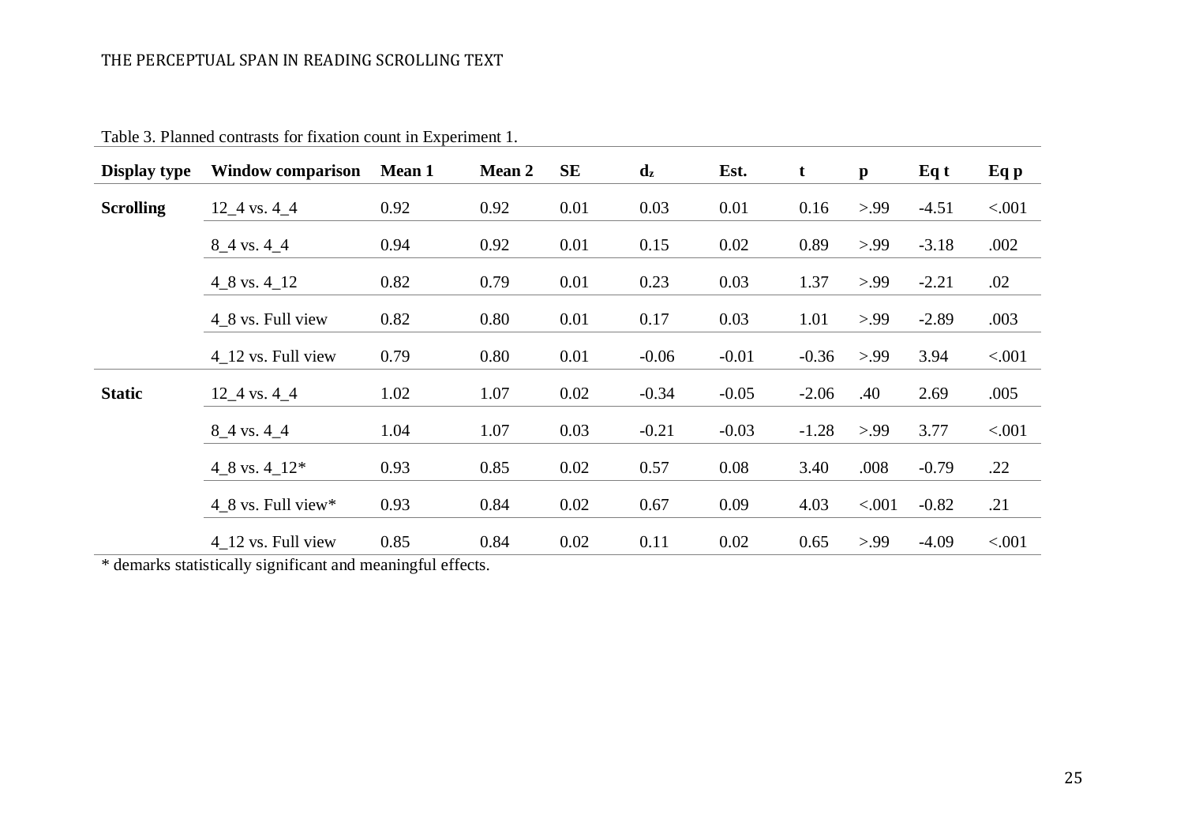Table 3. Planned contrasts for fixation count in Experiment 1.

| Display type | Window comparison | Mean 1 | Mean 2 | SE | $d_z$ | Est. | t | p | Eq t | Eq p |
|---|---|---|---|---|---|---|---|---|---|---|
| **Scrolling** | 12_4 vs. 4_4 | 0.92 | 0.92 | 0.01 | 0.03 | 0.01 | 0.16 | >.99 | -4.51 | <.001 |
| | 8_4 vs. 4_4 | 0.94 | 0.92 | 0.01 | 0.15 | 0.02 | 0.89 | >.99 | -3.18 | .002 |
| | 4_8 vs. 4_12 | 0.82 | 0.79 | 0.01 | 0.23 | 0.03 | 1.37 | >.99 | -2.21 | .02 |
| | 4_8 vs. Full view | 0.82 | 0.80 | 0.01 | 0.17 | 0.03 | 1.01 | >.99 | -2.89 | .003 |
| | 4_12 vs. Full view | 0.79 | 0.80 | 0.01 | -0.06 | -0.01 | -0.36 | >.99 | 3.94 | <.001 |
| **Static** | 12_4 vs. 4_4 | 1.02 | 1.07 | 0.02 | -0.34 | -0.05 | -2.06 | .40 | 2.69 | .005 |
| | 8_4 vs. 4_4 | 1.04 | 1.07 | 0.03 | -0.21 | -0.03 | -1.28 | >.99 | 3.77 | <.001 |
| | 4_8 vs. 4_12* | 0.93 | 0.85 | 0.02 | 0.57 | 0.08 | 3.40 | .008 | -0.79 | .22 |
| | 4_8 vs. Full view* | 0.93 | 0.84 | 0.02 | 0.67 | 0.09 | 4.03 | <.001 | -0.82 | .21 |
| | 4_12 vs. Full view | 0.85 | 0.84 | 0.02 | 0.11 | 0.02 | 0.65 | >.99 | -4.09 | <.001 |

* demarks statistically significant and meaningful effects.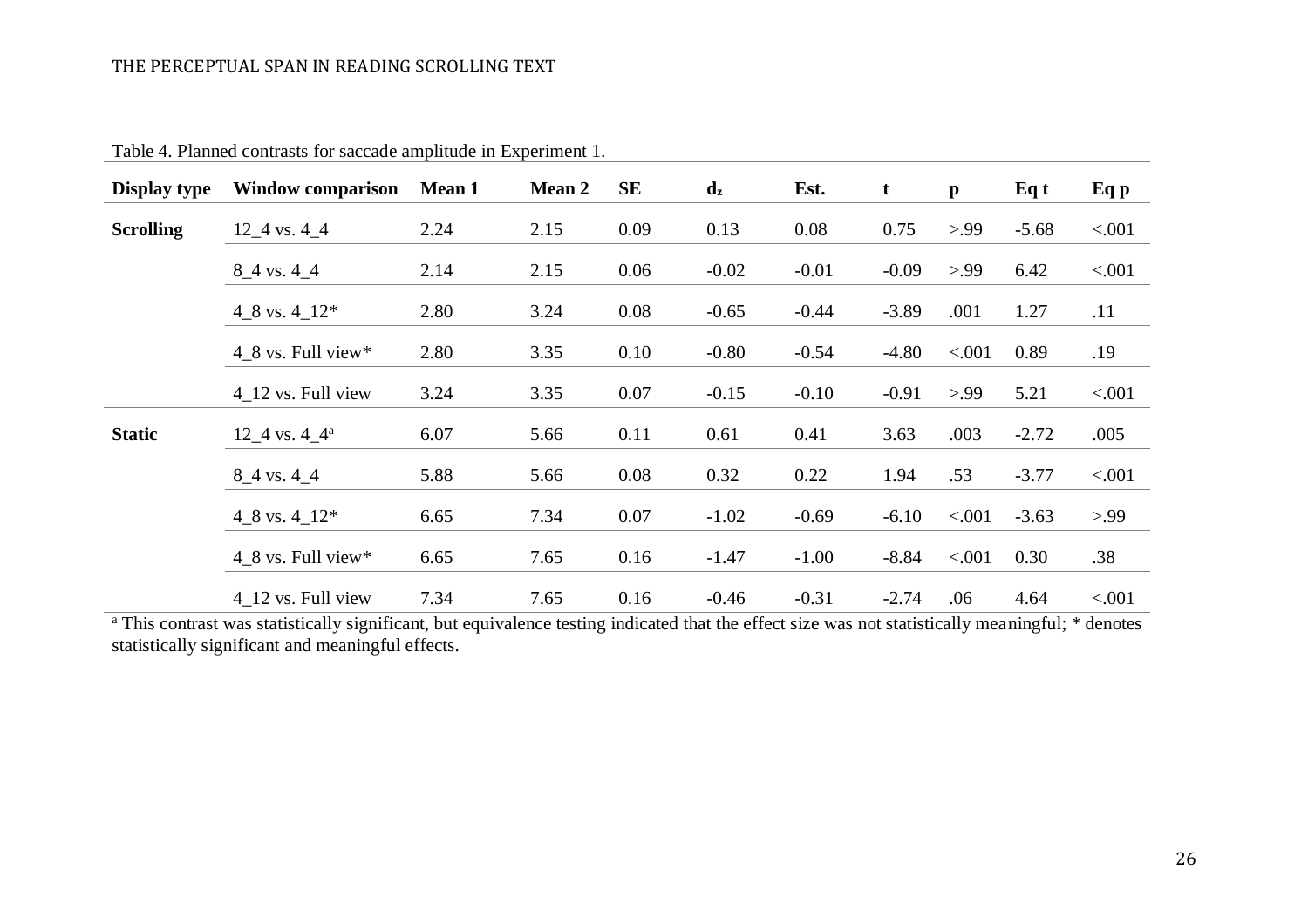Table 4. Planned contrasts for saccade amplitude in Experiment 1.

| Display type | Window comparison | Mean 1 | Mean 2 | SE | $d_z$ | Est. | t | p | Eq t | Eq p |
|---|---|---|---|---|---|---|---|---|---|---|
| **Scrolling** | 12_4 vs. 4_4 | 2.24 | 2.15 | 0.09 | 0.13 | 0.08 | 0.75 | >.99 | -5.68 | <.001 |
| | 8_4 vs. 4_4 | 2.14 | 2.15 | 0.06 | -0.02 | -0.01 | -0.09 | >.99 | 6.42 | <.001 |
| | 4_8 vs. 4_12* | 2.80 | 3.24 | 0.08 | -0.65 | -0.44 | -3.89 | .001 | 1.27 | .11 |
| | 4_8 vs. Full view* | 2.80 | 3.35 | 0.10 | -0.80 | -0.54 | -4.80 | <.001 | 0.89 | .19 |
| | 4_12 vs. Full view | 3.24 | 3.35 | 0.07 | -0.15 | -0.10 | -0.91 | >.99 | 5.21 | <.001 |
| **Static** | 12_4 vs. 4_4[a] | 6.07 | 5.66 | 0.11 | 0.61 | 0.41 | 3.63 | .003 | -2.72 | .005 |
| | 8_4 vs. 4_4 | 5.88 | 5.66 | 0.08 | 0.32 | 0.22 | 1.94 | .53 | -3.77 | <.001 |
| | 4_8 vs. 4_12* | 6.65 | 7.34 | 0.07 | -1.02 | -0.69 | -6.10 | <.001 | -3.63 | >.99 |
| | 4_8 vs. Full view* | 6.65 | 7.65 | 0.16 | -1.47 | -1.00 | -8.84 | <.001 | 0.30 | .38 |
| | 4_12 vs. Full view | 7.34 | 7.65 | 0.16 | -0.46 | -0.31 | -2.74 | .06 | 4.64 | <.001 |

[a] This contrast was statistically significant, but equivalence testing indicated that the effect size was not statistically meaningful; * denotes statistically significant and meaningful effects.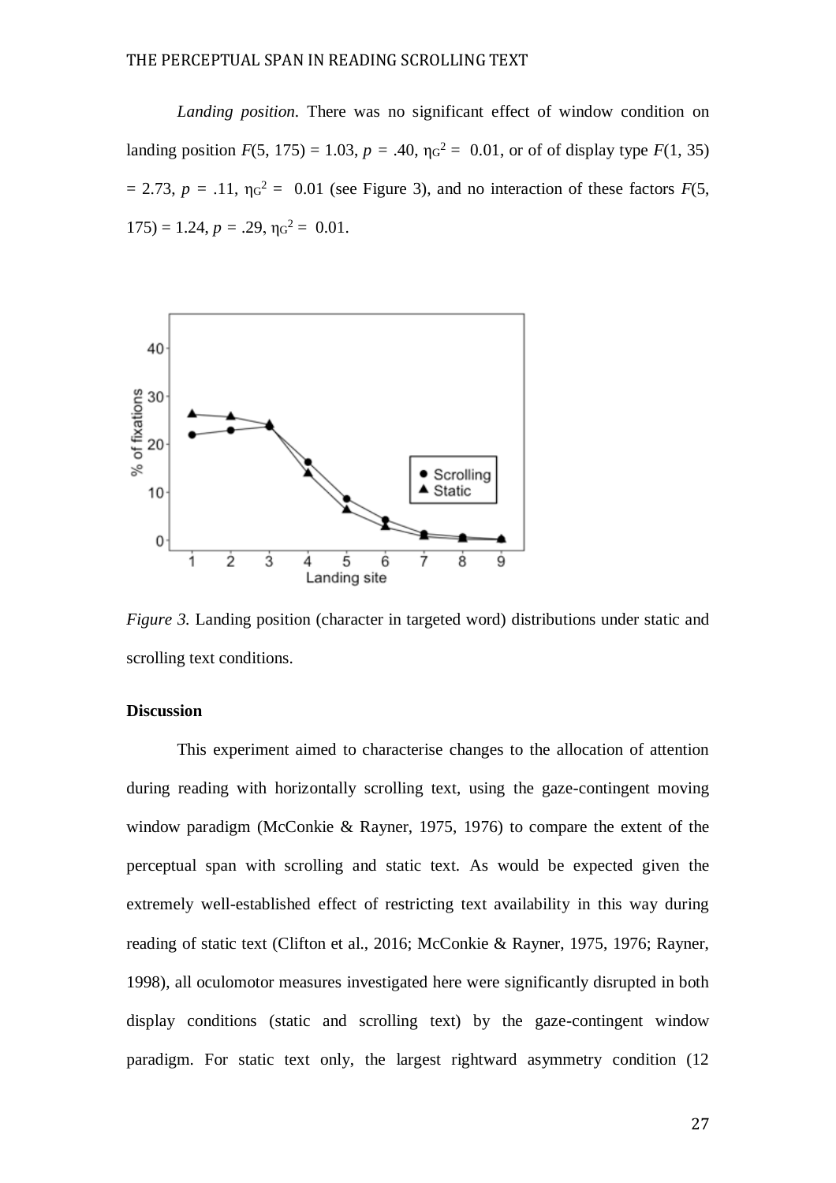*Landing position.* There was no significant effect of window condition on landing position $F(5, 175) = 1.03$, $p = .40$, $\eta_G^2 = 0.01$, or of of display type $F(1, 35) = 2.73$, $p = .11$, $\eta_G^2 = 0.01$ (see Figure 3), and no interaction of these factors $F(5, 175) = 1.24$, $p = .29$, $\eta_G^2 = 0.01$.

*Figure 3.* Landing position (character in targeted word) distributions under static and scrolling text conditions.

**Discussion**

This experiment aimed to characterise changes to the allocation of attention during reading with horizontally scrolling text, using the gaze-contingent moving window paradigm (McConkie & Rayner, 1975, 1976) to compare the extent of the perceptual span with scrolling and static text. As would be expected given the extremely well-established effect of restricting text availability in this way during reading of static text (Clifton et al., 2016; McConkie & Rayner, 1975, 1976; Rayner, 1998), all oculomotor measures investigated here were significantly disrupted in both display conditions (static and scrolling text) by the gaze-contingent window paradigm. For static text only, the largest rightward asymmetry condition (12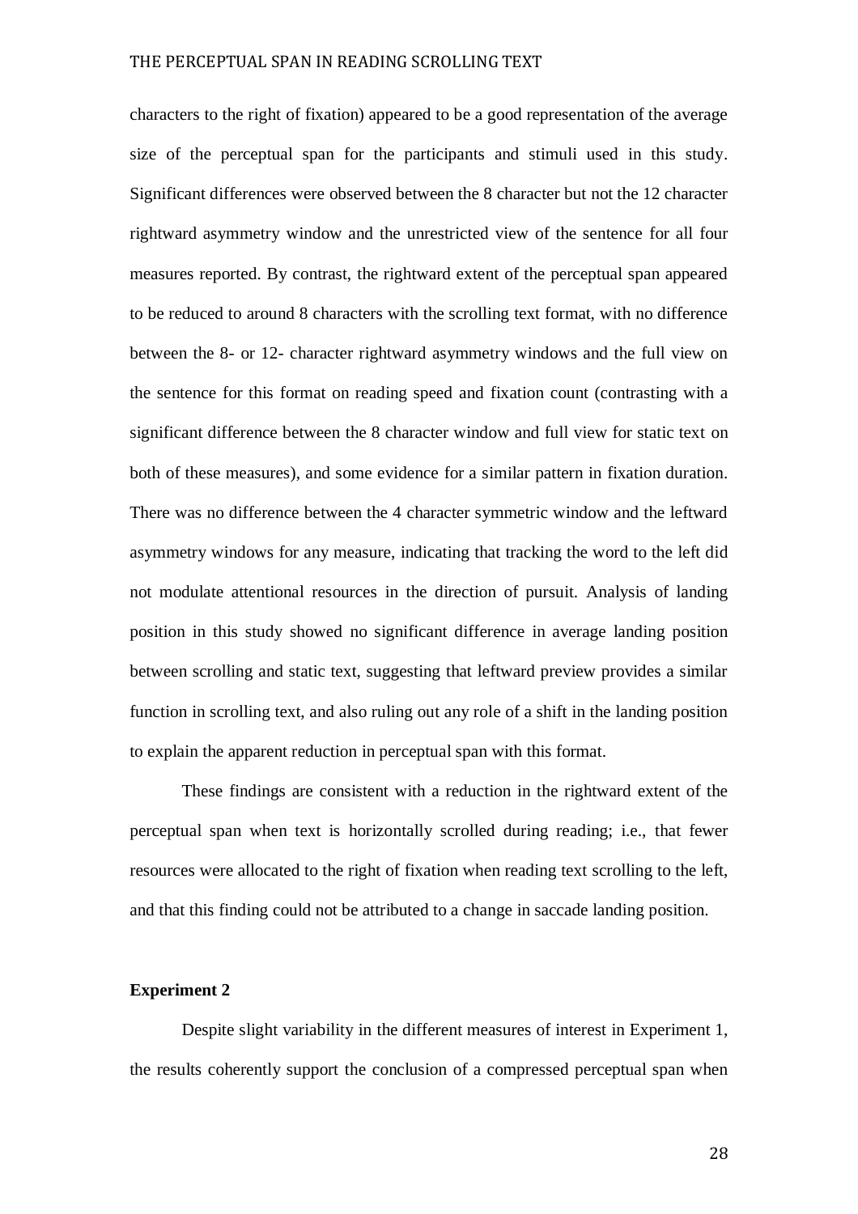characters to the right of fixation) appeared to be a good representation of the average size of the perceptual span for the participants and stimuli used in this study. Significant differences were observed between the 8 character but not the 12 character rightward asymmetry window and the unrestricted view of the sentence for all four measures reported. By contrast, the rightward extent of the perceptual span appeared to be reduced to around 8 characters with the scrolling text format, with no difference between the 8- or 12- character rightward asymmetry windows and the full view on the sentence for this format on reading speed and fixation count (contrasting with a significant difference between the 8 character window and full view for static text on both of these measures), and some evidence for a similar pattern in fixation duration. There was no difference between the 4 character symmetric window and the leftward asymmetry windows for any measure, indicating that tracking the word to the left did not modulate attentional resources in the direction of pursuit. Analysis of landing position in this study showed no significant difference in average landing position between scrolling and static text, suggesting that leftward preview provides a similar function in scrolling text, and also ruling out any role of a shift in the landing position to explain the apparent reduction in perceptual span with this format.

These findings are consistent with a reduction in the rightward extent of the perceptual span when text is horizontally scrolled during reading; i.e., that fewer resources were allocated to the right of fixation when reading text scrolling to the left, and that this finding could not be attributed to a change in saccade landing position.

**Experiment 2**

Despite slight variability in the different measures of interest in Experiment 1, the results coherently support the conclusion of a compressed perceptual span when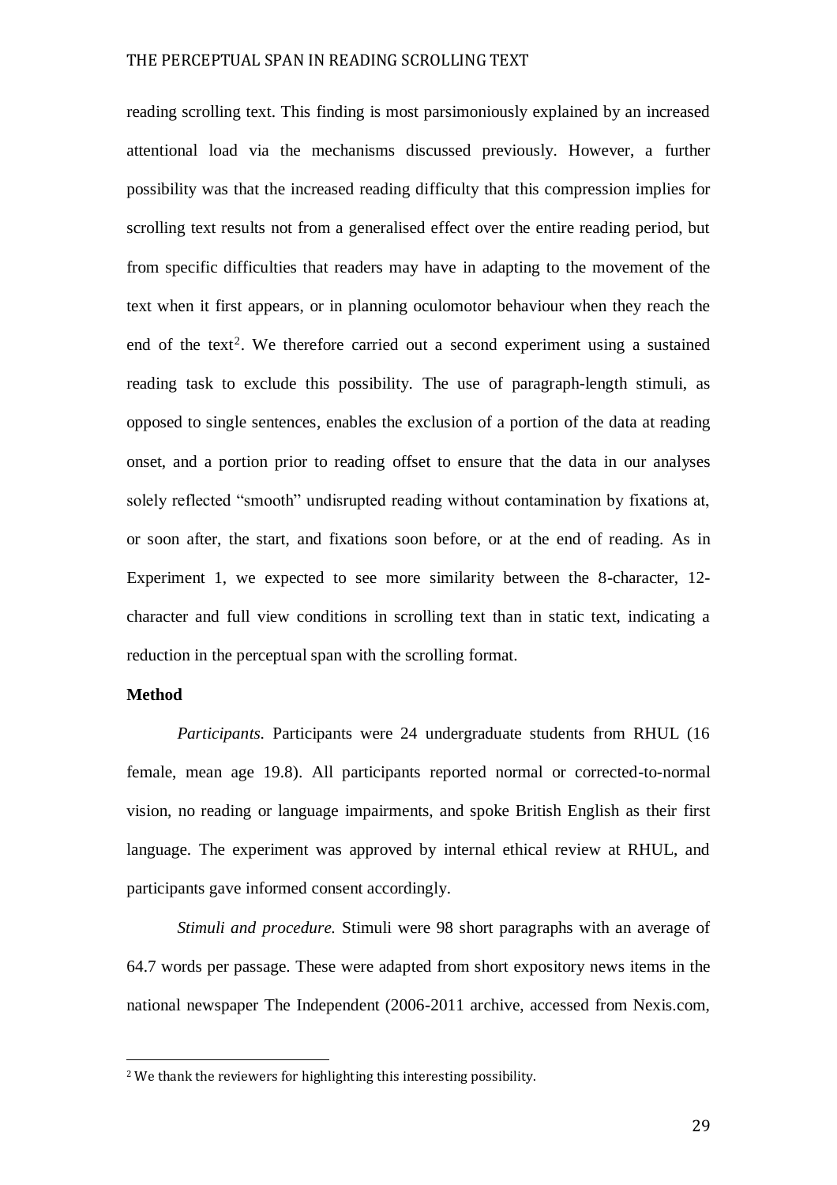reading scrolling text. This finding is most parsimoniously explained by an increased attentional load via the mechanisms discussed previously. However, a further possibility was that the increased reading difficulty that this compression implies for scrolling text results not from a generalised effect over the entire reading period, but from specific difficulties that readers may have in adapting to the movement of the text when it first appears, or in planning oculomotor behaviour when they reach the end of the text[2]. We therefore carried out a second experiment using a sustained reading task to exclude this possibility. The use of paragraph-length stimuli, as opposed to single sentences, enables the exclusion of a portion of the data at reading onset, and a portion prior to reading offset to ensure that the data in our analyses solely reflected "smooth" undisrupted reading without contamination by fixations at, or soon after, the start, and fixations soon before, or at the end of reading. As in Experiment 1, we expected to see more similarity between the 8-character, 12-character and full view conditions in scrolling text than in static text, indicating a reduction in the perceptual span with the scrolling format.

**Method**

*Participants.* Participants were 24 undergraduate students from RHUL (16 female, mean age 19.8). All participants reported normal or corrected-to-normal vision, no reading or language impairments, and spoke British English as their first language. The experiment was approved by internal ethical review at RHUL, and participants gave informed consent accordingly.

*Stimuli and procedure.* Stimuli were 98 short paragraphs with an average of 64.7 words per passage. These were adapted from short expository news items in the national newspaper The Independent (2006-2011 archive, accessed from Nexis.com,

---

[2] We thank the reviewers for highlighting this interesting possibility.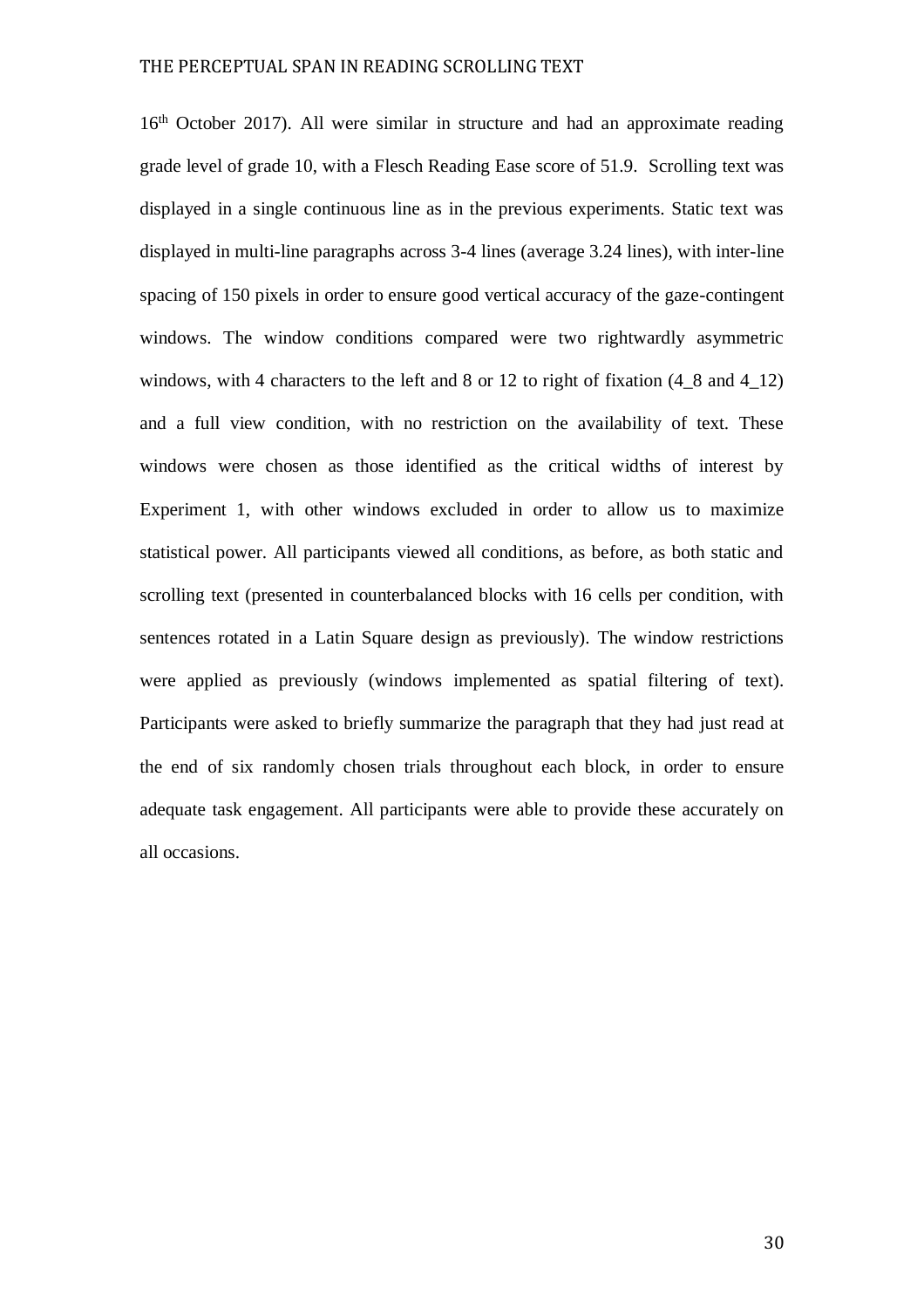16th October 2017). All were similar in structure and had an approximate reading grade level of grade 10, with a Flesch Reading Ease score of 51.9. Scrolling text was displayed in a single continuous line as in the previous experiments. Static text was displayed in multi-line paragraphs across 3-4 lines (average 3.24 lines), with inter-line spacing of 150 pixels in order to ensure good vertical accuracy of the gaze-contingent windows. The window conditions compared were two rightwardly asymmetric windows, with 4 characters to the left and 8 or 12 to right of fixation (4_8 and 4_12) and a full view condition, with no restriction on the availability of text. These windows were chosen as those identified as the critical widths of interest by Experiment 1, with other windows excluded in order to allow us to maximize statistical power. All participants viewed all conditions, as before, as both static and scrolling text (presented in counterbalanced blocks with 16 cells per condition, with sentences rotated in a Latin Square design as previously). The window restrictions were applied as previously (windows implemented as spatial filtering of text). Participants were asked to briefly summarize the paragraph that they had just read at the end of six randomly chosen trials throughout each block, in order to ensure adequate task engagement. All participants were able to provide these accurately on all occasions.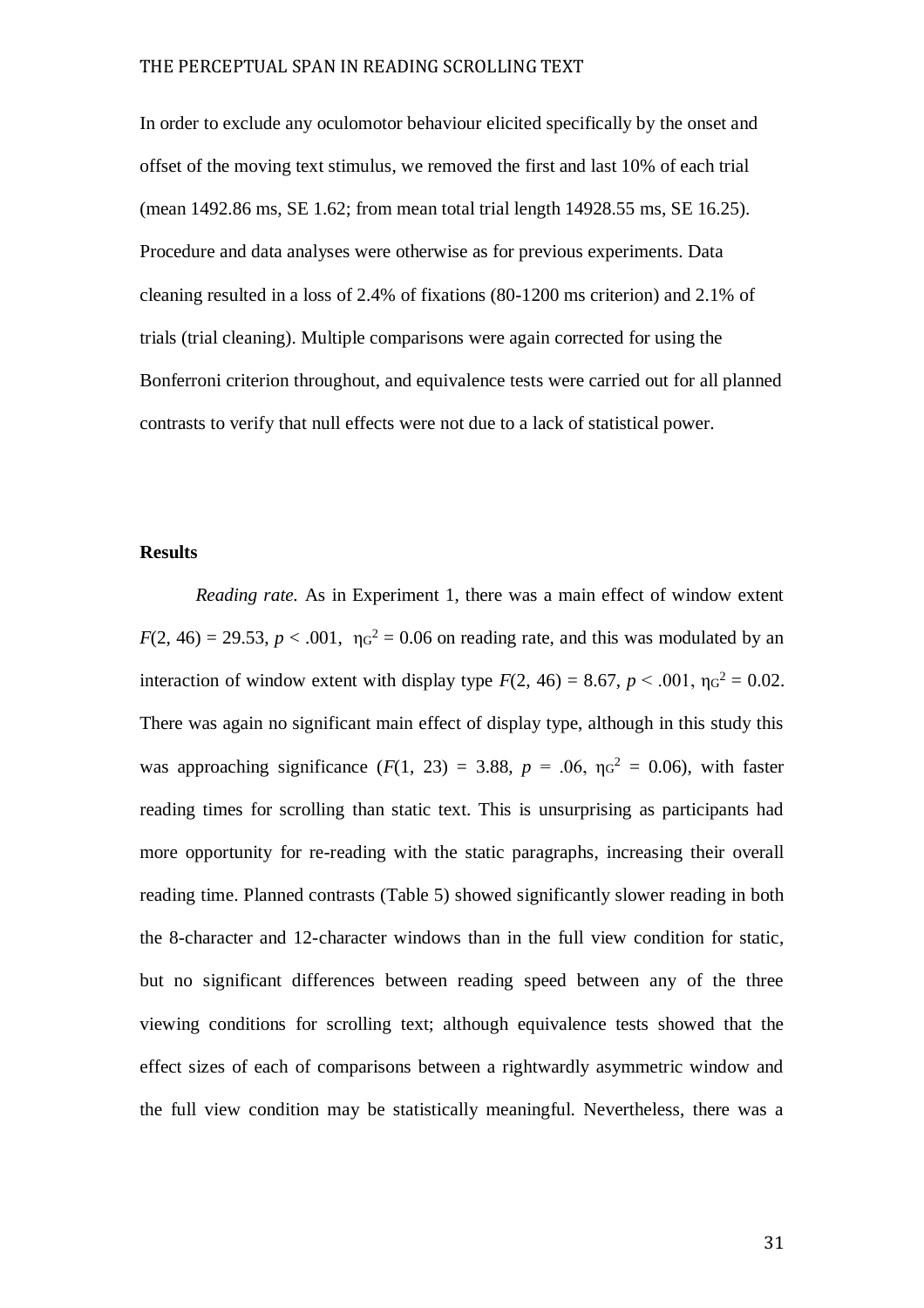In order to exclude any oculomotor behaviour elicited specifically by the onset and offset of the moving text stimulus, we removed the first and last 10% of each trial (mean 1492.86 ms, SE 1.62; from mean total trial length 14928.55 ms, SE 16.25). Procedure and data analyses were otherwise as for previous experiments. Data cleaning resulted in a loss of 2.4% of fixations (80-1200 ms criterion) and 2.1% of trials (trial cleaning). Multiple comparisons were again corrected for using the Bonferroni criterion throughout, and equivalence tests were carried out for all planned contrasts to verify that null effects were not due to a lack of statistical power.

**Results**

*Reading rate.* As in Experiment 1, there was a main effect of window extent $F(2, 46) = 29.53$, $p < .001$, $\eta_G^2 = 0.06$ on reading rate, and this was modulated by an interaction of window extent with display type $F(2, 46) = 8.67$, $p < .001$, $\eta_G^2 = 0.02$. There was again no significant main effect of display type, although in this study this was approaching significance ($F(1, 23) = 3.88$, $p = .06$, $\eta_G^2 = 0.06$), with faster reading times for scrolling than static text. This is unsurprising as participants had more opportunity for re-reading with the static paragraphs, increasing their overall reading time. Planned contrasts (Table 5) showed significantly slower reading in both the 8-character and 12-character windows than in the full view condition for static, but no significant differences between reading speed between any of the three viewing conditions for scrolling text; although equivalence tests showed that the effect sizes of each of comparisons between a rightwardly asymmetric window and the full view condition may be statistically meaningful. Nevertheless, there was a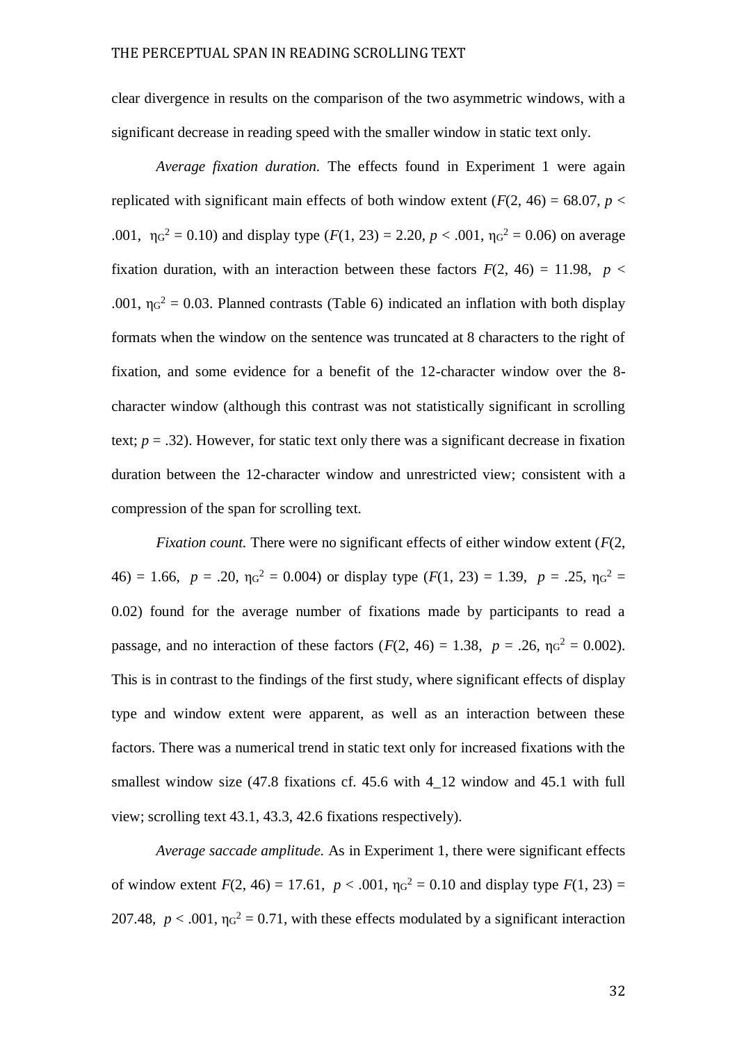clear divergence in results on the comparison of the two asymmetric windows, with a significant decrease in reading speed with the smaller window in static text only.

*Average fixation duration.* The effects found in Experiment 1 were again replicated with significant main effects of both window extent ($F(2, 46) = 68.07$, $p < .001$, $\eta_G^2 = 0.10$) and display type ($F(1, 23) = 2.20$, $p < .001$, $\eta_G^2 = 0.06$) on average fixation duration, with an interaction between these factors $F(2, 46) = 11.98$, $p < .001$, $\eta_G^2 = 0.03$. Planned contrasts (Table 6) indicated an inflation with both display formats when the window on the sentence was truncated at 8 characters to the right of fixation, and some evidence for a benefit of the 12-character window over the 8-character window (although this contrast was not statistically significant in scrolling text; $p = .32$). However, for static text only there was a significant decrease in fixation duration between the 12-character window and unrestricted view; consistent with a compression of the span for scrolling text.

*Fixation count.* There were no significant effects of either window extent ($F(2, 46) = 1.66$, $p = .20$, $\eta_G^2 = 0.004$) or display type ($F(1, 23) = 1.39$, $p = .25$, $\eta_G^2 = 0.02$) found for the average number of fixations made by participants to read a passage, and no interaction of these factors ($F(2, 46) = 1.38$, $p = .26$, $\eta_G^2 = 0.002$). This is in contrast to the findings of the first study, where significant effects of display type and window extent were apparent, as well as an interaction between these factors. There was a numerical trend in static text only for increased fixations with the smallest window size (47.8 fixations cf. 45.6 with 4_12 window and 45.1 with full view; scrolling text 43.1, 43.3, 42.6 fixations respectively).

*Average saccade amplitude.* As in Experiment 1, there were significant effects of window extent $F(2, 46) = 17.61$, $p < .001$, $\eta_G^2 = 0.10$ and display type $F(1, 23) = 207.48$, $p < .001$, $\eta_G^2 = 0.71$, with these effects modulated by a significant interaction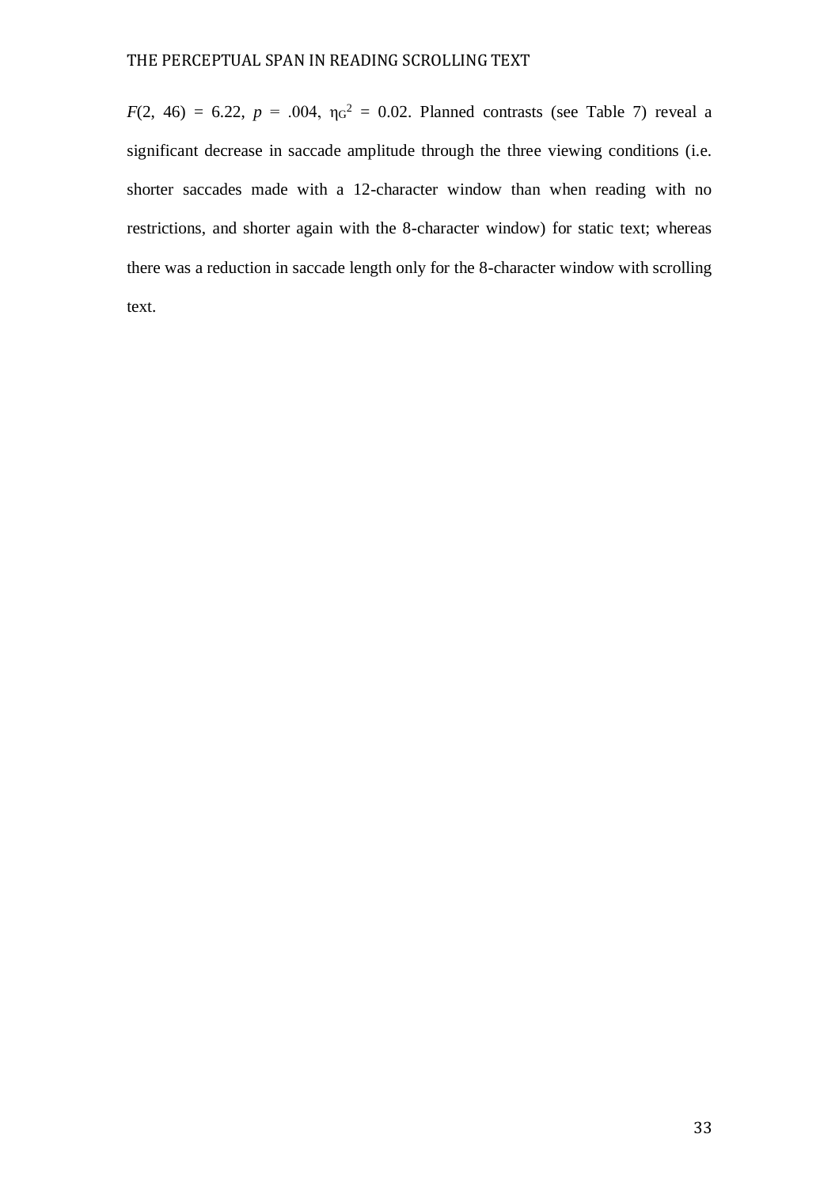$F(2, 46) = 6.22$, $p = .004$, $\eta_G^2 = 0.02$. Planned contrasts (see Table 7) reveal a significant decrease in saccade amplitude through the three viewing conditions (i.e. shorter saccades made with a 12-character window than when reading with no restrictions, and shorter again with the 8-character window) for static text; whereas there was a reduction in saccade length only for the 8-character window with scrolling text.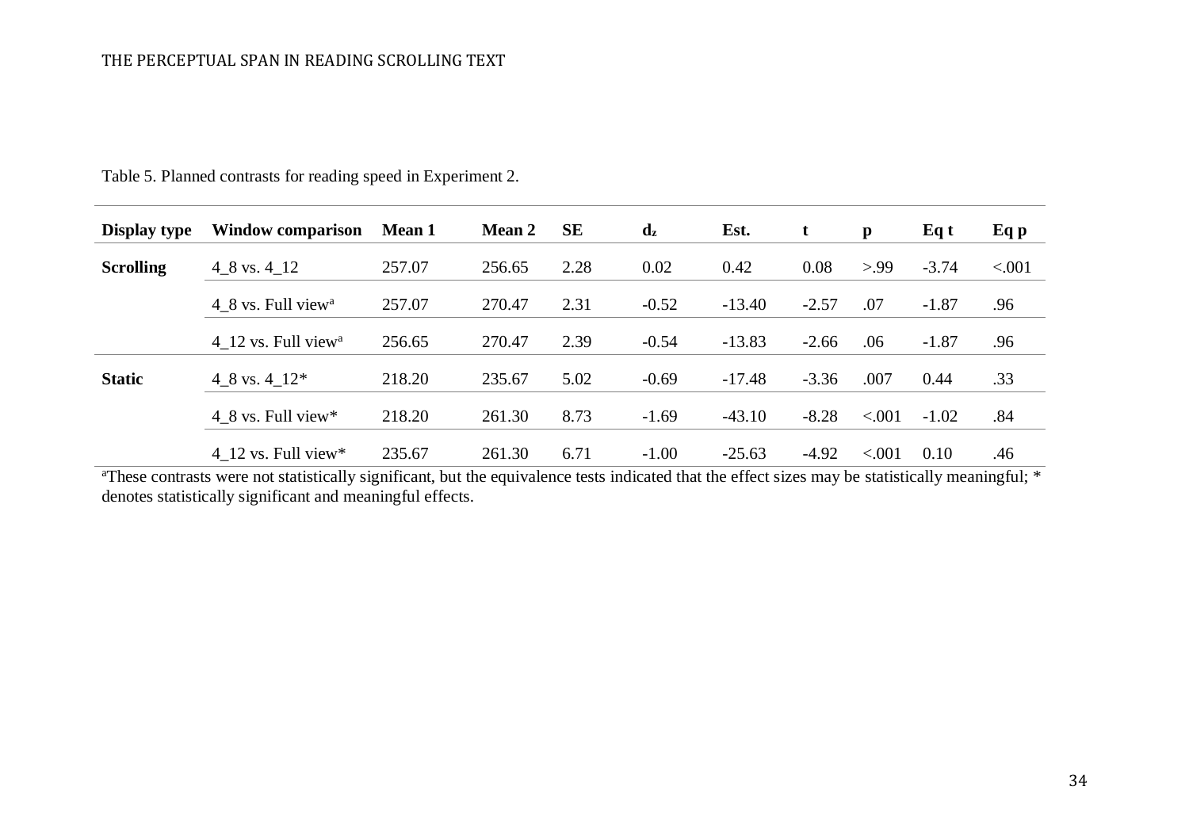Table 5. Planned contrasts for reading speed in Experiment 2.

| Display type | Window comparison | Mean 1 | Mean 2 | SE | $d_z$ | Est. | t | p | Eq t | Eq p |
|---|---|---|---|---|---|---|---|---|---|---|
| **Scrolling** | 4_8 vs. 4_12 | 257.07 | 256.65 | 2.28 | 0.02 | 0.42 | 0.08 | >.99 | -3.74 | <.001 |
| | 4_8 vs. Full view[a] | 257.07 | 270.47 | 2.31 | -0.52 | -13.40 | -2.57 | .07 | -1.87 | .96 |
| | 4_12 vs. Full view[a] | 256.65 | 270.47 | 2.39 | -0.54 | -13.83 | -2.66 | .06 | -1.87 | .96 |
| **Static** | 4_8 vs. 4_12* | 218.20 | 235.67 | 5.02 | -0.69 | -17.48 | -3.36 | .007 | 0.44 | .33 |
| | 4_8 vs. Full view* | 218.20 | 261.30 | 8.73 | -1.69 | -43.10 | -8.28 | <.001 | -1.02 | .84 |
| | 4_12 vs. Full view* | 235.67 | 261.30 | 6.71 | -1.00 | -25.63 | -4.92 | <.001 | 0.10 | .46 |

[a]These contrasts were not statistically significant, but the equivalence tests indicated that the effect sizes may be statistically meaningful; * denotes statistically significant and meaningful effects.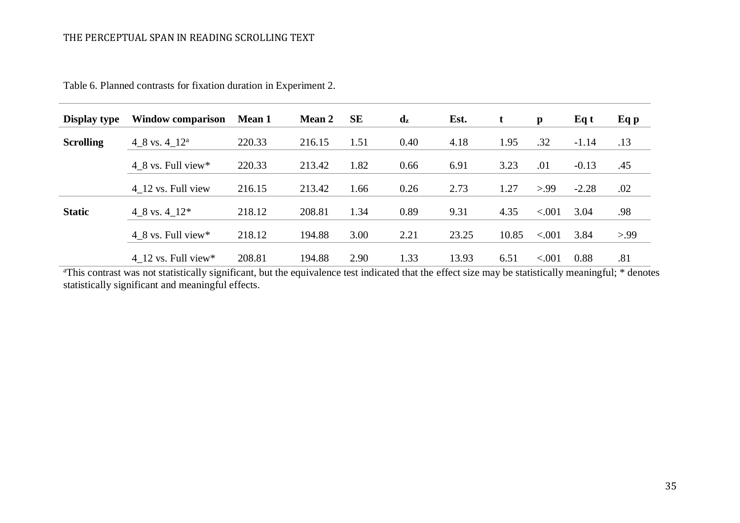Table 6. Planned contrasts for fixation duration in Experiment 2.

| Display type | Window comparison | Mean 1 | Mean 2 | SE | $d_z$ | Est. | t | p | Eq t | Eq p |
|---|---|---|---|---|---|---|---|---|---|---|
| **Scrolling** | 4_8 vs. 4_12[a] | 220.33 | 216.15 | 1.51 | 0.40 | 4.18 | 1.95 | .32 | -1.14 | .13 |
| | 4_8 vs. Full view* | 220.33 | 213.42 | 1.82 | 0.66 | 6.91 | 3.23 | .01 | -0.13 | .45 |
| | 4_12 vs. Full view | 216.15 | 213.42 | 1.66 | 0.26 | 2.73 | 1.27 | >.99 | -2.28 | .02 |
| **Static** | 4_8 vs. 4_12* | 218.12 | 208.81 | 1.34 | 0.89 | 9.31 | 4.35 | <.001 | 3.04 | .98 |
| | 4_8 vs. Full view* | 218.12 | 194.88 | 3.00 | 2.21 | 23.25 | 10.85 | <.001 | 3.84 | >.99 |
| | 4_12 vs. Full view* | 208.81 | 194.88 | 2.90 | 1.33 | 13.93 | 6.51 | <.001 | 0.88 | .81 |

[a]This contrast was not statistically significant, but the equivalence test indicated that the effect size may be statistically meaningful; * denotes statistically significant and meaningful effects.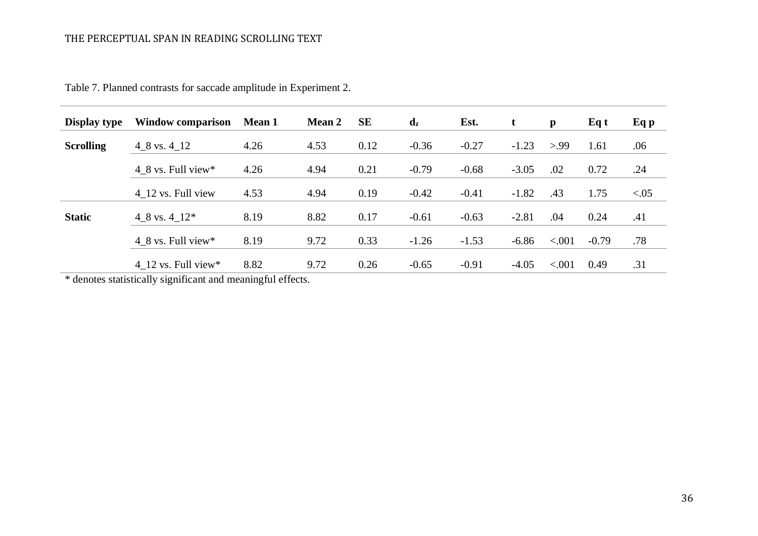Table 7. Planned contrasts for saccade amplitude in Experiment 2.

| Display type | Window comparison | Mean 1 | Mean 2 | SE | $d_z$ | Est. | t | p | Eq t | Eq p |
|---|---|---|---|---|---|---|---|---|---|---|
| **Scrolling** | 4_8 vs. 4_12 | 4.26 | 4.53 | 0.12 | -0.36 | -0.27 | -1.23 | >.99 | 1.61 | .06 |
| | 4_8 vs. Full view* | 4.26 | 4.94 | 0.21 | -0.79 | -0.68 | -3.05 | .02 | 0.72 | .24 |
| | 4_12 vs. Full view | 4.53 | 4.94 | 0.19 | -0.42 | -0.41 | -1.82 | .43 | 1.75 | <.05 |
| **Static** | 4_8 vs. 4_12* | 8.19 | 8.82 | 0.17 | -0.61 | -0.63 | -2.81 | .04 | 0.24 | .41 |
| | 4_8 vs. Full view* | 8.19 | 9.72 | 0.33 | -1.26 | -1.53 | -6.86 | <.001 | -0.79 | .78 |
| | 4_12 vs. Full view* | 8.82 | 9.72 | 0.26 | -0.65 | -0.91 | -4.05 | <.001 | 0.49 | .31 |

* denotes statistically significant and meaningful effects.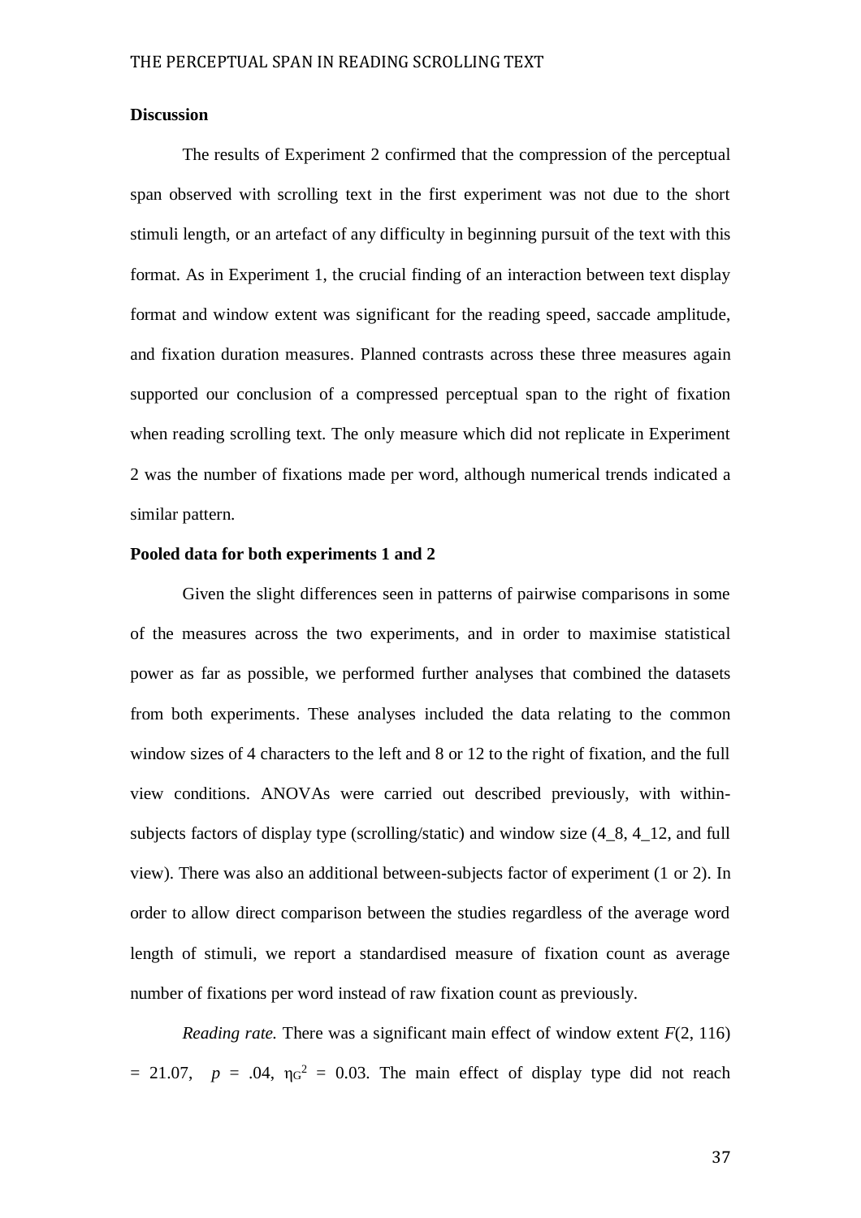**Discussion**

The results of Experiment 2 confirmed that the compression of the perceptual span observed with scrolling text in the first experiment was not due to the short stimuli length, or an artefact of any difficulty in beginning pursuit of the text with this format. As in Experiment 1, the crucial finding of an interaction between text display format and window extent was significant for the reading speed, saccade amplitude, and fixation duration measures. Planned contrasts across these three measures again supported our conclusion of a compressed perceptual span to the right of fixation when reading scrolling text. The only measure which did not replicate in Experiment 2 was the number of fixations made per word, although numerical trends indicated a similar pattern.

**Pooled data for both experiments 1 and 2**

Given the slight differences seen in patterns of pairwise comparisons in some of the measures across the two experiments, and in order to maximise statistical power as far as possible, we performed further analyses that combined the datasets from both experiments. These analyses included the data relating to the common window sizes of 4 characters to the left and 8 or 12 to the right of fixation, and the full view conditions. ANOVAs were carried out described previously, with within-subjects factors of display type (scrolling/static) and window size (4_8, 4_12, and full view). There was also an additional between-subjects factor of experiment (1 or 2). In order to allow direct comparison between the studies regardless of the average word length of stimuli, we report a standardised measure of fixation count as average number of fixations per word instead of raw fixation count as previously.

*Reading rate.* There was a significant main effect of window extent $F(2, 116) = 21.07$, $p = .04$, $\eta_G^2 = 0.03$. The main effect of display type did not reach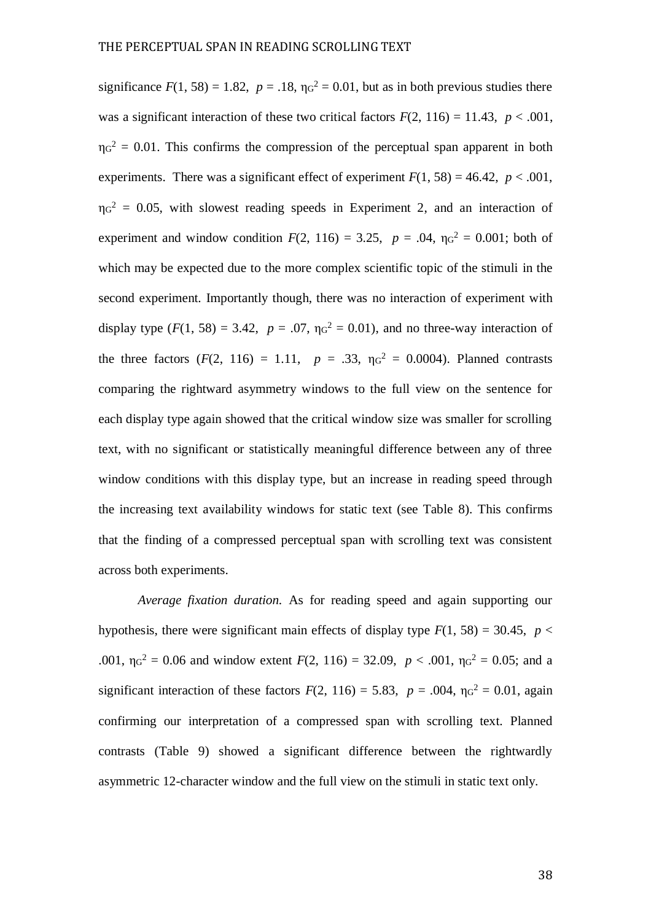significance $F(1, 58) = 1.82$, $p = .18$, $\eta_G^2 = 0.01$, but as in both previous studies there was a significant interaction of these two critical factors $F(2, 116) = 11.43$, $p < .001$, $\eta_G^2 = 0.01$. This confirms the compression of the perceptual span apparent in both experiments. There was a significant effect of experiment $F(1, 58) = 46.42$, $p < .001$, $\eta_G^2 = 0.05$, with slowest reading speeds in Experiment 2, and an interaction of experiment and window condition $F(2, 116) = 3.25$, $p = .04$, $\eta_G^2 = 0.001$; both of which may be expected due to the more complex scientific topic of the stimuli in the second experiment. Importantly though, there was no interaction of experiment with display type ($F(1, 58) = 3.42$, $p = .07$, $\eta_G^2 = 0.01$), and no three-way interaction of the three factors ($F(2, 116) = 1.11$, $p = .33$, $\eta_G^2 = 0.0004$). Planned contrasts comparing the rightward asymmetry windows to the full view on the sentence for each display type again showed that the critical window size was smaller for scrolling text, with no significant or statistically meaningful difference between any of three window conditions with this display type, but an increase in reading speed through the increasing text availability windows for static text (see Table 8). This confirms that the finding of a compressed perceptual span with scrolling text was consistent across both experiments.

*Average fixation duration.* As for reading speed and again supporting our hypothesis, there were significant main effects of display type $F(1, 58) = 30.45$, $p < .001$, $\eta_G^2 = 0.06$ and window extent $F(2, 116) = 32.09$, $p < .001$, $\eta_G^2 = 0.05$; and a significant interaction of these factors $F(2, 116) = 5.83$, $p = .004$, $\eta_G^2 = 0.01$, again confirming our interpretation of a compressed span with scrolling text. Planned contrasts (Table 9) showed a significant difference between the rightwardly asymmetric 12-character window and the full view on the stimuli in static text only.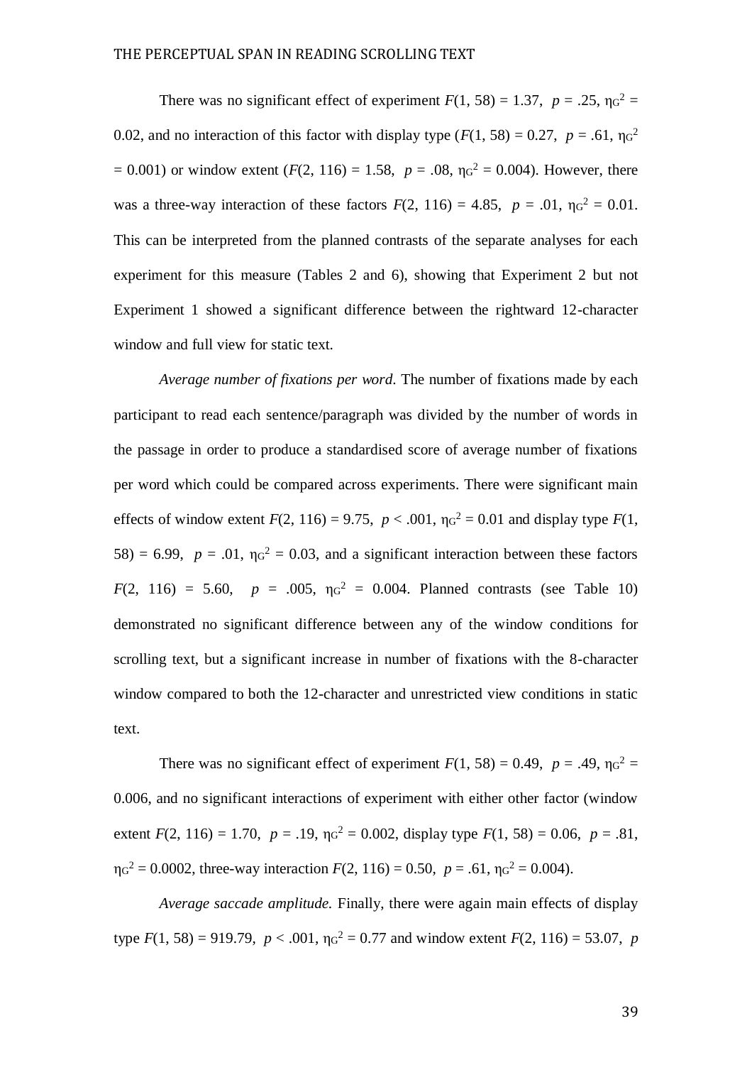There was no significant effect of experiment $F(1, 58) = 1.37$, $p = .25$, $\eta_G^2 = 0.02$, and no interaction of this factor with display type ($F(1, 58) = 0.27$, $p = .61$, $\eta_G^2 = 0.001$) or window extent ($F(2, 116) = 1.58$, $p = .08$, $\eta_G^2 = 0.004$). However, there was a three-way interaction of these factors $F(2, 116) = 4.85$, $p = .01$, $\eta_G^2 = 0.01$. This can be interpreted from the planned contrasts of the separate analyses for each experiment for this measure (Tables 2 and 6), showing that Experiment 2 but not Experiment 1 showed a significant difference between the rightward 12-character window and full view for static text.

*Average number of fixations per word*. The number of fixations made by each participant to read each sentence/paragraph was divided by the number of words in the passage in order to produce a standardised score of average number of fixations per word which could be compared across experiments. There were significant main effects of window extent $F(2, 116) = 9.75$, $p < .001$, $\eta_G^2 = 0.01$ and display type $F(1, 58) = 6.99$, $p = .01$, $\eta_G^2 = 0.03$, and a significant interaction between these factors $F(2, 116) = 5.60$, $p = .005$, $\eta_G^2 = 0.004$. Planned contrasts (see Table 10) demonstrated no significant difference between any of the window conditions for scrolling text, but a significant increase in number of fixations with the 8-character window compared to both the 12-character and unrestricted view conditions in static text.

There was no significant effect of experiment $F(1, 58) = 0.49$, $p = .49$, $\eta_G^2 = 0.006$, and no significant interactions of experiment with either other factor (window extent $F(2, 116) = 1.70$, $p = .19$, $\eta_G^2 = 0.002$, display type $F(1, 58) = 0.06$, $p = .81$, $\eta_G^2 = 0.0002$, three-way interaction $F(2, 116) = 0.50$, $p = .61$, $\eta_G^2 = 0.004$).

*Average saccade amplitude.* Finally, there were again main effects of display type $F(1, 58) = 919.79$, $p < .001$, $\eta_G^2 = 0.77$ and window extent $F(2, 116) = 53.07$, $p$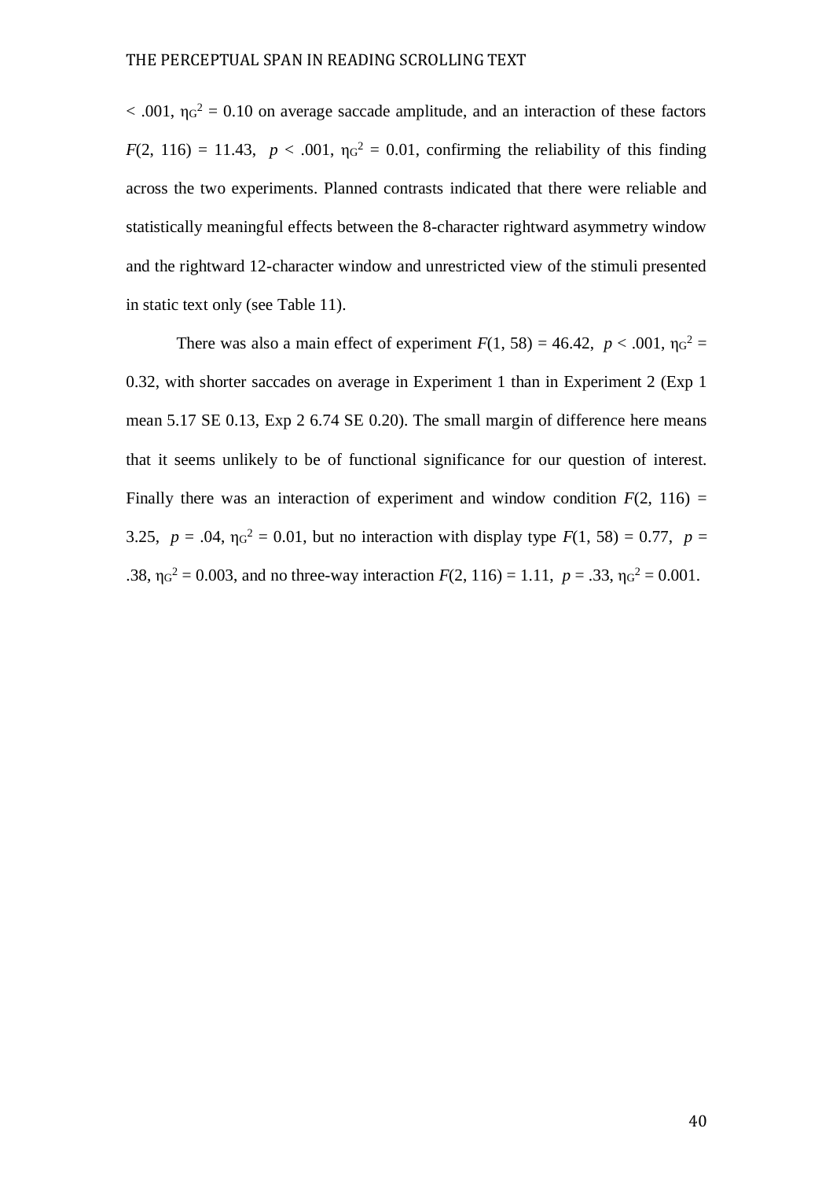$< .001$, $\eta_G^2 = 0.10$ on average saccade amplitude, and an interaction of these factors $F(2, 116) = 11.43$, $p < .001$, $\eta_G^2 = 0.01$, confirming the reliability of this finding across the two experiments. Planned contrasts indicated that there were reliable and statistically meaningful effects between the 8-character rightward asymmetry window and the rightward 12-character window and unrestricted view of the stimuli presented in static text only (see Table 11).

There was also a main effect of experiment $F(1, 58) = 46.42$, $p < .001$, $\eta_G^2 = 0.32$, with shorter saccades on average in Experiment 1 than in Experiment 2 (Exp 1 mean 5.17 SE 0.13, Exp 2 6.74 SE 0.20). The small margin of difference here means that it seems unlikely to be of functional significance for our question of interest. Finally there was an interaction of experiment and window condition $F(2, 116) = 3.25$, $p = .04$, $\eta_G^2 = 0.01$, but no interaction with display type $F(1, 58) = 0.77$, $p = .38$, $\eta_G^2 = 0.003$, and no three-way interaction $F(2, 116) = 1.11$, $p = .33$, $\eta_G^2 = 0.001$.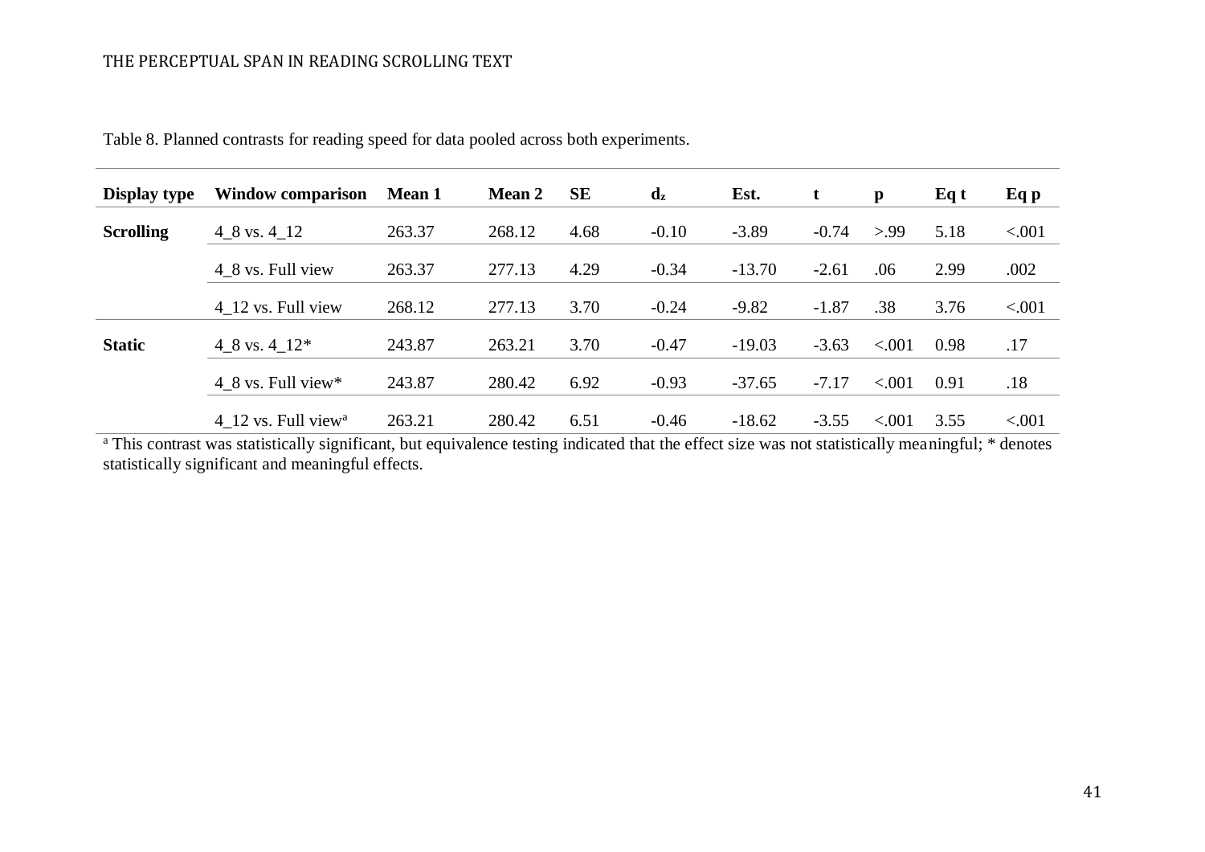Table 8. Planned contrasts for reading speed for data pooled across both experiments.

| Display type | Window comparison | Mean 1 | Mean 2 | SE | $d_z$ | Est. | t | p | Eq t | Eq p |
|---|---|---|---|---|---|---|---|---|---|---|
| **Scrolling** | 4_8 vs. 4_12 | 263.37 | 268.12 | 4.68 | -0.10 | -3.89 | -0.74 | >.99 | 5.18 | <.001 |
| | 4_8 vs. Full view | 263.37 | 277.13 | 4.29 | -0.34 | -13.70 | -2.61 | .06 | 2.99 | .002 |
| | 4_12 vs. Full view | 268.12 | 277.13 | 3.70 | -0.24 | -9.82 | -1.87 | .38 | 3.76 | <.001 |
| **Static** | 4_8 vs. 4_12* | 243.87 | 263.21 | 3.70 | -0.47 | -19.03 | -3.63 | <.001 | 0.98 | .17 |
| | 4_8 vs. Full view* | 243.87 | 280.42 | 6.92 | -0.93 | -37.65 | -7.17 | <.001 | 0.91 | .18 |
| | 4_12 vs. Full view[a] | 263.21 | 280.42 | 6.51 | -0.46 | -18.62 | -3.55 | <.001 | 3.55 | <.001 |

[a] This contrast was statistically significant, but equivalence testing indicated that the effect size was not statistically meaningful; * denotes statistically significant and meaningful effects.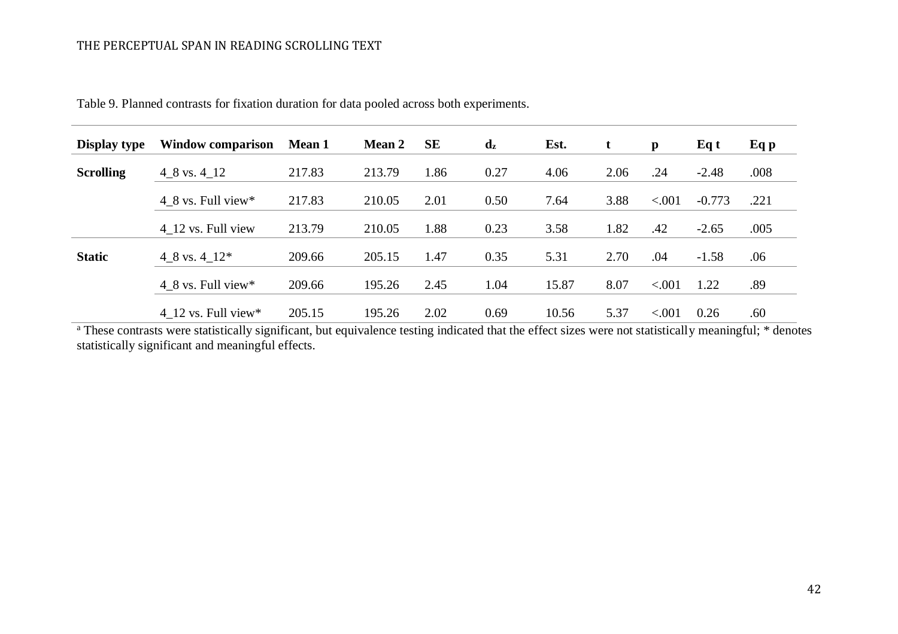Table 9. Planned contrasts for fixation duration for data pooled across both experiments.

| Display type | Window comparison | Mean 1 | Mean 2 | SE | $d_z$ | Est. | t | p | Eq t | Eq p |
|---|---|---|---|---|---|---|---|---|---|---|
| **Scrolling** | 4_8 vs. 4_12 | 217.83 | 213.79 | 1.86 | 0.27 | 4.06 | 2.06 | .24 | -2.48 | .008 |
| | 4_8 vs. Full view* | 217.83 | 210.05 | 2.01 | 0.50 | 7.64 | 3.88 | <.001 | -0.773 | .221 |
| | 4_12 vs. Full view | 213.79 | 210.05 | 1.88 | 0.23 | 3.58 | 1.82 | .42 | -2.65 | .005 |
| **Static** | 4_8 vs. 4_12* | 209.66 | 205.15 | 1.47 | 0.35 | 5.31 | 2.70 | .04 | -1.58 | .06 |
| | 4_8 vs. Full view* | 209.66 | 195.26 | 2.45 | 1.04 | 15.87 | 8.07 | <.001 | 1.22 | .89 |
| | 4_12 vs. Full view* | 205.15 | 195.26 | 2.02 | 0.69 | 10.56 | 5.37 | <.001 | 0.26 | .60 |

[a] These contrasts were statistically significant, but equivalence testing indicated that the effect sizes were not statistically meaningful; * denotes statistically significant and meaningful effects.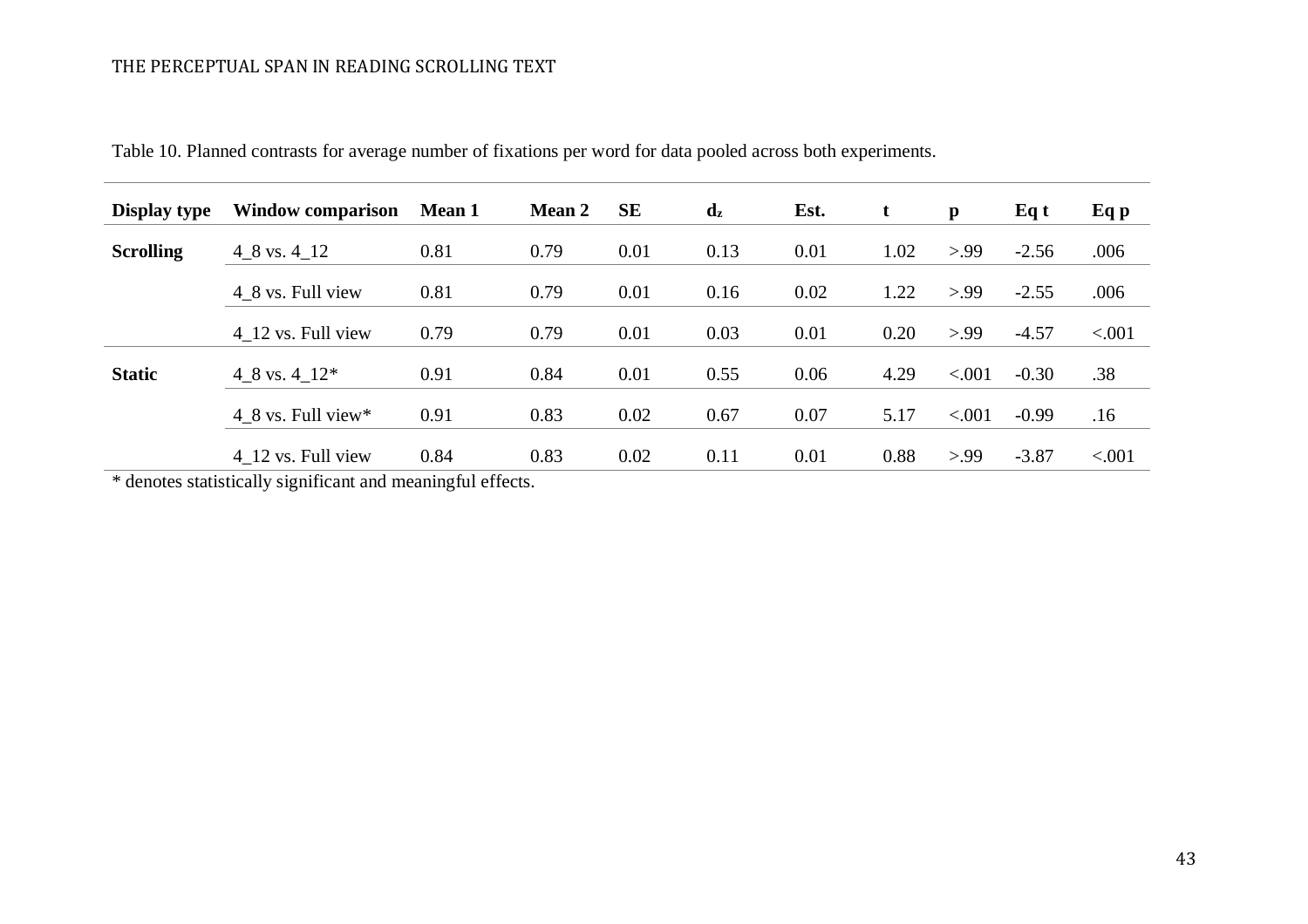Table 10. Planned contrasts for average number of fixations per word for data pooled across both experiments.

| Display type | Window comparison | Mean 1 | Mean 2 | SE | $d_z$ | Est. | t | p | Eq t | Eq p |
|---|---|---|---|---|---|---|---|---|---|---|
| **Scrolling** | 4_8 vs. 4_12 | 0.81 | 0.79 | 0.01 | 0.13 | 0.01 | 1.02 | >.99 | -2.56 | .006 |
| | 4_8 vs. Full view | 0.81 | 0.79 | 0.01 | 0.16 | 0.02 | 1.22 | >.99 | -2.55 | .006 |
| | 4_12 vs. Full view | 0.79 | 0.79 | 0.01 | 0.03 | 0.01 | 0.20 | >.99 | -4.57 | <.001 |
| **Static** | 4_8 vs. 4_12* | 0.91 | 0.84 | 0.01 | 0.55 | 0.06 | 4.29 | <.001 | -0.30 | .38 |
| | 4_8 vs. Full view* | 0.91 | 0.83 | 0.02 | 0.67 | 0.07 | 5.17 | <.001 | -0.99 | .16 |
| | 4_12 vs. Full view | 0.84 | 0.83 | 0.02 | 0.11 | 0.01 | 0.88 | >.99 | -3.87 | <.001 |

* denotes statistically significant and meaningful effects.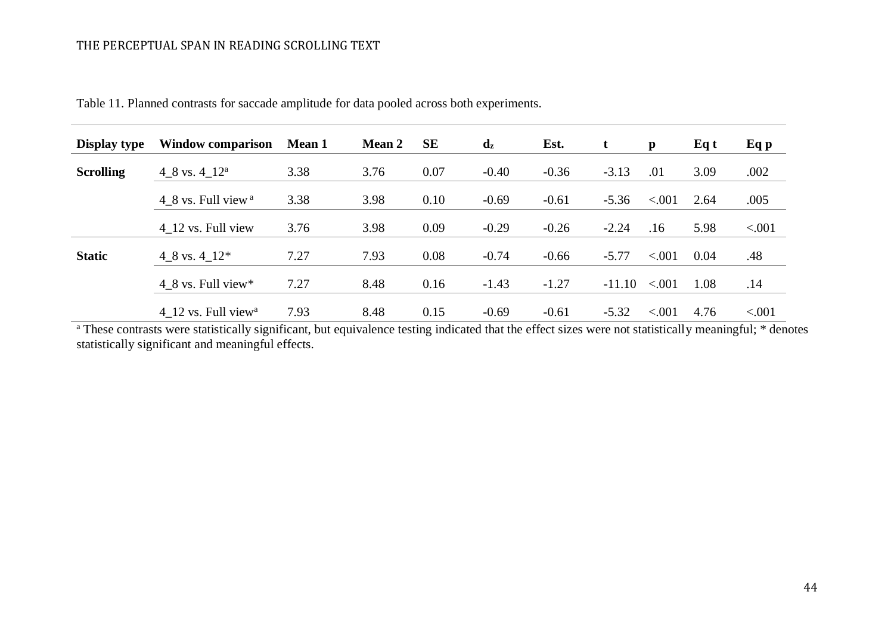Table 11. Planned contrasts for saccade amplitude for data pooled across both experiments.

| Display type | Window comparison | Mean 1 | Mean 2 | SE | $d_z$ | Est. | t | p | Eq t | Eq p |
|---|---|---|---|---|---|---|---|---|---|---|
| **Scrolling** | 4_8 vs. 4_12[a] | 3.38 | 3.76 | 0.07 | -0.40 | -0.36 | -3.13 | .01 | 3.09 | .002 |
| | 4_8 vs. Full view [a] | 3.38 | 3.98 | 0.10 | -0.69 | -0.61 | -5.36 | <.001 | 2.64 | .005 |
| | 4_12 vs. Full view | 3.76 | 3.98 | 0.09 | -0.29 | -0.26 | -2.24 | .16 | 5.98 | <.001 |
| **Static** | 4_8 vs. 4_12* | 7.27 | 7.93 | 0.08 | -0.74 | -0.66 | -5.77 | <.001 | 0.04 | .48 |
| | 4_8 vs. Full view* | 7.27 | 8.48 | 0.16 | -1.43 | -1.27 | -11.10 | <.001 | 1.08 | .14 |
| | 4_12 vs. Full view[a] | 7.93 | 8.48 | 0.15 | -0.69 | -0.61 | -5.32 | <.001 | 4.76 | <.001 |

[a] These contrasts were statistically significant, but equivalence testing indicated that the effect sizes were not statistically meaningful; * denotes statistically significant and meaningful effects.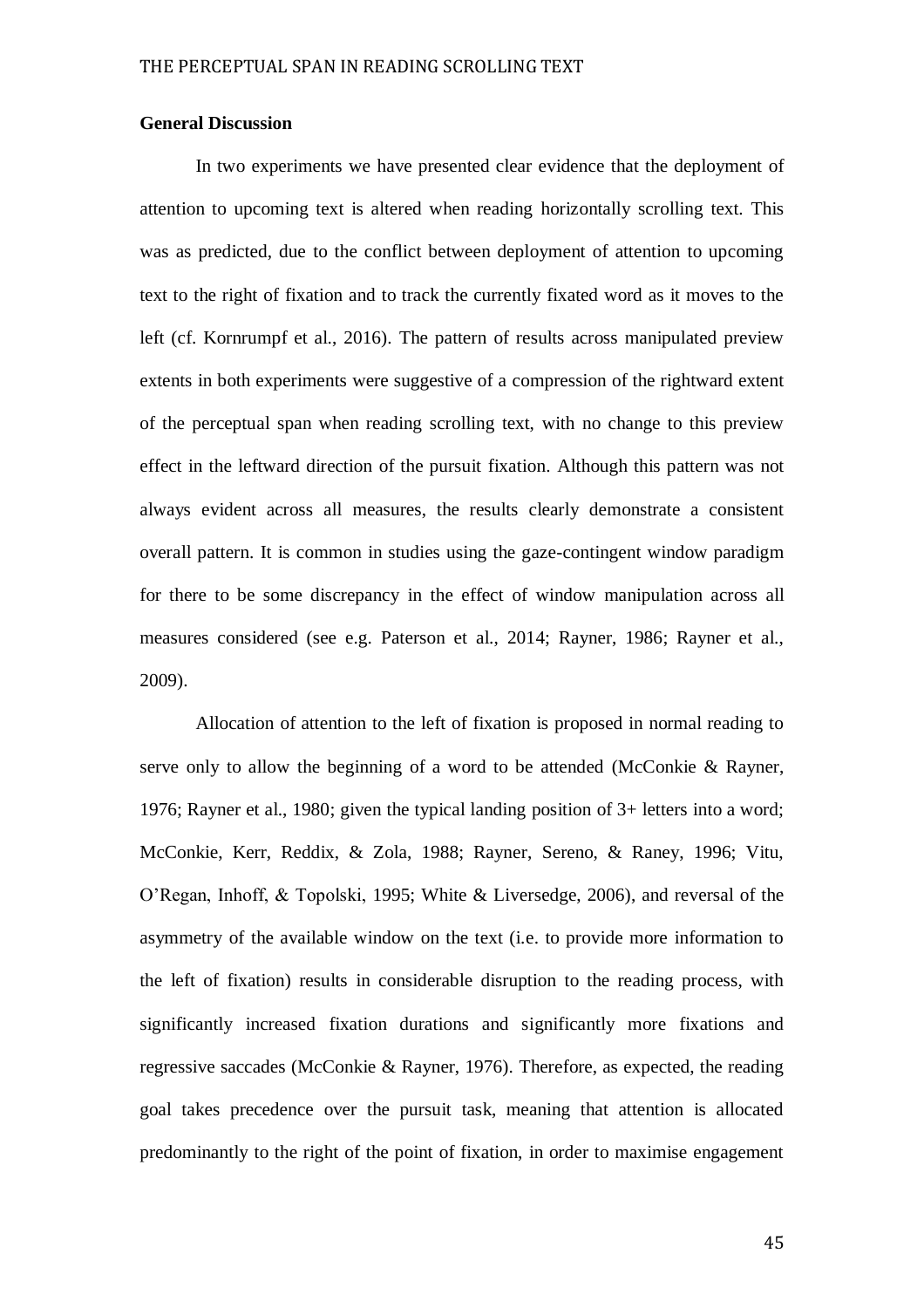## General Discussion

In two experiments we have presented clear evidence that the deployment of attention to upcoming text is altered when reading horizontally scrolling text. This was as predicted, due to the conflict between deployment of attention to upcoming text to the right of fixation and to track the currently fixated word as it moves to the left (cf. Kornrumpf et al., 2016). The pattern of results across manipulated preview extents in both experiments were suggestive of a compression of the rightward extent of the perceptual span when reading scrolling text, with no change to this preview effect in the leftward direction of the pursuit fixation. Although this pattern was not always evident across all measures, the results clearly demonstrate a consistent overall pattern. It is common in studies using the gaze-contingent window paradigm for there to be some discrepancy in the effect of window manipulation across all measures considered (see e.g. Paterson et al., 2014; Rayner, 1986; Rayner et al., 2009).

Allocation of attention to the left of fixation is proposed in normal reading to serve only to allow the beginning of a word to be attended (McConkie & Rayner, 1976; Rayner et al., 1980; given the typical landing position of 3+ letters into a word; McConkie, Kerr, Reddix, & Zola, 1988; Rayner, Sereno, & Raney, 1996; Vitu, O'Regan, Inhoff, & Topolski, 1995; White & Liversedge, 2006), and reversal of the asymmetry of the available window on the text (i.e. to provide more information to the left of fixation) results in considerable disruption to the reading process, with significantly increased fixation durations and significantly more fixations and regressive saccades (McConkie & Rayner, 1976). Therefore, as expected, the reading goal takes precedence over the pursuit task, meaning that attention is allocated predominantly to the right of the point of fixation, in order to maximise engagement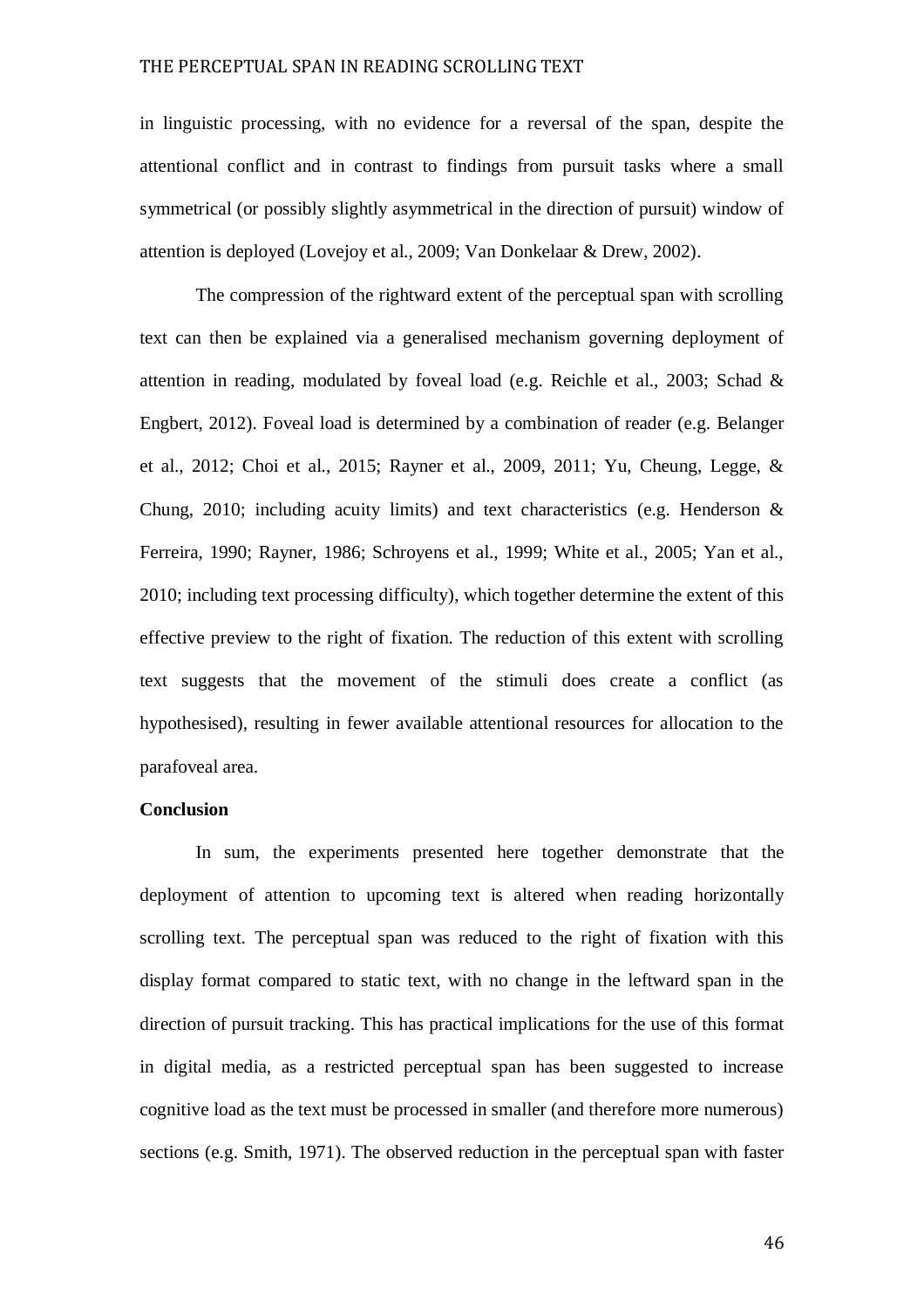in linguistic processing, with no evidence for a reversal of the span, despite the attentional conflict and in contrast to findings from pursuit tasks where a small symmetrical (or possibly slightly asymmetrical in the direction of pursuit) window of attention is deployed (Lovejoy et al., 2009; Van Donkelaar & Drew, 2002).

The compression of the rightward extent of the perceptual span with scrolling text can then be explained via a generalised mechanism governing deployment of attention in reading, modulated by foveal load (e.g. Reichle et al., 2003; Schad & Engbert, 2012). Foveal load is determined by a combination of reader (e.g. Belanger et al., 2012; Choi et al., 2015; Rayner et al., 2009, 2011; Yu, Cheung, Legge, & Chung, 2010; including acuity limits) and text characteristics (e.g. Henderson & Ferreira, 1990; Rayner, 1986; Schroyens et al., 1999; White et al., 2005; Yan et al., 2010; including text processing difficulty), which together determine the extent of this effective preview to the right of fixation. The reduction of this extent with scrolling text suggests that the movement of the stimuli does create a conflict (as hypothesised), resulting in fewer available attentional resources for allocation to the parafoveal area.

**Conclusion**

In sum, the experiments presented here together demonstrate that the deployment of attention to upcoming text is altered when reading horizontally scrolling text. The perceptual span was reduced to the right of fixation with this display format compared to static text, with no change in the leftward span in the direction of pursuit tracking. This has practical implications for the use of this format in digital media, as a restricted perceptual span has been suggested to increase cognitive load as the text must be processed in smaller (and therefore more numerous) sections (e.g. Smith, 1971). The observed reduction in the perceptual span with faster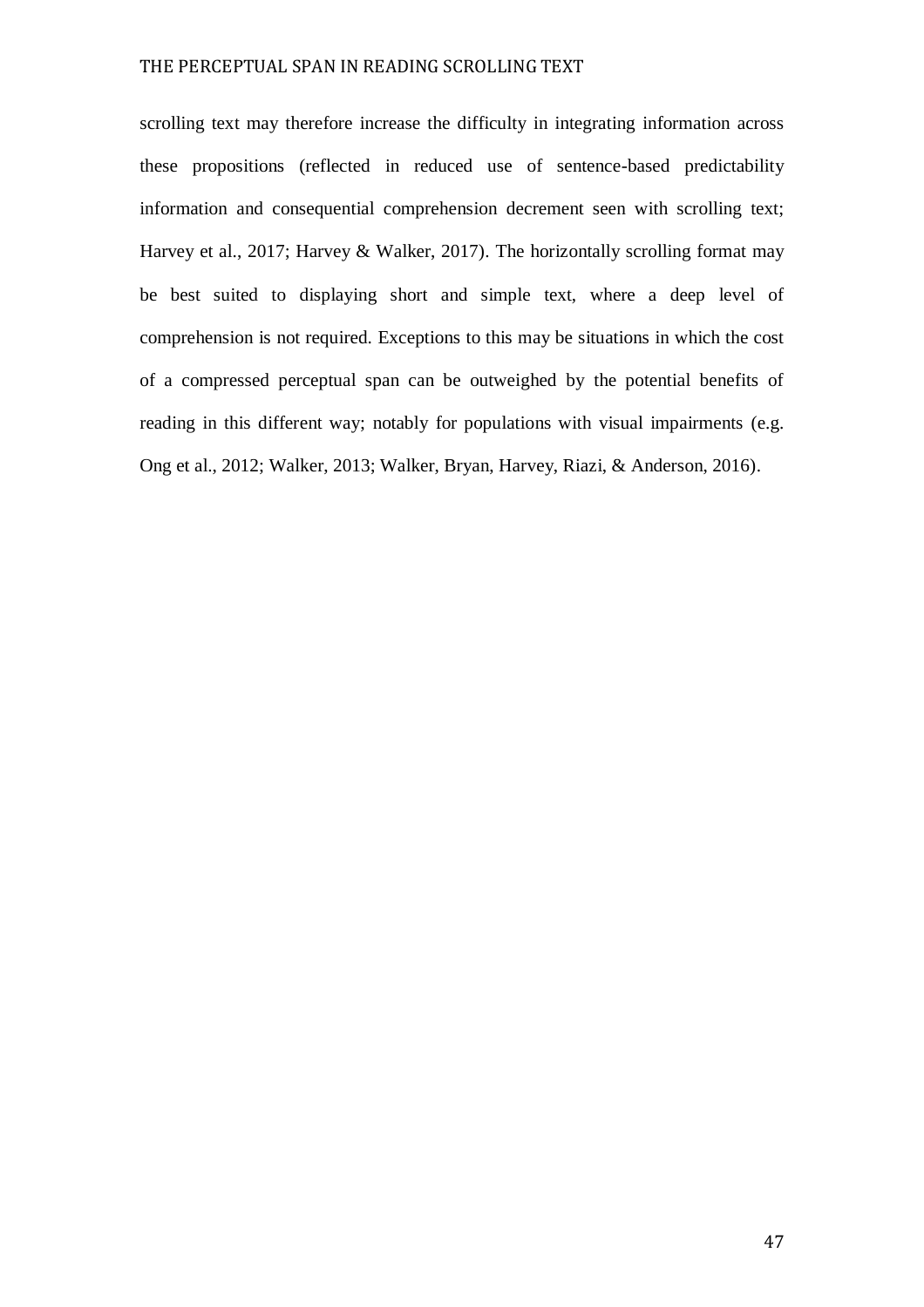scrolling text may therefore increase the difficulty in integrating information across these propositions (reflected in reduced use of sentence-based predictability information and consequential comprehension decrement seen with scrolling text; Harvey et al., 2017; Harvey & Walker, 2017). The horizontally scrolling format may be best suited to displaying short and simple text, where a deep level of comprehension is not required. Exceptions to this may be situations in which the cost of a compressed perceptual span can be outweighed by the potential benefits of reading in this different way; notably for populations with visual impairments (e.g. Ong et al., 2012; Walker, 2013; Walker, Bryan, Harvey, Riazi, & Anderson, 2016).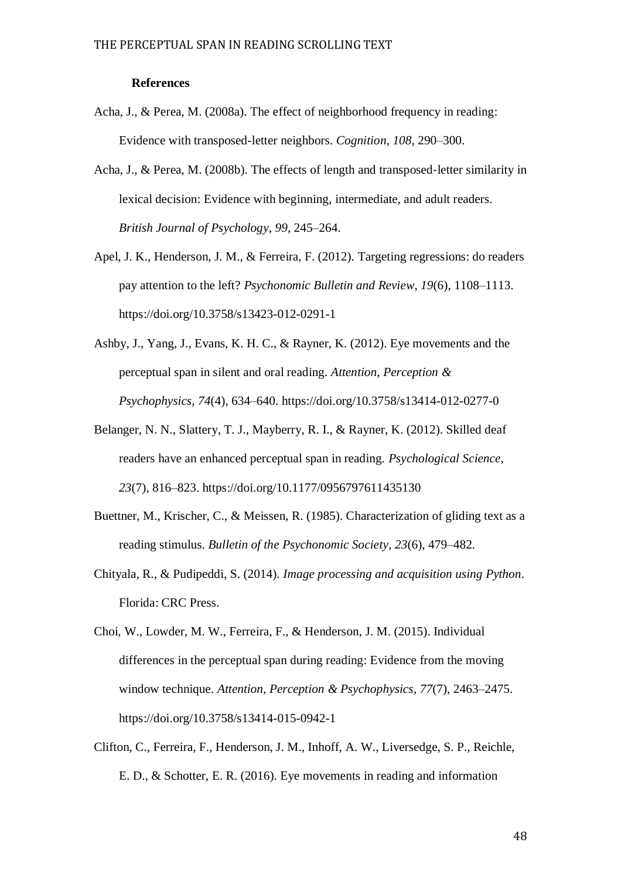**References**

Acha, J., & Perea, M. (2008a). The effect of neighborhood frequency in reading: Evidence with transposed-letter neighbors. *Cognition*, *108*, 290–300.

Acha, J., & Perea, M. (2008b). The effects of length and transposed-letter similarity in lexical decision: Evidence with beginning, intermediate, and adult readers. *British Journal of Psychology*, *99*, 245–264.

Apel, J. K., Henderson, J. M., & Ferreira, F. (2012). Targeting regressions: do readers pay attention to the left? *Psychonomic Bulletin and Review*, *19*(6), 1108–1113. https://doi.org/10.3758/s13423-012-0291-1

Ashby, J., Yang, J., Evans, K. H. C., & Rayner, K. (2012). Eye movements and the perceptual span in silent and oral reading. *Attention, Perception & Psychophysics*, *74*(4), 634–640. https://doi.org/10.3758/s13414-012-0277-0

Belanger, N. N., Slattery, T. J., Mayberry, R. I., & Rayner, K. (2012). Skilled deaf readers have an enhanced perceptual span in reading. *Psychological Science*, *23*(7), 816–823. https://doi.org/10.1177/0956797611435130

Buettner, M., Krischer, C., & Meissen, R. (1985). Characterization of gliding text as a reading stimulus. *Bulletin of the Psychonomic Society*, *23*(6), 479–482.

Chityala, R., & Pudipeddi, S. (2014). *Image processing and acquisition using Python*. Florida: CRC Press.

Choi, W., Lowder, M. W., Ferreira, F., & Henderson, J. M. (2015). Individual differences in the perceptual span during reading: Evidence from the moving window technique. *Attention, Perception & Psychophysics*, *77*(7), 2463–2475. https://doi.org/10.3758/s13414-015-0942-1

Clifton, C., Ferreira, F., Henderson, J. M., Inhoff, A. W., Liversedge, S. P., Reichle, E. D., & Schotter, E. R. (2016). Eye movements in reading and information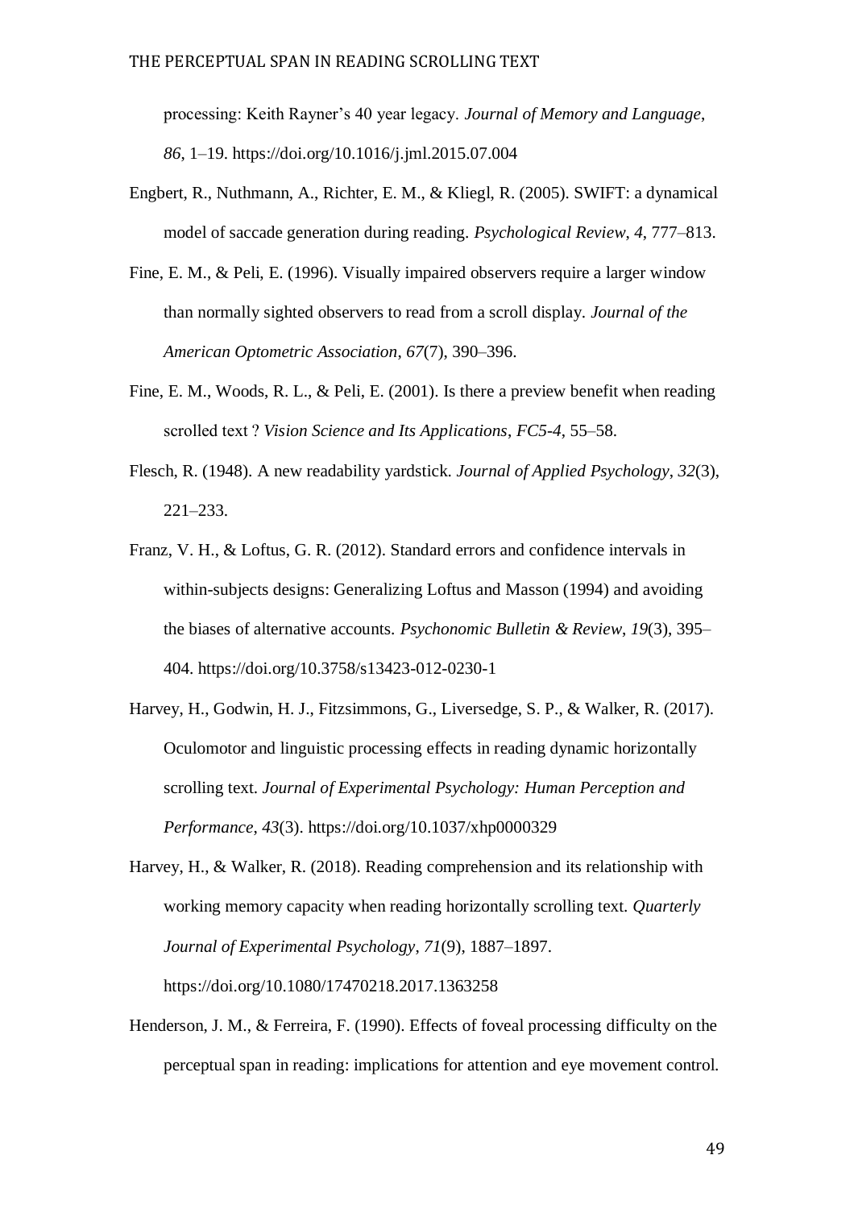processing: Keith Rayner's 40 year legacy. *Journal of Memory and Language*, *86*, 1–19. https://doi.org/10.1016/j.jml.2015.07.004

Engbert, R., Nuthmann, A., Richter, E. M., & Kliegl, R. (2005). SWIFT: a dynamical model of saccade generation during reading. *Psychological Review*, *4*, 777–813.

Fine, E. M., & Peli, E. (1996). Visually impaired observers require a larger window than normally sighted observers to read from a scroll display. *Journal of the American Optometric Association*, *67*(7), 390–396.

Fine, E. M., Woods, R. L., & Peli, E. (2001). Is there a preview benefit when reading scrolled text ? *Vision Science and Its Applications*, *FC5-4*, 55–58.

Flesch, R. (1948). A new readability yardstick. *Journal of Applied Psychology*, *32*(3), 221–233.

Franz, V. H., & Loftus, G. R. (2012). Standard errors and confidence intervals in within-subjects designs: Generalizing Loftus and Masson (1994) and avoiding the biases of alternative accounts. *Psychonomic Bulletin & Review*, *19*(3), 395–404. https://doi.org/10.3758/s13423-012-0230-1

Harvey, H., Godwin, H. J., Fitzsimmons, G., Liversedge, S. P., & Walker, R. (2017). Oculomotor and linguistic processing effects in reading dynamic horizontally scrolling text. *Journal of Experimental Psychology: Human Perception and Performance*, *43*(3). https://doi.org/10.1037/xhp0000329

Harvey, H., & Walker, R. (2018). Reading comprehension and its relationship with working memory capacity when reading horizontally scrolling text. *Quarterly Journal of Experimental Psychology*, *71*(9), 1887–1897. https://doi.org/10.1080/17470218.2017.1363258

Henderson, J. M., & Ferreira, F. (1990). Effects of foveal processing difficulty on the perceptual span in reading: implications for attention and eye movement control.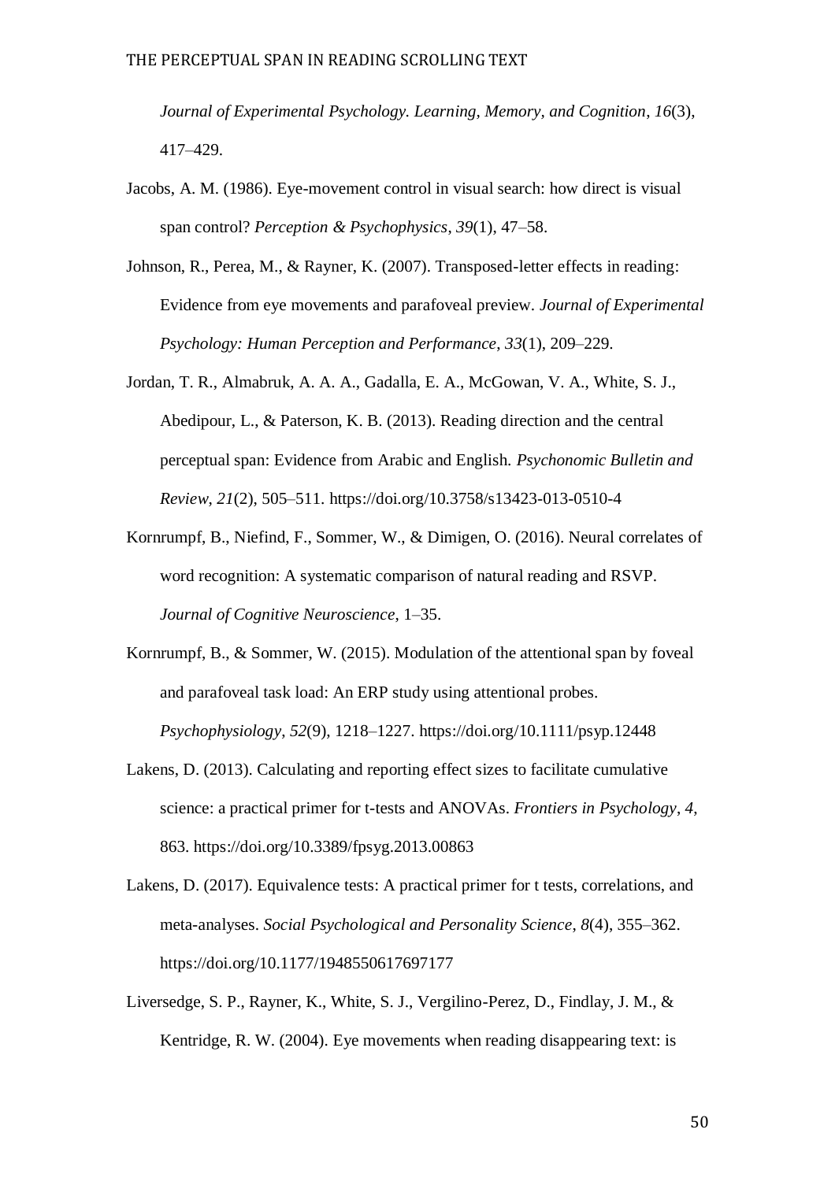*Journal of Experimental Psychology. Learning, Memory, and Cognition*, *16*(3), 417–429.

Jacobs, A. M. (1986). Eye-movement control in visual search: how direct is visual span control? *Perception & Psychophysics*, *39*(1), 47–58.

Johnson, R., Perea, M., & Rayner, K. (2007). Transposed-letter effects in reading: Evidence from eye movements and parafoveal preview. *Journal of Experimental Psychology: Human Perception and Performance*, *33*(1), 209–229.

Jordan, T. R., Almabruk, A. A. A., Gadalla, E. A., McGowan, V. A., White, S. J., Abedipour, L., & Paterson, K. B. (2013). Reading direction and the central perceptual span: Evidence from Arabic and English. *Psychonomic Bulletin and Review*, *21*(2), 505–511. https://doi.org/10.3758/s13423-013-0510-4

Kornrumpf, B., Niefind, F., Sommer, W., & Dimigen, O. (2016). Neural correlates of word recognition: A systematic comparison of natural reading and RSVP. *Journal of Cognitive Neuroscience*, 1–35.

Kornrumpf, B., & Sommer, W. (2015). Modulation of the attentional span by foveal and parafoveal task load: An ERP study using attentional probes. *Psychophysiology, 52*(9), 1218–1227. https://doi.org/10.1111/psyp.12448

Lakens, D. (2013). Calculating and reporting effect sizes to facilitate cumulative science: a practical primer for t-tests and ANOVAs. *Frontiers in Psychology*, *4*, 863. https://doi.org/10.3389/fpsyg.2013.00863

Lakens, D. (2017). Equivalence tests: A practical primer for t tests, correlations, and meta-analyses. *Social Psychological and Personality Science*, *8*(4), 355–362. https://doi.org/10.1177/1948550617697177

Liversedge, S. P., Rayner, K., White, S. J., Vergilino-Perez, D., Findlay, J. M., & Kentridge, R. W. (2004). Eye movements when reading disappearing text: is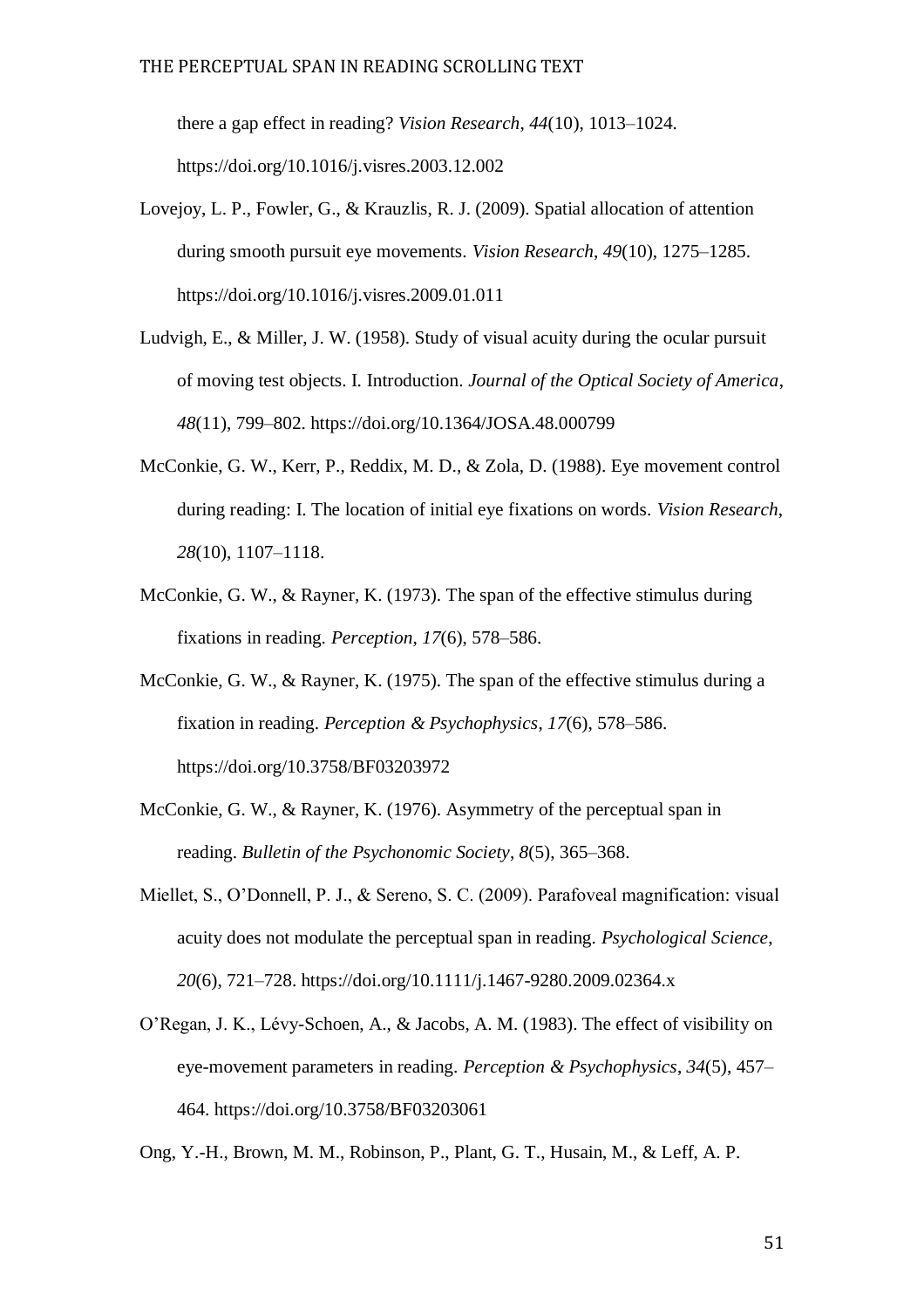there a gap effect in reading? *Vision Research*, *44*(10), 1013–1024. https://doi.org/10.1016/j.visres.2003.12.002

Lovejoy, L. P., Fowler, G., & Krauzlis, R. J. (2009). Spatial allocation of attention during smooth pursuit eye movements. *Vision Research*, *49*(10), 1275–1285. https://doi.org/10.1016/j.visres.2009.01.011

Ludvigh, E., & Miller, J. W. (1958). Study of visual acuity during the ocular pursuit of moving test objects. I. Introduction. *Journal of the Optical Society of America*, *48*(11), 799–802. https://doi.org/10.1364/JOSA.48.000799

McConkie, G. W., Kerr, P., Reddix, M. D., & Zola, D. (1988). Eye movement control during reading: I. The location of initial eye fixations on words. *Vision Research*, *28*(10), 1107–1118.

McConkie, G. W., & Rayner, K. (1973). The span of the effective stimulus during fixations in reading. *Perception*, *17*(6), 578–586.

McConkie, G. W., & Rayner, K. (1975). The span of the effective stimulus during a fixation in reading. *Perception & Psychophysics*, *17*(6), 578–586. https://doi.org/10.3758/BF03203972

McConkie, G. W., & Rayner, K. (1976). Asymmetry of the perceptual span in reading. *Bulletin of the Psychonomic Society*, *8*(5), 365–368.

Miellet, S., O'Donnell, P. J., & Sereno, S. C. (2009). Parafoveal magnification: visual acuity does not modulate the perceptual span in reading. *Psychological Science*, *20*(6), 721–728. https://doi.org/10.1111/j.1467-9280.2009.02364.x

O'Regan, J. K., Lévy-Schoen, A., & Jacobs, A. M. (1983). The effect of visibility on eye-movement parameters in reading. *Perception & Psychophysics*, *34*(5), 457–464. https://doi.org/10.3758/BF03203061

Ong, Y.-H., Brown, M. M., Robinson, P., Plant, G. T., Husain, M., & Leff, A. P.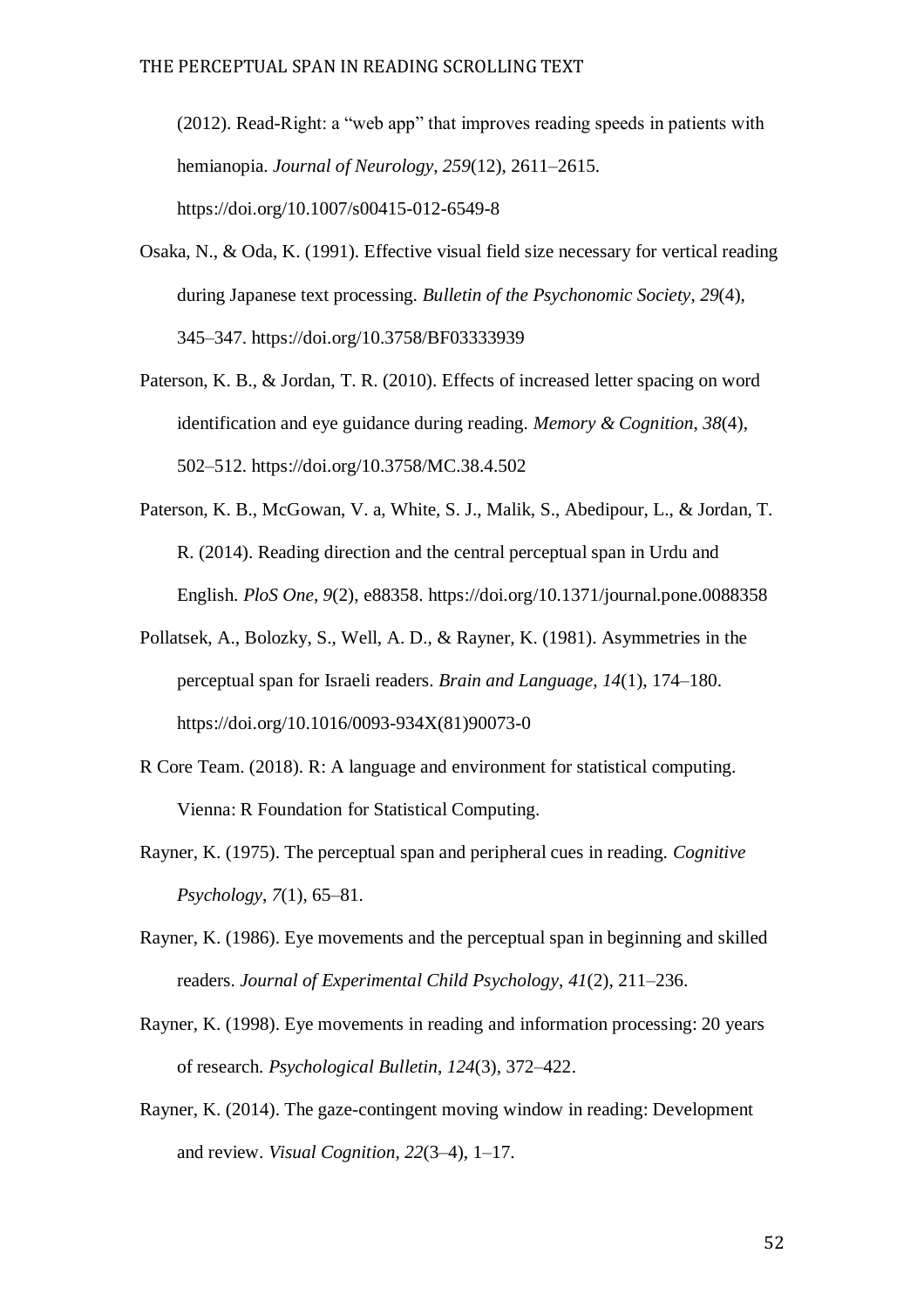(2012). Read-Right: a “web app” that improves reading speeds in patients with hemianopia. *Journal of Neurology*, *259*(12), 2611–2615. https://doi.org/10.1007/s00415-012-6549-8

Osaka, N., & Oda, K. (1991). Effective visual field size necessary for vertical reading during Japanese text processing. *Bulletin of the Psychonomic Society*, *29*(4), 345–347. https://doi.org/10.3758/BF03333939

Paterson, K. B., & Jordan, T. R. (2010). Effects of increased letter spacing on word identification and eye guidance during reading. *Memory & Cognition*, *38*(4), 502–512. https://doi.org/10.3758/MC.38.4.502

Paterson, K. B., McGowan, V. a, White, S. J., Malik, S., Abedipour, L., & Jordan, T. R. (2014). Reading direction and the central perceptual span in Urdu and English. *PloS One*, *9*(2), e88358. https://doi.org/10.1371/journal.pone.0088358

Pollatsek, A., Bolozky, S., Well, A. D., & Rayner, K. (1981). Asymmetries in the perceptual span for Israeli readers. *Brain and Language*, *14*(1), 174–180. https://doi.org/10.1016/0093-934X(81)90073-0

R Core Team. (2018). R: A language and environment for statistical computing. Vienna: R Foundation for Statistical Computing.

Rayner, K. (1975). The perceptual span and peripheral cues in reading. *Cognitive Psychology*, *7*(1), 65–81.

Rayner, K. (1986). Eye movements and the perceptual span in beginning and skilled readers. *Journal of Experimental Child Psychology*, *41*(2), 211–236.

Rayner, K. (1998). Eye movements in reading and information processing: 20 years of research. *Psychological Bulletin*, *124*(3), 372–422.

Rayner, K. (2014). The gaze-contingent moving window in reading: Development and review. *Visual Cognition*, *22*(3–4), 1–17.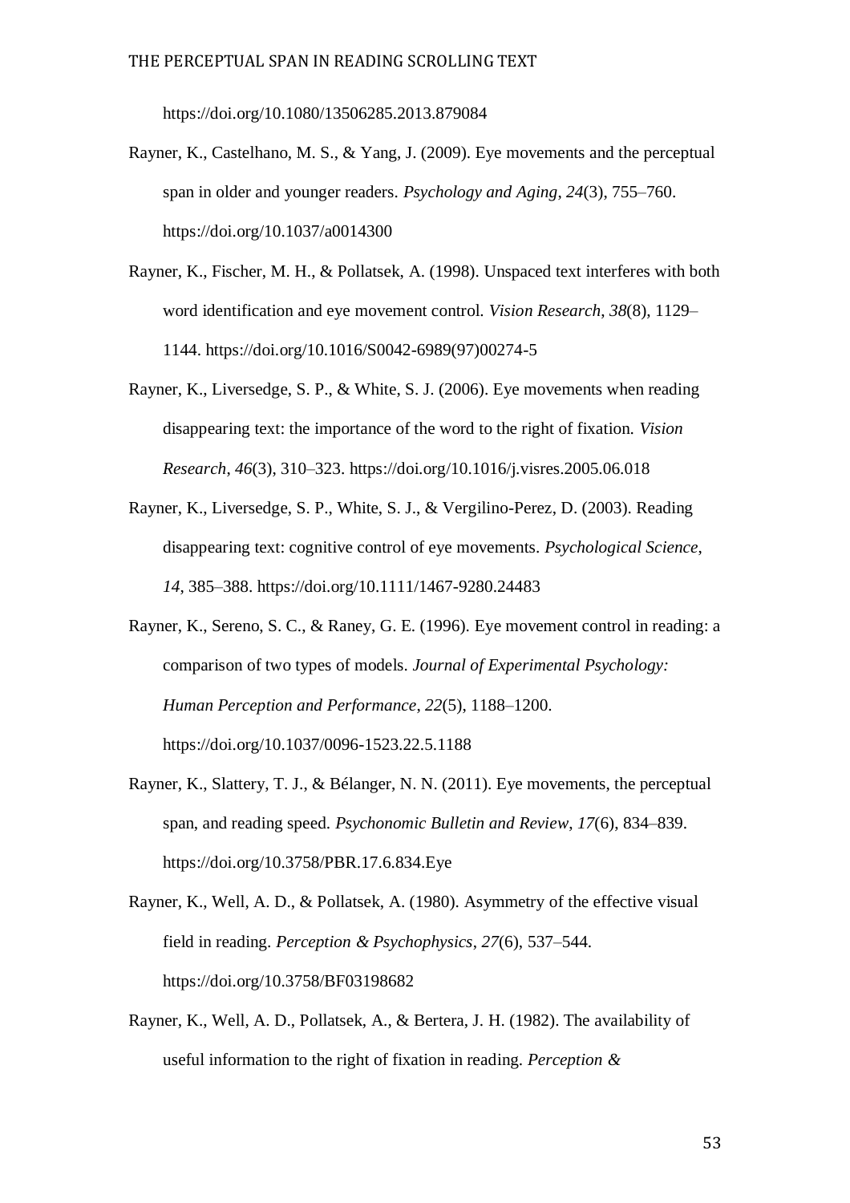https://doi.org/10.1080/13506285.2013.879084

Rayner, K., Castelhano, M. S., & Yang, J. (2009). Eye movements and the perceptual span in older and younger readers. *Psychology and Aging*, *24*(3), 755–760. https://doi.org/10.1037/a0014300

Rayner, K., Fischer, M. H., & Pollatsek, A. (1998). Unspaced text interferes with both word identification and eye movement control. *Vision Research*, *38*(8), 1129–1144. https://doi.org/10.1016/S0042-6989(97)00274-5

Rayner, K., Liversedge, S. P., & White, S. J. (2006). Eye movements when reading disappearing text: the importance of the word to the right of fixation. *Vision Research*, *46*(3), 310–323. https://doi.org/10.1016/j.visres.2005.06.018

Rayner, K., Liversedge, S. P., White, S. J., & Vergilino-Perez, D. (2003). Reading disappearing text: cognitive control of eye movements. *Psychological Science*, *14*, 385–388. https://doi.org/10.1111/1467-9280.24483

Rayner, K., Sereno, S. C., & Raney, G. E. (1996). Eye movement control in reading: a comparison of two types of models. *Journal of Experimental Psychology: Human Perception and Performance*, *22*(5), 1188–1200. https://doi.org/10.1037/0096-1523.22.5.1188

Rayner, K., Slattery, T. J., & Bélanger, N. N. (2011). Eye movements, the perceptual span, and reading speed. *Psychonomic Bulletin and Review*, *17*(6), 834–839. https://doi.org/10.3758/PBR.17.6.834.Eye

Rayner, K., Well, A. D., & Pollatsek, A. (1980). Asymmetry of the effective visual field in reading. *Perception & Psychophysics*, *27*(6), 537–544. https://doi.org/10.3758/BF03198682

Rayner, K., Well, A. D., Pollatsek, A., & Bertera, J. H. (1982). The availability of useful information to the right of fixation in reading. *Perception &*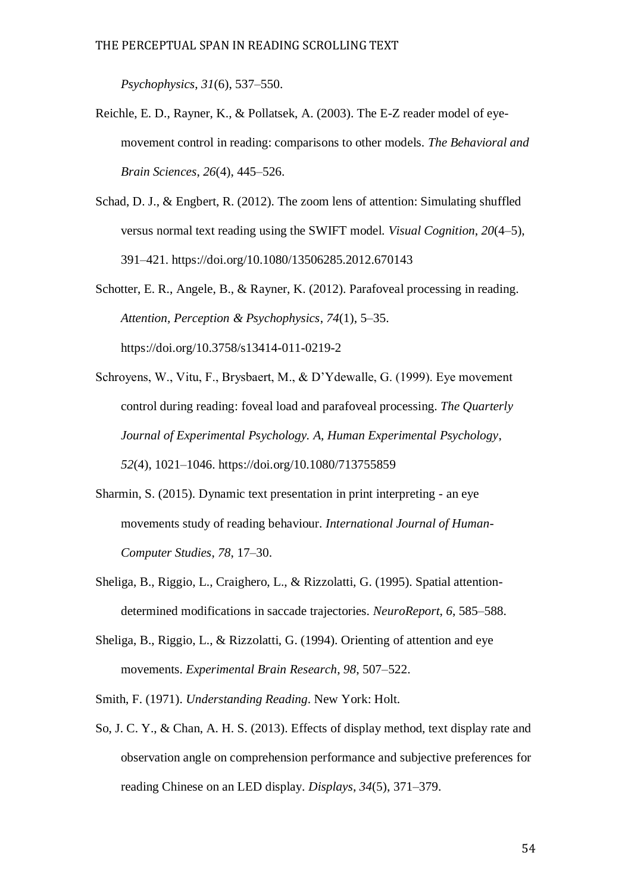*Psychophysics*, *31*(6), 537–550.

Reichle, E. D., Rayner, K., & Pollatsek, A. (2003). The E-Z reader model of eye-movement control in reading: comparisons to other models. *The Behavioral and Brain Sciences*, *26*(4), 445–526.

Schad, D. J., & Engbert, R. (2012). The zoom lens of attention: Simulating shuffled versus normal text reading using the SWIFT model. *Visual Cognition*, *20*(4–5), 391–421. https://doi.org/10.1080/13506285.2012.670143

Schotter, E. R., Angele, B., & Rayner, K. (2012). Parafoveal processing in reading. *Attention, Perception & Psychophysics*, *74*(1), 5–35. https://doi.org/10.3758/s13414-011-0219-2

Schroyens, W., Vitu, F., Brysbaert, M., & D'Ydewalle, G. (1999). Eye movement control during reading: foveal load and parafoveal processing. *The Quarterly Journal of Experimental Psychology. A, Human Experimental Psychology*, *52*(4), 1021–1046. https://doi.org/10.1080/713755859

Sharmin, S. (2015). Dynamic text presentation in print interpreting - an eye movements study of reading behaviour. *International Journal of Human-Computer Studies*, *78*, 17–30.

Sheliga, B., Riggio, L., Craighero, L., & Rizzolatti, G. (1995). Spatial attention-determined modifications in saccade trajectories. *NeuroReport*, *6*, 585–588.

Sheliga, B., Riggio, L., & Rizzolatti, G. (1994). Orienting of attention and eye movements. *Experimental Brain Research*, *98*, 507–522.

Smith, F. (1971). *Understanding Reading*. New York: Holt.

So, J. C. Y., & Chan, A. H. S. (2013). Effects of display method, text display rate and observation angle on comprehension performance and subjective preferences for reading Chinese on an LED display. *Displays*, *34*(5), 371–379.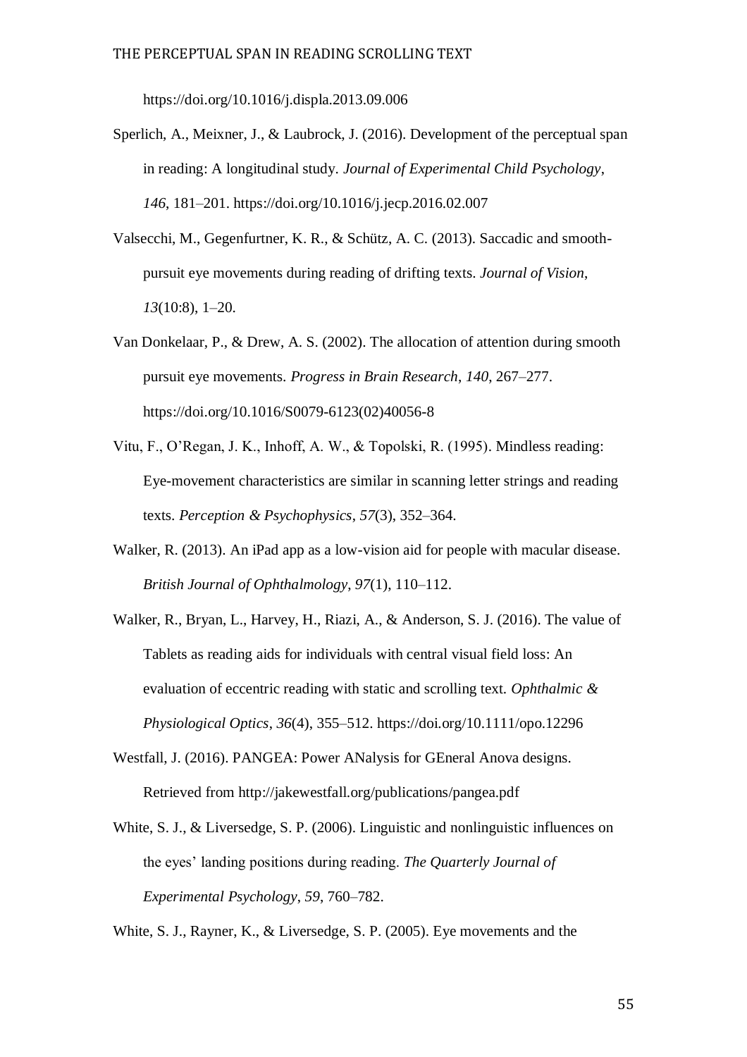https://doi.org/10.1016/j.displa.2013.09.006

Sperlich, A., Meixner, J., & Laubrock, J. (2016). Development of the perceptual span in reading: A longitudinal study. *Journal of Experimental Child Psychology*, *146*, 181–201. https://doi.org/10.1016/j.jecp.2016.02.007

Valsecchi, M., Gegenfurtner, K. R., & Schütz, A. C. (2013). Saccadic and smooth-pursuit eye movements during reading of drifting texts. *Journal of Vision*, *13*(10:8), 1–20.

Van Donkelaar, P., & Drew, A. S. (2002). The allocation of attention during smooth pursuit eye movements. *Progress in Brain Research*, *140*, 267–277. https://doi.org/10.1016/S0079-6123(02)40056-8

Vitu, F., O'Regan, J. K., Inhoff, A. W., & Topolski, R. (1995). Mindless reading: Eye-movement characteristics are similar in scanning letter strings and reading texts. *Perception & Psychophysics*, *57*(3), 352–364.

Walker, R. (2013). An iPad app as a low-vision aid for people with macular disease. *British Journal of Ophthalmology*, *97*(1), 110–112.

Walker, R., Bryan, L., Harvey, H., Riazi, A., & Anderson, S. J. (2016). The value of Tablets as reading aids for individuals with central visual field loss: An evaluation of eccentric reading with static and scrolling text. *Ophthalmic & Physiological Optics*, *36*(4), 355–512. https://doi.org/10.1111/opo.12296

Westfall, J. (2016). PANGEA: Power ANalysis for GEneral Anova designs. Retrieved from http://jakewestfall.org/publications/pangea.pdf

White, S. J., & Liversedge, S. P. (2006). Linguistic and nonlinguistic influences on the eyes' landing positions during reading. *The Quarterly Journal of Experimental Psychology*, *59*, 760–782.

White, S. J., Rayner, K., & Liversedge, S. P. (2005). Eye movements and the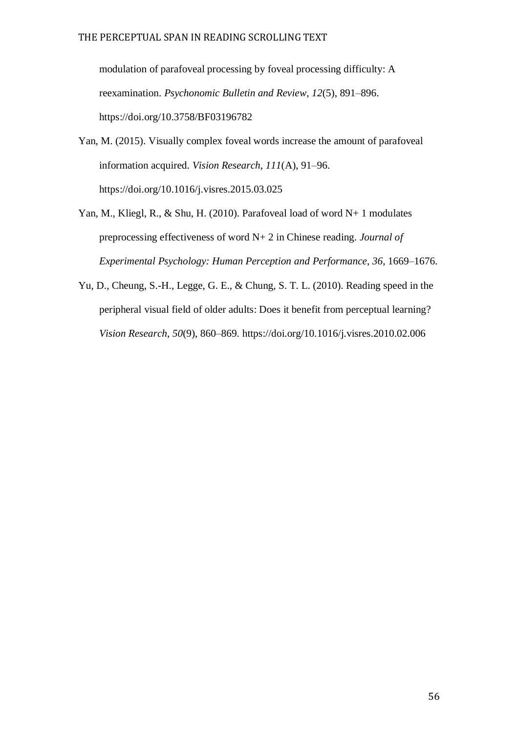modulation of parafoveal processing by foveal processing difficulty: A reexamination. *Psychonomic Bulletin and Review*, *12*(5), 891–896. https://doi.org/10.3758/BF03196782

Yan, M. (2015). Visually complex foveal words increase the amount of parafoveal information acquired. *Vision Research*, *111*(A), 91–96. https://doi.org/10.1016/j.visres.2015.03.025

Yan, M., Kliegl, R., & Shu, H. (2010). Parafoveal load of word N+ 1 modulates preprocessing effectiveness of word N+ 2 in Chinese reading. *Journal of Experimental Psychology: Human Perception and Performance*, *36*, 1669–1676.

Yu, D., Cheung, S.-H., Legge, G. E., & Chung, S. T. L. (2010). Reading speed in the peripheral visual field of older adults: Does it benefit from perceptual learning? *Vision Research*, *50*(9), 860–869. https://doi.org/10.1016/j.visres.2010.02.006